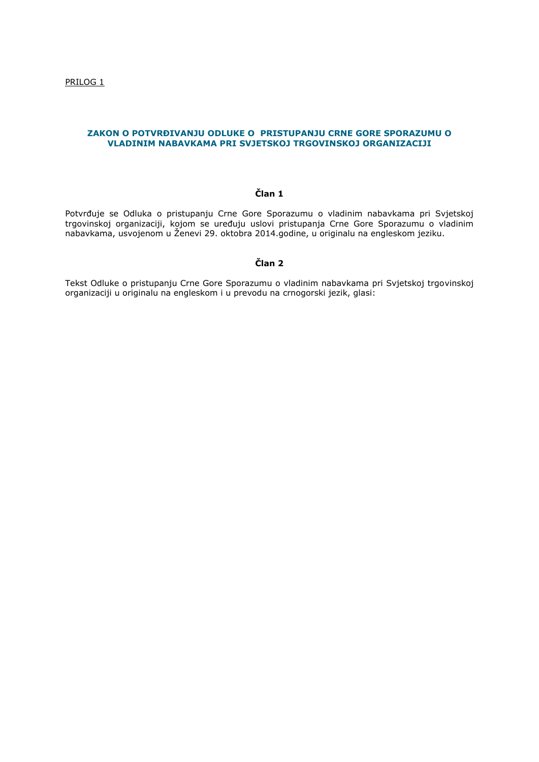PRILOG 1

# ZAKON O POTVRĐIVANJU ODLUKE O PRISTUPANJU CRNE GORE SPORAZUMU O VLADINIM NABAVKAMA PRI SVJETSKOJ TRGOVINSKOJ ORGANIZACIJI

## Član 1

Potvrđuje se Odluka o pristupanju Crne Gore Sporazumu o vladinim nabavkama pri Svjetskoj trgovinskoj organizaciji, kojom se uređuju uslovi pristupanja Crne Gore Sporazumu o vladinim nabavkama, usvojenom u Ženevi 29. oktobra 2014.godine, u originalu na engleskom jeziku.

## Član 2

Tekst Odluke o pristupanju Crne Gore Sporazumu o vladinim nabavkama pri Svjetskoj trgovinskoj organizaciji u originalu na engleskom i u prevodu na crnogorski jezik, glasi: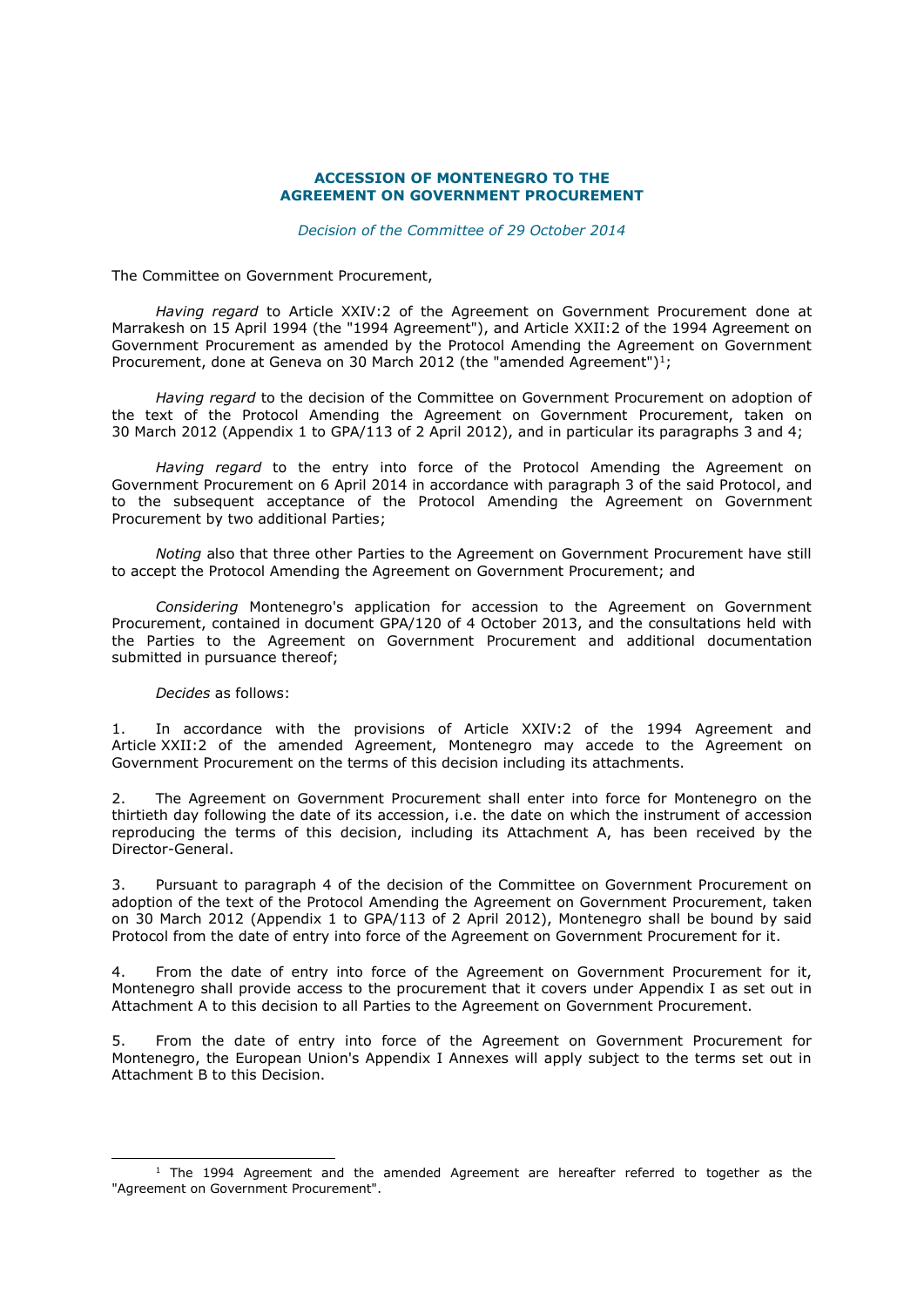# ACCESSION OF MONTENEGRO TO THE AGREEMENT ON GOVERNMENT PROCUREMENT

*Decision of the Committee of 29 October 2014*

The Committee on Government Procurement,

*Having regard* to Article XXIV:2 of the Agreement on Government Procurement done at Marrakesh on 15 April 1994 (the "1994 Agreement"), and Article XXII:2 of the 1994 Agreement on Government Procurement as amended by the Protocol Amending the Agreement on Government Procurement, done at Geneva on 30 March 2012 (the "amended Agreement")[1];

*Having regard* to the decision of the Committee on Government Procurement on adoption of the text of the Protocol Amending the Agreement on Government Procurement, taken on 30 March 2012 (Appendix 1 to GPA/113 of 2 April 2012), and in particular its paragraphs 3 and 4;

*Having regard* to the entry into force of the Protocol Amending the Agreement on Government Procurement on 6 April 2014 in accordance with paragraph 3 of the said Protocol, and to the subsequent acceptance of the Protocol Amending the Agreement on Government Procurement by two additional Parties;

*Noting* also that three other Parties to the Agreement on Government Procurement have still to accept the Protocol Amending the Agreement on Government Procurement; and

*Considering* Montenegro's application for accession to the Agreement on Government Procurement, contained in document GPA/120 of 4 October 2013, and the consultations held with the Parties to the Agreement on Government Procurement and additional documentation submitted in pursuance thereof;

*Decides* as follows:

1. In accordance with the provisions of Article XXIV:2 of the 1994 Agreement and Article XXII:2 of the amended Agreement, Montenegro may accede to the Agreement on Government Procurement on the terms of this decision including its attachments.

2. The Agreement on Government Procurement shall enter into force for Montenegro on the thirtieth day following the date of its accession, i.e. the date on which the instrument of accession reproducing the terms of this decision, including its Attachment A, has been received by the Director-General.

3. Pursuant to paragraph 4 of the decision of the Committee on Government Procurement on adoption of the text of the Protocol Amending the Agreement on Government Procurement, taken on 30 March 2012 (Appendix 1 to GPA/113 of 2 April 2012), Montenegro shall be bound by said Protocol from the date of entry into force of the Agreement on Government Procurement for it.

4. From the date of entry into force of the Agreement on Government Procurement for it, Montenegro shall provide access to the procurement that it covers under Appendix I as set out in Attachment A to this decision to all Parties to the Agreement on Government Procurement.

5. From the date of entry into force of the Agreement on Government Procurement for Montenegro, the European Union's Appendix I Annexes will apply subject to the terms set out in Attachment B to this Decision.

---

[1] The 1994 Agreement and the amended Agreement are hereafter referred to together as the "Agreement on Government Procurement".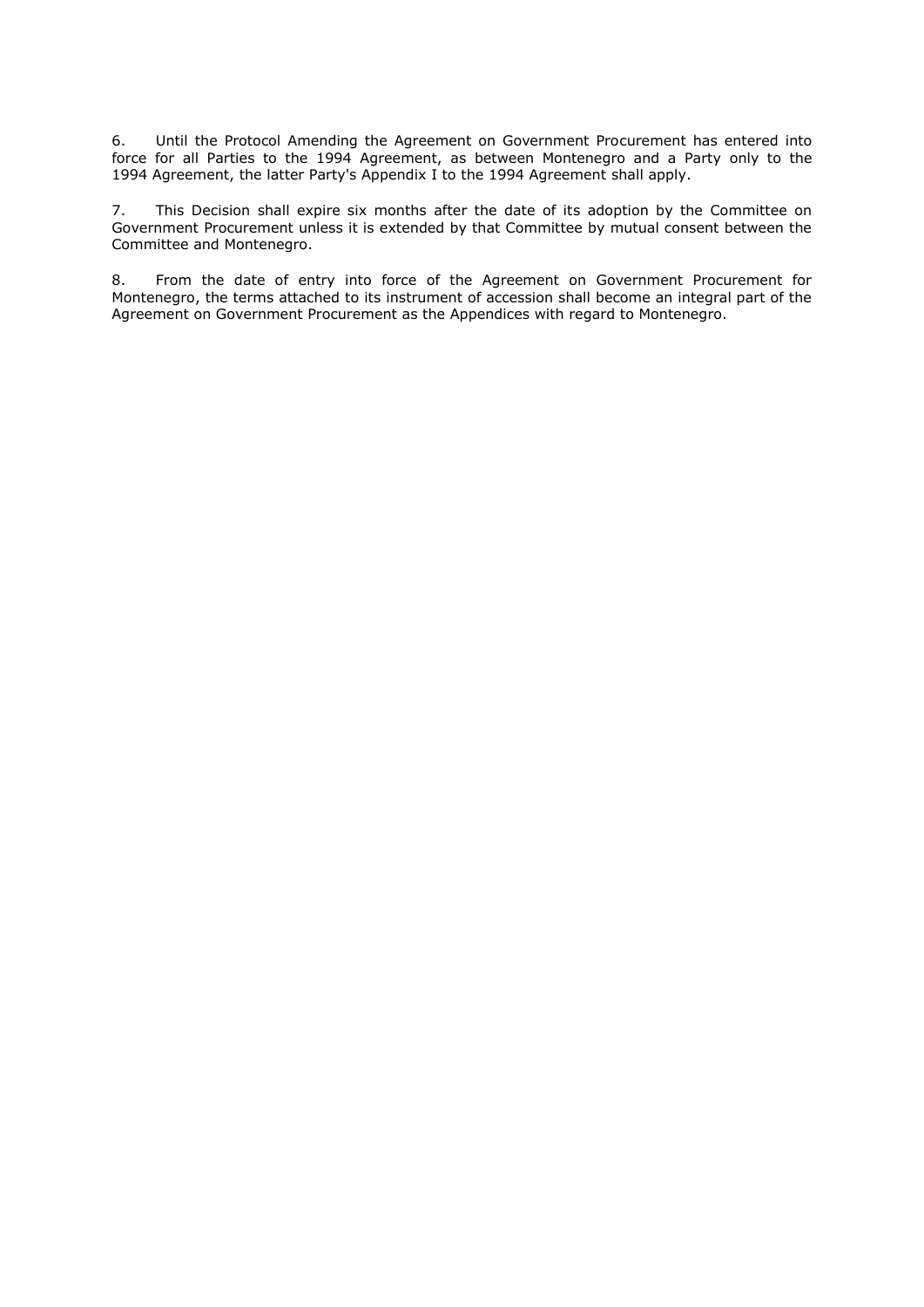6. Until the Protocol Amending the Agreement on Government Procurement has entered into force for all Parties to the 1994 Agreement, as between Montenegro and a Party only to the 1994 Agreement, the latter Party's Appendix I to the 1994 Agreement shall apply.

7. This Decision shall expire six months after the date of its adoption by the Committee on Government Procurement unless it is extended by that Committee by mutual consent between the Committee and Montenegro.

8. From the date of entry into force of the Agreement on Government Procurement for Montenegro, the terms attached to its instrument of accession shall become an integral part of the Agreement on Government Procurement as the Appendices with regard to Montenegro.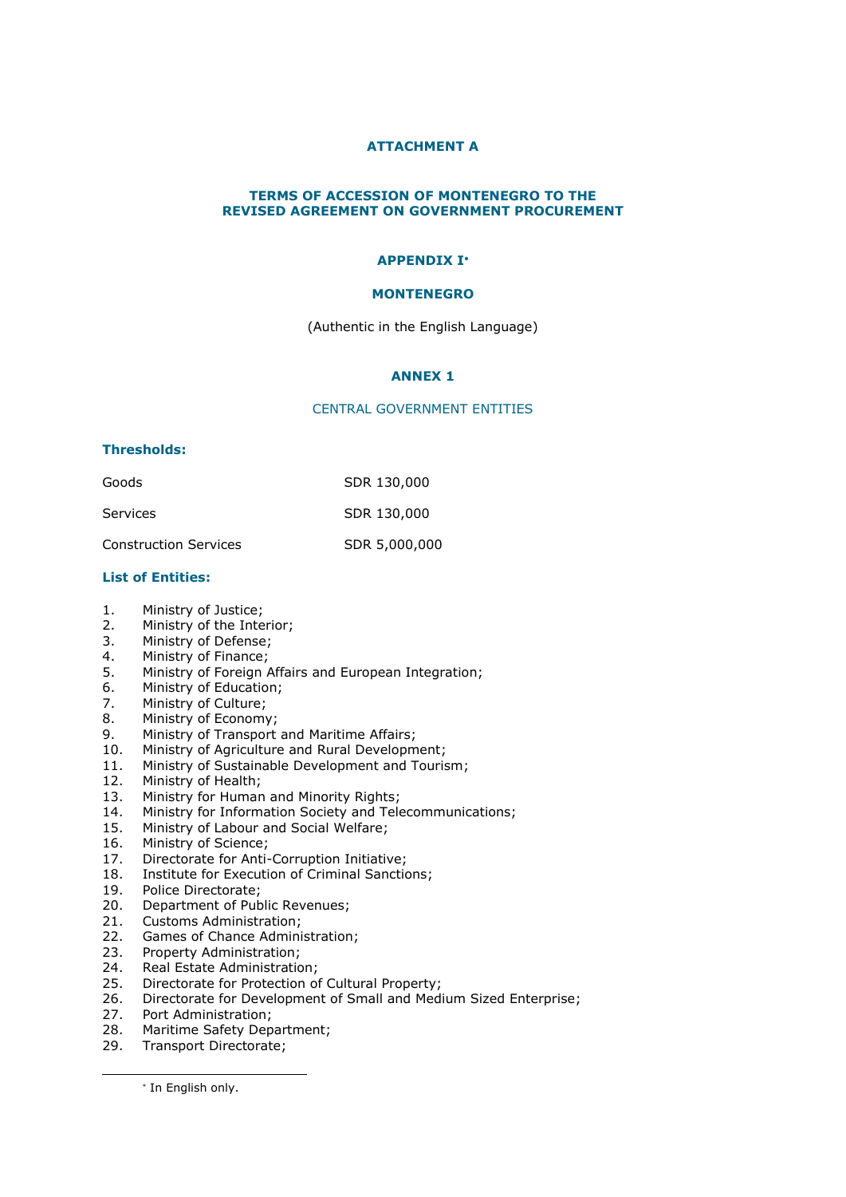# ATTACHMENT A

## TERMS OF ACCESSION OF MONTENEGRO TO THE REVISED AGREEMENT ON GOVERNMENT PROCUREMENT

### APPENDIX I[*]

### MONTENEGRO

(Authentic in the English Language)

### ANNEX 1

CENTRAL GOVERNMENT ENTITIES

**Thresholds:**

| | |
|---|---|
| Goods | SDR 130,000 |
| Services | SDR 130,000 |
| Construction Services | SDR 5,000,000 |

**List of Entities:**

1. Ministry of Justice;
2. Ministry of the Interior;
3. Ministry of Defense;
4. Ministry of Finance;
5. Ministry of Foreign Affairs and European Integration;
6. Ministry of Education;
7. Ministry of Culture;
8. Ministry of Economy;
9. Ministry of Transport and Maritime Affairs;
10. Ministry of Agriculture and Rural Development;
11. Ministry of Sustainable Development and Tourism;
12. Ministry of Health;
13. Ministry for Human and Minority Rights;
14. Ministry for Information Society and Telecommunications;
15. Ministry of Labour and Social Welfare;
16. Ministry of Science;
17. Directorate for Anti-Corruption Initiative;
18. Institute for Execution of Criminal Sanctions;
19. Police Directorate;
20. Department of Public Revenues;
21. Customs Administration;
22. Games of Chance Administration;
23. Property Administration;
24. Real Estate Administration;
25. Directorate for Protection of Cultural Property;
26. Directorate for Development of Small and Medium Sized Enterprise;
27. Port Administration;
28. Maritime Safety Department;
29. Transport Directorate;

[*] In English only.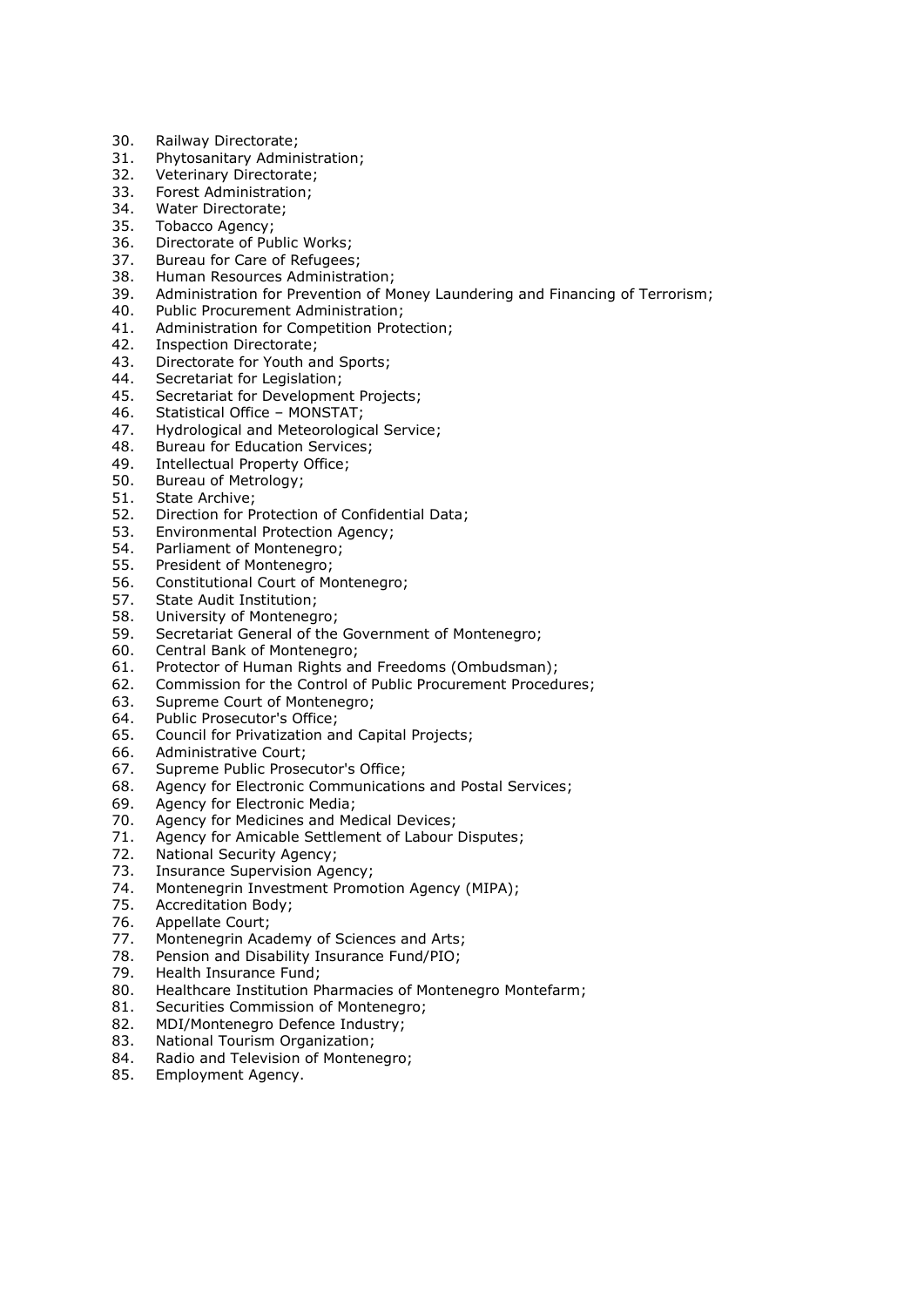30. Railway Directorate;
31. Phytosanitary Administration;
32. Veterinary Directorate;
33. Forest Administration;
34. Water Directorate;
35. Tobacco Agency;
36. Directorate of Public Works;
37. Bureau for Care of Refugees;
38. Human Resources Administration;
39. Administration for Prevention of Money Laundering and Financing of Terrorism;
40. Public Procurement Administration;
41. Administration for Competition Protection;
42. Inspection Directorate;
43. Directorate for Youth and Sports;
44. Secretariat for Legislation;
45. Secretariat for Development Projects;
46. Statistical Office – MONSTAT;
47. Hydrological and Meteorological Service;
48. Bureau for Education Services;
49. Intellectual Property Office;
50. Bureau of Metrology;
51. State Archive;
52. Direction for Protection of Confidential Data;
53. Environmental Protection Agency;
54. Parliament of Montenegro;
55. President of Montenegro;
56. Constitutional Court of Montenegro;
57. State Audit Institution;
58. University of Montenegro;
59. Secretariat General of the Government of Montenegro;
60. Central Bank of Montenegro;
61. Protector of Human Rights and Freedoms (Ombudsman);
62. Commission for the Control of Public Procurement Procedures;
63. Supreme Court of Montenegro;
64. Public Prosecutor's Office;
65. Council for Privatization and Capital Projects;
66. Administrative Court;
67. Supreme Public Prosecutor's Office;
68. Agency for Electronic Communications and Postal Services;
69. Agency for Electronic Media;
70. Agency for Medicines and Medical Devices;
71. Agency for Amicable Settlement of Labour Disputes;
72. National Security Agency;
73. Insurance Supervision Agency;
74. Montenegrin Investment Promotion Agency (MIPA);
75. Accreditation Body;
76. Appellate Court;
77. Montenegrin Academy of Sciences and Arts;
78. Pension and Disability Insurance Fund/PIO;
79. Health Insurance Fund;
80. Healthcare Institution Pharmacies of Montenegro Montefarm;
81. Securities Commission of Montenegro;
82. MDI/Montenegro Defence Industry;
83. National Tourism Organization;
84. Radio and Television of Montenegro;
85. Employment Agency.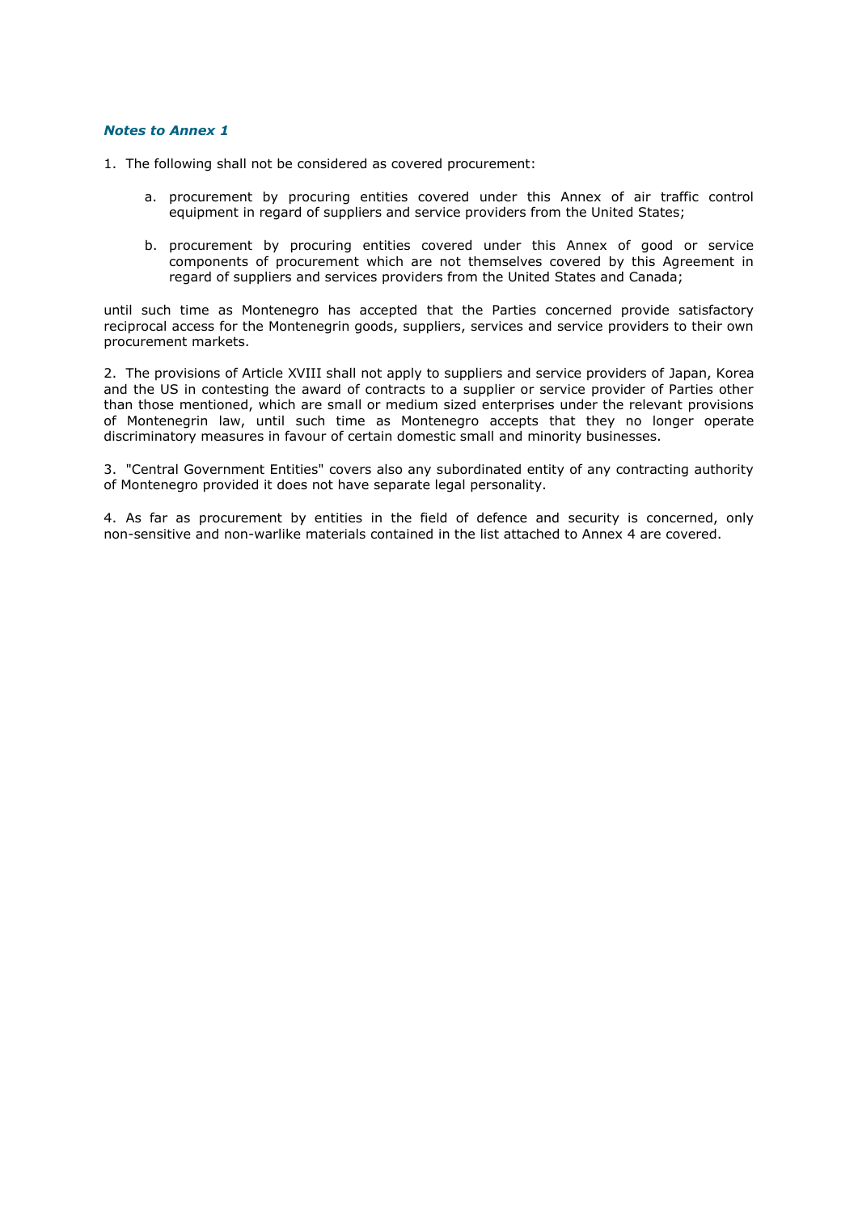### *Notes to Annex 1*

1. The following shall not be considered as covered procurement:

   a. procurement by procuring entities covered under this Annex of air traffic control equipment in regard of suppliers and service providers from the United States;

   b. procurement by procuring entities covered under this Annex of good or service components of procurement which are not themselves covered by this Agreement in regard of suppliers and services providers from the United States and Canada;

until such time as Montenegro has accepted that the Parties concerned provide satisfactory reciprocal access for the Montenegrin goods, suppliers, services and service providers to their own procurement markets.

2. The provisions of Article XVIII shall not apply to suppliers and service providers of Japan, Korea and the US in contesting the award of contracts to a supplier or service provider of Parties other than those mentioned, which are small or medium sized enterprises under the relevant provisions of Montenegrin law, until such time as Montenegro accepts that they no longer operate discriminatory measures in favour of certain domestic small and minority businesses.

3. "Central Government Entities" covers also any subordinated entity of any contracting authority of Montenegro provided it does not have separate legal personality.

4. As far as procurement by entities in the field of defence and security is concerned, only non-sensitive and non-warlike materials contained in the list attached to Annex 4 are covered.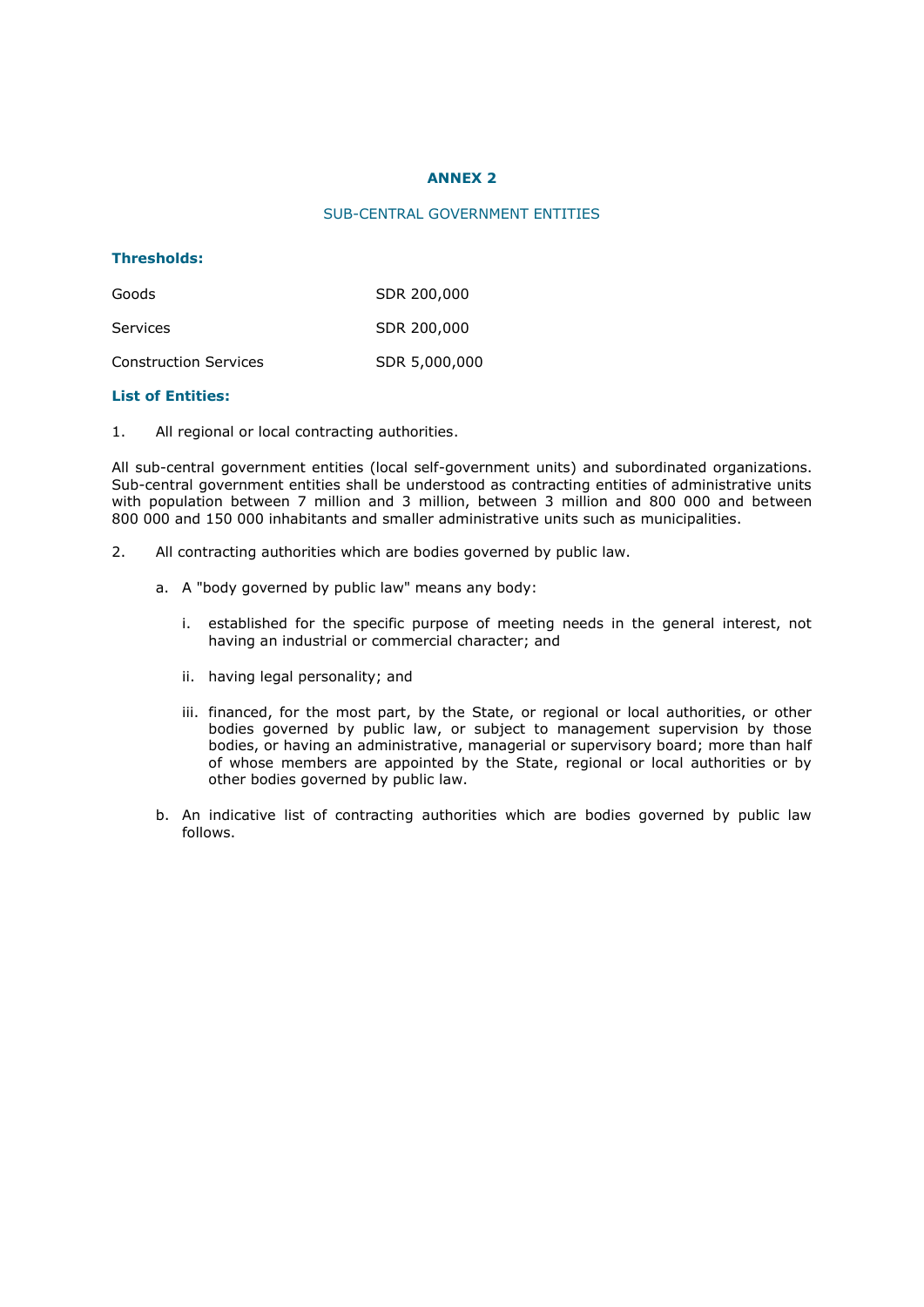# ANNEX 2

## SUB-CENTRAL GOVERNMENT ENTITIES

**Thresholds:**

| | |
|---|---|
| Goods | SDR 200,000 |
| Services | SDR 200,000 |
| Construction Services | SDR 5,000,000 |

**List of Entities:**

1. All regional or local contracting authorities.

All sub-central government entities (local self-government units) and subordinated organizations. Sub-central government entities shall be understood as contracting entities of administrative units with population between 7 million and 3 million, between 3 million and 800 000 and between 800 000 and 150 000 inhabitants and smaller administrative units such as municipalities.

2. All contracting authorities which are bodies governed by public law.

   a. A "body governed by public law" means any body:

      i. established for the specific purpose of meeting needs in the general interest, not having an industrial or commercial character; and

      ii. having legal personality; and

      iii. financed, for the most part, by the State, or regional or local authorities, or other bodies governed by public law, or subject to management supervision by those bodies, or having an administrative, managerial or supervisory board; more than half of whose members are appointed by the State, regional or local authorities or by other bodies governed by public law.

   b. An indicative list of contracting authorities which are bodies governed by public law follows.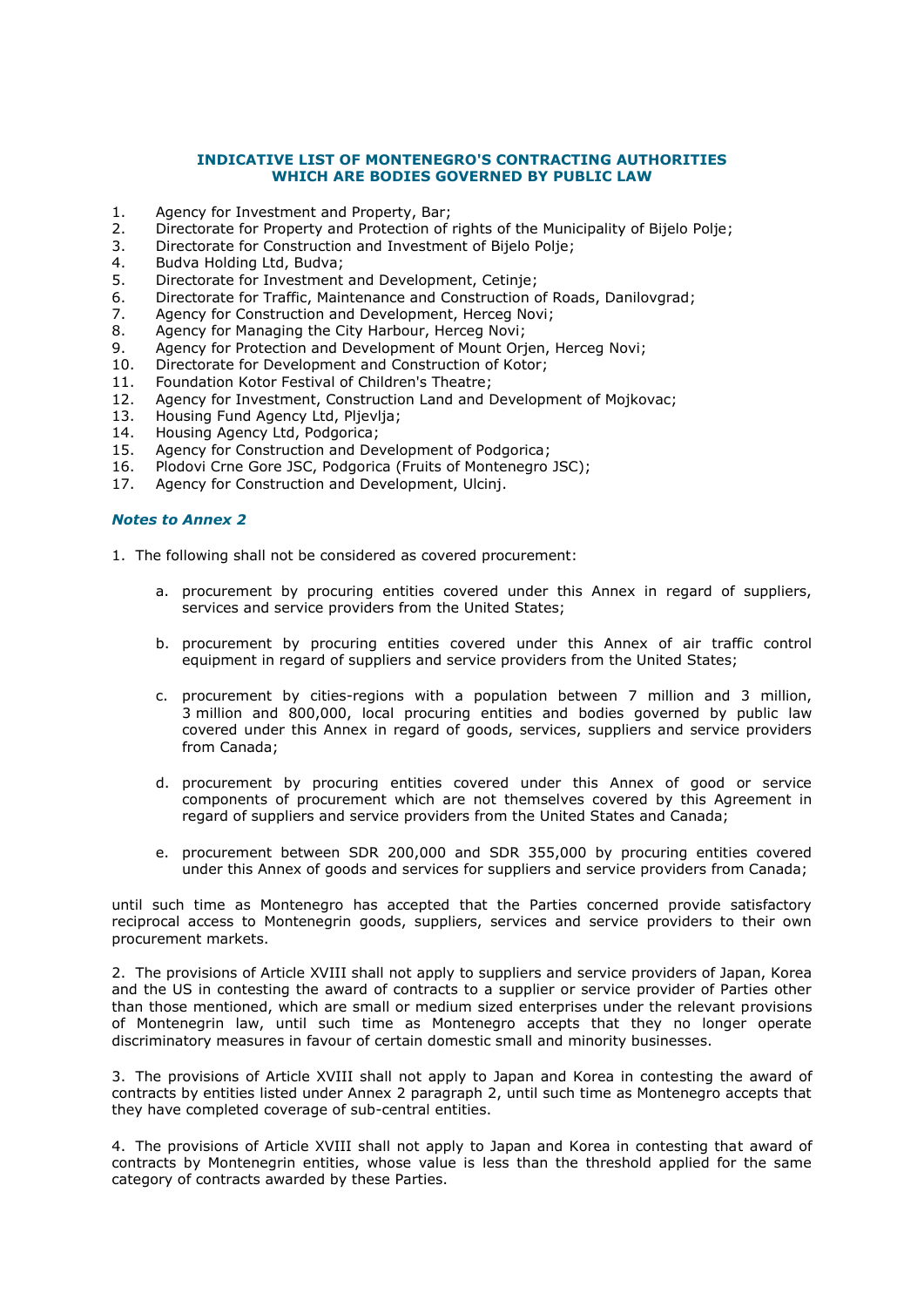## INDICATIVE LIST OF MONTENEGRO'S CONTRACTING AUTHORITIES WHICH ARE BODIES GOVERNED BY PUBLIC LAW

1. Agency for Investment and Property, Bar;
2. Directorate for Property and Protection of rights of the Municipality of Bijelo Polje;
3. Directorate for Construction and Investment of Bijelo Polje;
4. Budva Holding Ltd, Budva;
5. Directorate for Investment and Development, Cetinje;
6. Directorate for Traffic, Maintenance and Construction of Roads, Danilovgrad;
7. Agency for Construction and Development, Herceg Novi;
8. Agency for Managing the City Harbour, Herceg Novi;
9. Agency for Protection and Development of Mount Orjen, Herceg Novi;
10. Directorate for Development and Construction of Kotor;
11. Foundation Kotor Festival of Children's Theatre;
12. Agency for Investment, Construction Land and Development of Mojkovac;
13. Housing Fund Agency Ltd, Pljevlja;
14. Housing Agency Ltd, Podgorica;
15. Agency for Construction and Development of Podgorica;
16. Plodovi Crne Gore JSC, Podgorica (Fruits of Montenegro JSC);
17. Agency for Construction and Development, Ulcinj.

### *Notes to Annex 2*

1. The following shall not be considered as covered procurement:

   a. procurement by procuring entities covered under this Annex in regard of suppliers, services and service providers from the United States;

   b. procurement by procuring entities covered under this Annex of air traffic control equipment in regard of suppliers and service providers from the United States;

   c. procurement by cities-regions with a population between 7 million and 3 million, 3 million and 800,000, local procuring entities and bodies governed by public law covered under this Annex in regard of goods, services, suppliers and service providers from Canada;

   d. procurement by procuring entities covered under this Annex of good or service components of procurement which are not themselves covered by this Agreement in regard of suppliers and service providers from the United States and Canada;

   e. procurement between SDR 200,000 and SDR 355,000 by procuring entities covered under this Annex of goods and services for suppliers and service providers from Canada;

until such time as Montenegro has accepted that the Parties concerned provide satisfactory reciprocal access to Montenegrin goods, suppliers, services and service providers to their own procurement markets.

2. The provisions of Article XVIII shall not apply to suppliers and service providers of Japan, Korea and the US in contesting the award of contracts to a supplier or service provider of Parties other than those mentioned, which are small or medium sized enterprises under the relevant provisions of Montenegrin law, until such time as Montenegro accepts that they no longer operate discriminatory measures in favour of certain domestic small and minority businesses.

3. The provisions of Article XVIII shall not apply to Japan and Korea in contesting the award of contracts by entities listed under Annex 2 paragraph 2, until such time as Montenegro accepts that they have completed coverage of sub-central entities.

4. The provisions of Article XVIII shall not apply to Japan and Korea in contesting that award of contracts by Montenegrin entities, whose value is less than the threshold applied for the same category of contracts awarded by these Parties.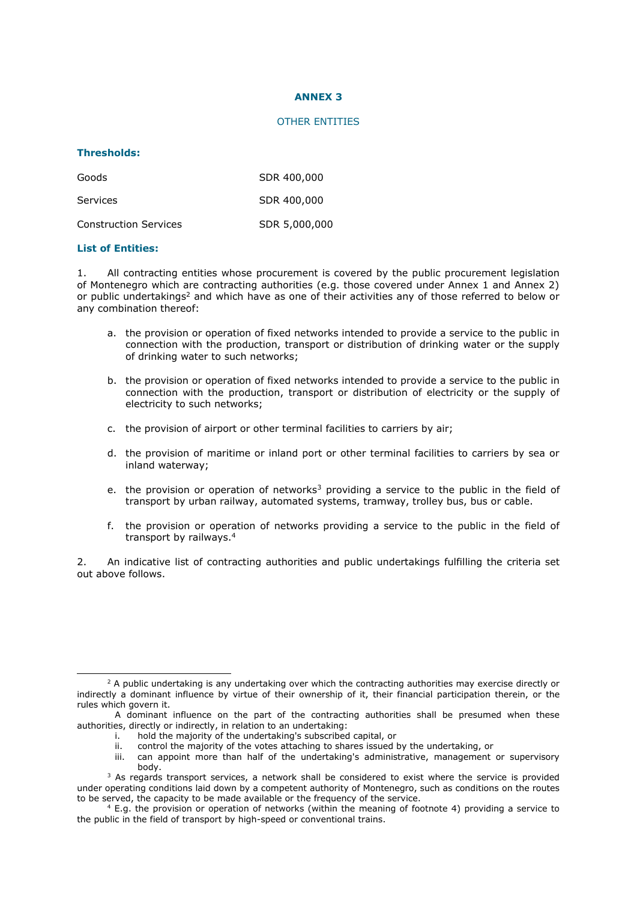# ANNEX 3

## OTHER ENTITIES

**Thresholds:**

| | |
|---|---|
| Goods | SDR 400,000 |
| Services | SDR 400,000 |
| Construction Services | SDR 5,000,000 |

**List of Entities:**

1. All contracting entities whose procurement is covered by the public procurement legislation of Montenegro which are contracting authorities (e.g. those covered under Annex 1 and Annex 2) or public undertakings[2] and which have as one of their activities any of those referred to below or any combination thereof:

   a. the provision or operation of fixed networks intended to provide a service to the public in connection with the production, transport or distribution of drinking water or the supply of drinking water to such networks;

   b. the provision or operation of fixed networks intended to provide a service to the public in connection with the production, transport or distribution of electricity or the supply of electricity to such networks;

   c. the provision of airport or other terminal facilities to carriers by air;

   d. the provision of maritime or inland port or other terminal facilities to carriers by sea or inland waterway;

   e. the provision or operation of networks[3] providing a service to the public in the field of transport by urban railway, automated systems, tramway, trolley bus, bus or cable.

   f. the provision or operation of networks providing a service to the public in the field of transport by railways.[4]

2. An indicative list of contracting authorities and public undertakings fulfilling the criteria set out above follows.

---

[2] A public undertaking is any undertaking over which the contracting authorities may exercise directly or indirectly a dominant influence by virtue of their ownership of it, their financial participation therein, or the rules which govern it.

A dominant influence on the part of the contracting authorities shall be presumed when these authorities, directly or indirectly, in relation to an undertaking:

i. hold the majority of the undertaking's subscribed capital, or
ii. control the majority of the votes attaching to shares issued by the undertaking, or
iii. can appoint more than half of the undertaking's administrative, management or supervisory body.

[3] As regards transport services, a network shall be considered to exist where the service is provided under operating conditions laid down by a competent authority of Montenegro, such as conditions on the routes to be served, the capacity to be made available or the frequency of the service.

[4] E.g. the provision or operation of networks (within the meaning of footnote 4) providing a service to the public in the field of transport by high-speed or conventional trains.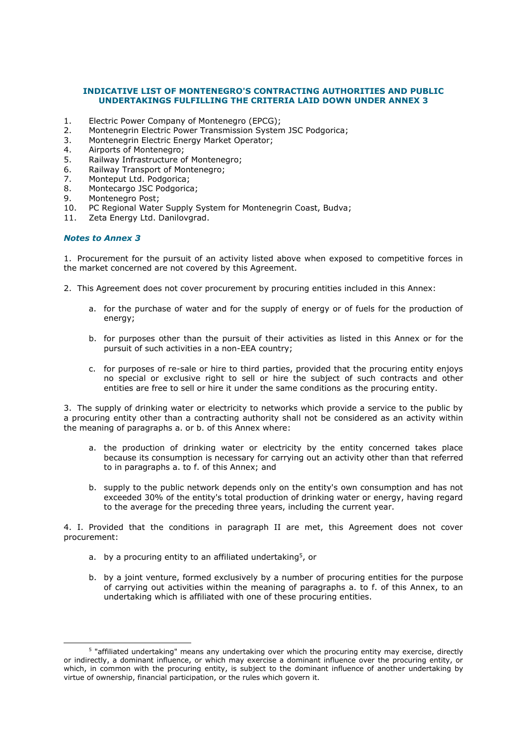**INDICATIVE LIST OF MONTENEGRO'S CONTRACTING AUTHORITIES AND PUBLIC UNDERTAKINGS FULFILLING THE CRITERIA LAID DOWN UNDER ANNEX 3**

1. Electric Power Company of Montenegro (EPCG);
2. Montenegrin Electric Power Transmission System JSC Podgorica;
3. Montenegrin Electric Energy Market Operator;
4. Airports of Montenegro;
5. Railway Infrastructure of Montenegro;
6. Railway Transport of Montenegro;
7. Monteput Ltd. Podgorica;
8. Montecargo JSC Podgorica;
9. Montenegro Post;
10. PC Regional Water Supply System for Montenegrin Coast, Budva;
11. Zeta Energy Ltd. Danilovgrad.

***Notes to Annex 3***

1. Procurement for the pursuit of an activity listed above when exposed to competitive forces in the market concerned are not covered by this Agreement.

2. This Agreement does not cover procurement by procuring entities included in this Annex:

   a. for the purchase of water and for the supply of energy or of fuels for the production of energy;

   b. for purposes other than the pursuit of their activities as listed in this Annex or for the pursuit of such activities in a non-EEA country;

   c. for purposes of re-sale or hire to third parties, provided that the procuring entity enjoys no special or exclusive right to sell or hire the subject of such contracts and other entities are free to sell or hire it under the same conditions as the procuring entity.

3. The supply of drinking water or electricity to networks which provide a service to the public by a procuring entity other than a contracting authority shall not be considered as an activity within the meaning of paragraphs a. or b. of this Annex where:

   a. the production of drinking water or electricity by the entity concerned takes place because its consumption is necessary for carrying out an activity other than that referred to in paragraphs a. to f. of this Annex; and

   b. supply to the public network depends only on the entity's own consumption and has not exceeded 30% of the entity's total production of drinking water or energy, having regard to the average for the preceding three years, including the current year.

4. I. Provided that the conditions in paragraph II are met, this Agreement does not cover procurement:

   a. by a procuring entity to an affiliated undertaking[5], or

   b. by a joint venture, formed exclusively by a number of procuring entities for the purpose of carrying out activities within the meaning of paragraphs a. to f. of this Annex, to an undertaking which is affiliated with one of these procuring entities.

[5] "affiliated undertaking" means any undertaking over which the procuring entity may exercise, directly or indirectly, a dominant influence, or which may exercise a dominant influence over the procuring entity, or which, in common with the procuring entity, is subject to the dominant influence of another undertaking by virtue of ownership, financial participation, or the rules which govern it.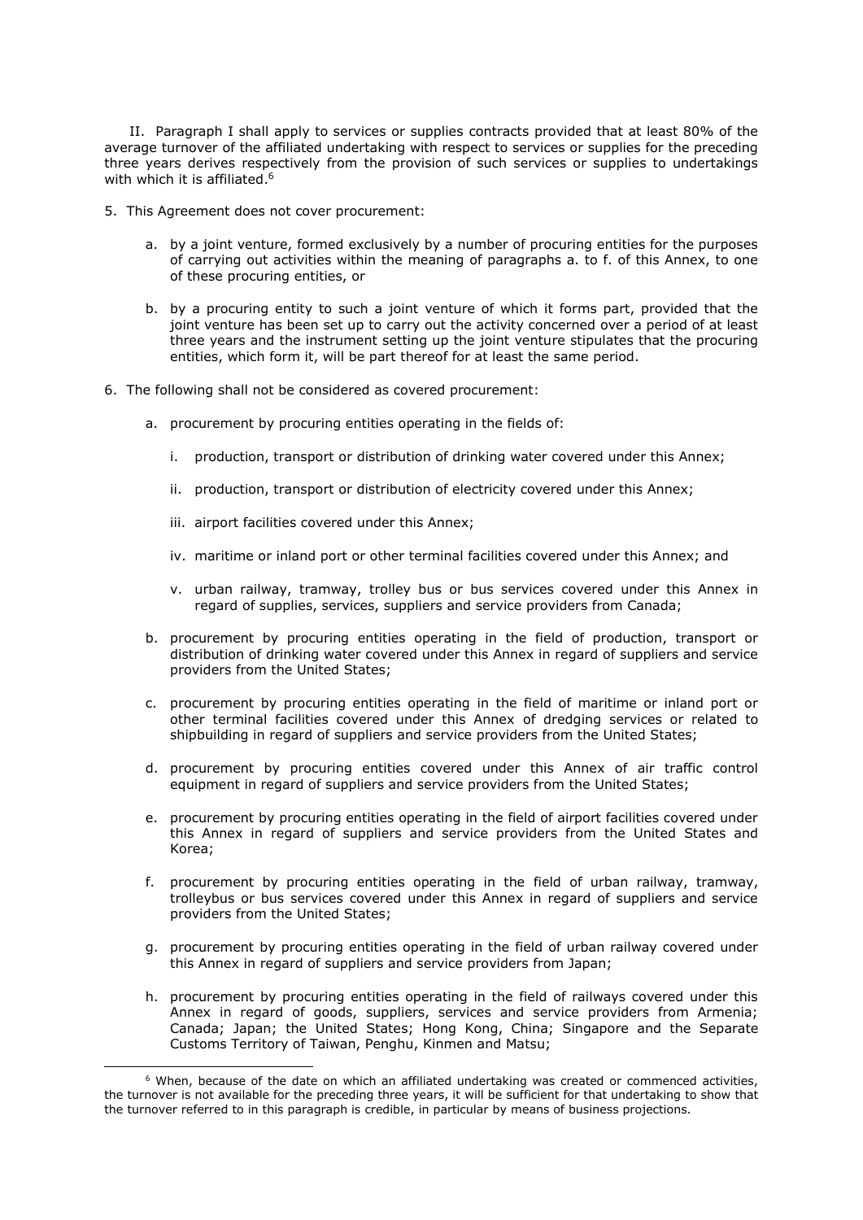II. Paragraph I shall apply to services or supplies contracts provided that at least 80% of the average turnover of the affiliated undertaking with respect to services or supplies for the preceding three years derives respectively from the provision of such services or supplies to undertakings with which it is affiliated.[6]

5. This Agreement does not cover procurement:

   a. by a joint venture, formed exclusively by a number of procuring entities for the purposes of carrying out activities within the meaning of paragraphs a. to f. of this Annex, to one of these procuring entities, or

   b. by a procuring entity to such a joint venture of which it forms part, provided that the joint venture has been set up to carry out the activity concerned over a period of at least three years and the instrument setting up the joint venture stipulates that the procuring entities, which form it, will be part thereof for at least the same period.

6. The following shall not be considered as covered procurement:

   a. procurement by procuring entities operating in the fields of:

      i. production, transport or distribution of drinking water covered under this Annex;

      ii. production, transport or distribution of electricity covered under this Annex;

      iii. airport facilities covered under this Annex;

      iv. maritime or inland port or other terminal facilities covered under this Annex; and

      v. urban railway, tramway, trolley bus or bus services covered under this Annex in regard of supplies, services, suppliers and service providers from Canada;

   b. procurement by procuring entities operating in the field of production, transport or distribution of drinking water covered under this Annex in regard of suppliers and service providers from the United States;

   c. procurement by procuring entities operating in the field of maritime or inland port or other terminal facilities covered under this Annex of dredging services or related to shipbuilding in regard of suppliers and service providers from the United States;

   d. procurement by procuring entities covered under this Annex of air traffic control equipment in regard of suppliers and service providers from the United States;

   e. procurement by procuring entities operating in the field of airport facilities covered under this Annex in regard of suppliers and service providers from the United States and Korea;

   f. procurement by procuring entities operating in the field of urban railway, tramway, trolleybus or bus services covered under this Annex in regard of suppliers and service providers from the United States;

   g. procurement by procuring entities operating in the field of urban railway covered under this Annex in regard of suppliers and service providers from Japan;

   h. procurement by procuring entities operating in the field of railways covered under this Annex in regard of goods, suppliers, services and service providers from Armenia; Canada; Japan; the United States; Hong Kong, China; Singapore and the Separate Customs Territory of Taiwan, Penghu, Kinmen and Matsu;

[6] When, because of the date on which an affiliated undertaking was created or commenced activities, the turnover is not available for the preceding three years, it will be sufficient for that undertaking to show that the turnover referred to in this paragraph is credible, in particular by means of business projections.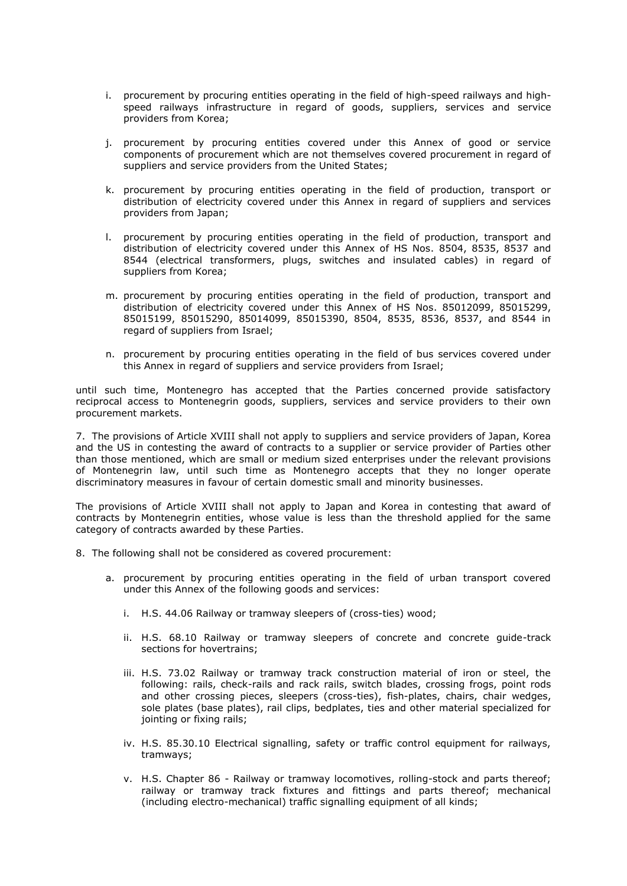i. procurement by procuring entities operating in the field of high-speed railways and high-speed railways infrastructure in regard of goods, suppliers, services and service providers from Korea;

j. procurement by procuring entities covered under this Annex of good or service components of procurement which are not themselves covered procurement in regard of suppliers and service providers from the United States;

k. procurement by procuring entities operating in the field of production, transport or distribution of electricity covered under this Annex in regard of suppliers and services providers from Japan;

l. procurement by procuring entities operating in the field of production, transport and distribution of electricity covered under this Annex of HS Nos. 8504, 8535, 8537 and 8544 (electrical transformers, plugs, switches and insulated cables) in regard of suppliers from Korea;

m. procurement by procuring entities operating in the field of production, transport and distribution of electricity covered under this Annex of HS Nos. 85012099, 85015299, 85015199, 85015290, 85014099, 85015390, 8504, 8535, 8536, 8537, and 8544 in regard of suppliers from Israel;

n. procurement by procuring entities operating in the field of bus services covered under this Annex in regard of suppliers and service providers from Israel;

until such time, Montenegro has accepted that the Parties concerned provide satisfactory reciprocal access to Montenegrin goods, suppliers, services and service providers to their own procurement markets.

7. The provisions of Article XVIII shall not apply to suppliers and service providers of Japan, Korea and the US in contesting the award of contracts to a supplier or service provider of Parties other than those mentioned, which are small or medium sized enterprises under the relevant provisions of Montenegrin law, until such time as Montenegro accepts that they no longer operate discriminatory measures in favour of certain domestic small and minority businesses.

The provisions of Article XVIII shall not apply to Japan and Korea in contesting that award of contracts by Montenegrin entities, whose value is less than the threshold applied for the same category of contracts awarded by these Parties.

8. The following shall not be considered as covered procurement:

a. procurement by procuring entities operating in the field of urban transport covered under this Annex of the following goods and services:

   i. H.S. 44.06 Railway or tramway sleepers of (cross-ties) wood;

   ii. H.S. 68.10 Railway or tramway sleepers of concrete and concrete guide-track sections for hovertrains;

   iii. H.S. 73.02 Railway or tramway track construction material of iron or steel, the following: rails, check-rails and rack rails, switch blades, crossing frogs, point rods and other crossing pieces, sleepers (cross-ties), fish-plates, chairs, chair wedges, sole plates (base plates), rail clips, bedplates, ties and other material specialized for jointing or fixing rails;

   iv. H.S. 85.30.10 Electrical signalling, safety or traffic control equipment for railways, tramways;

   v. H.S. Chapter 86 - Railway or tramway locomotives, rolling-stock and parts thereof; railway or tramway track fixtures and fittings and parts thereof; mechanical (including electro-mechanical) traffic signalling equipment of all kinds;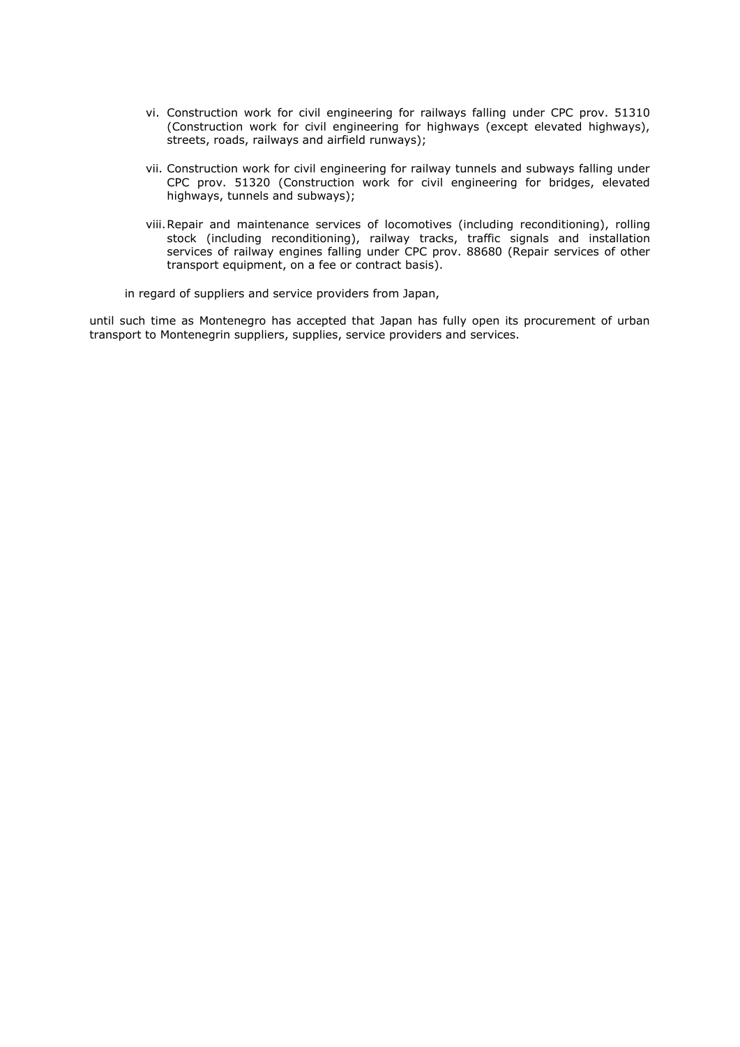vi. Construction work for civil engineering for railways falling under CPC prov. 51310 (Construction work for civil engineering for highways (except elevated highways), streets, roads, railways and airfield runways);

vii. Construction work for civil engineering for railway tunnels and subways falling under CPC prov. 51320 (Construction work for civil engineering for bridges, elevated highways, tunnels and subways);

viii. Repair and maintenance services of locomotives (including reconditioning), rolling stock (including reconditioning), railway tracks, traffic signals and installation services of railway engines falling under CPC prov. 88680 (Repair services of other transport equipment, on a fee or contract basis).

in regard of suppliers and service providers from Japan,

until such time as Montenegro has accepted that Japan has fully open its procurement of urban transport to Montenegrin suppliers, supplies, service providers and services.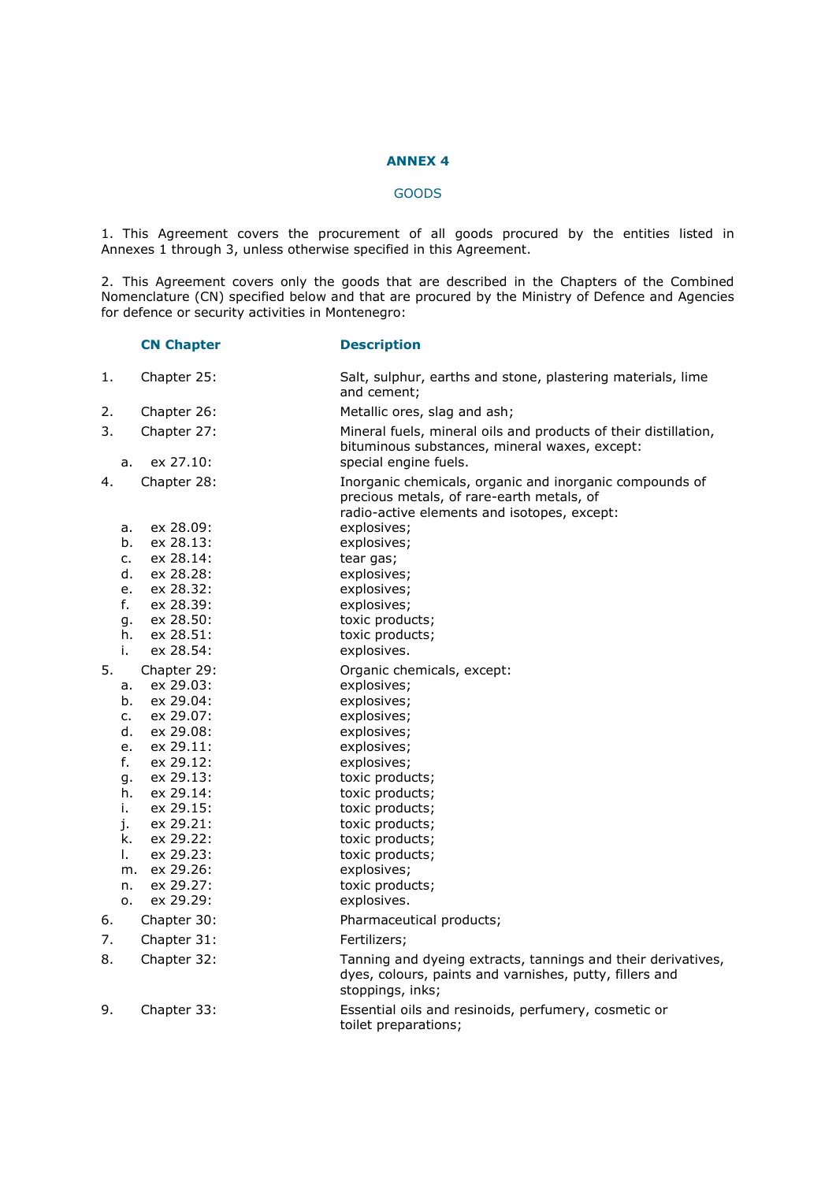## ANNEX 4

### GOODS

1. This Agreement covers the procurement of all goods procured by the entities listed in Annexes 1 through 3, unless otherwise specified in this Agreement.

2. This Agreement covers only the goods that are described in the Chapters of the Combined Nomenclature (CN) specified below and that are procured by the Ministry of Defence and Agencies for defence or security activities in Montenegro:

| | CN Chapter | Description |
|---|---|---|
| 1. | Chapter 25: | Salt, sulphur, earths and stone, plastering materials, lime and cement; |
| 2. | Chapter 26: | Metallic ores, slag and ash; |
| 3. | Chapter 27: | Mineral fuels, mineral oils and products of their distillation, bituminous substances, mineral waxes, except: |
| a. | ex 27.10: | special engine fuels. |
| 4. | Chapter 28: | Inorganic chemicals, organic and inorganic compounds of precious metals, of rare-earth metals, of radio-active elements and isotopes, except: |
| a. | ex 28.09: | explosives; |
| b. | ex 28.13: | explosives; |
| c. | ex 28.14: | tear gas; |
| d. | ex 28.28: | explosives; |
| e. | ex 28.32: | explosives; |
| f. | ex 28.39: | explosives; |
| g. | ex 28.50: | toxic products; |
| h. | ex 28.51: | toxic products; |
| i. | ex 28.54: | explosives. |
| 5. | Chapter 29: | Organic chemicals, except: |
| a. | ex 29.03: | explosives; |
| b. | ex 29.04: | explosives; |
| c. | ex 29.07: | explosives; |
| d. | ex 29.08: | explosives; |
| e. | ex 29.11: | explosives; |
| f. | ex 29.12: | explosives; |
| g. | ex 29.13: | toxic products; |
| h. | ex 29.14: | toxic products; |
| i. | ex 29.15: | toxic products; |
| j. | ex 29.21: | toxic products; |
| k. | ex 29.22: | toxic products; |
| l. | ex 29.23: | toxic products; |
| m. | ex 29.26: | explosives; |
| n. | ex 29.27: | toxic products; |
| o. | ex 29.29: | explosives. |
| 6. | Chapter 30: | Pharmaceutical products; |
| 7. | Chapter 31: | Fertilizers; |
| 8. | Chapter 32: | Tanning and dyeing extracts, tannings and their derivatives, dyes, colours, paints and varnishes, putty, fillers and stoppings, inks; |
| 9. | Chapter 33: | Essential oils and resinoids, perfumery, cosmetic or toilet preparations; |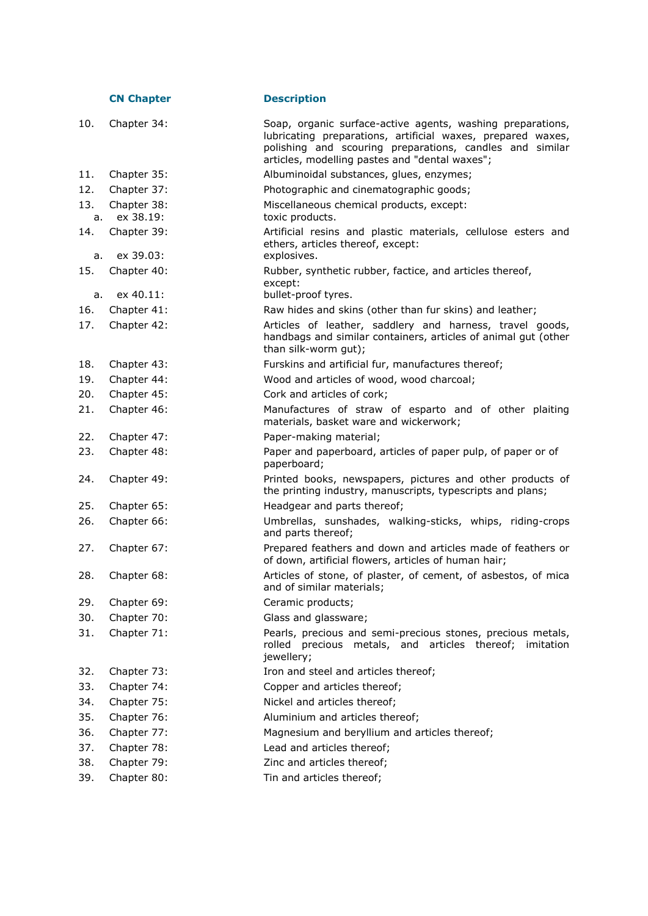| | CN Chapter | Description |
|---|---|---|
| 10. | Chapter 34: | Soap, organic surface-active agents, washing preparations, lubricating preparations, artificial waxes, prepared waxes, polishing and scouring preparations, candles and similar articles, modelling pastes and "dental waxes"; |
| 11. | Chapter 35: | Albuminoidal substances, glues, enzymes; |
| 12. | Chapter 37: | Photographic and cinematographic goods; |
| 13. | Chapter 38: | Miscellaneous chemical products, except: |
| a. | ex 38.19: | toxic products. |
| 14. | Chapter 39: | Artificial resins and plastic materials, cellulose esters and ethers, articles thereof, except: |
| a. | ex 39.03: | explosives. |
| 15. | Chapter 40: | Rubber, synthetic rubber, factice, and articles thereof, except: |
| a. | ex 40.11: | bullet-proof tyres. |
| 16. | Chapter 41: | Raw hides and skins (other than fur skins) and leather; |
| 17. | Chapter 42: | Articles of leather, saddlery and harness, travel goods, handbags and similar containers, articles of animal gut (other than silk-worm gut); |
| 18. | Chapter 43: | Furskins and artificial fur, manufactures thereof; |
| 19. | Chapter 44: | Wood and articles of wood, wood charcoal; |
| 20. | Chapter 45: | Cork and articles of cork; |
| 21. | Chapter 46: | Manufactures of straw of esparto and of other plaiting materials, basket ware and wickerwork; |
| 22. | Chapter 47: | Paper-making material; |
| 23. | Chapter 48: | Paper and paperboard, articles of paper pulp, of paper or of paperboard; |
| 24. | Chapter 49: | Printed books, newspapers, pictures and other products of the printing industry, manuscripts, typescripts and plans; |
| 25. | Chapter 65: | Headgear and parts thereof; |
| 26. | Chapter 66: | Umbrellas, sunshades, walking-sticks, whips, riding-crops and parts thereof; |
| 27. | Chapter 67: | Prepared feathers and down and articles made of feathers or of down, artificial flowers, articles of human hair; |
| 28. | Chapter 68: | Articles of stone, of plaster, of cement, of asbestos, of mica and of similar materials; |
| 29. | Chapter 69: | Ceramic products; |
| 30. | Chapter 70: | Glass and glassware; |
| 31. | Chapter 71: | Pearls, precious and semi-precious stones, precious metals, rolled precious metals, and articles thereof; imitation jewellery; |
| 32. | Chapter 73: | Iron and steel and articles thereof; |
| 33. | Chapter 74: | Copper and articles thereof; |
| 34. | Chapter 75: | Nickel and articles thereof; |
| 35. | Chapter 76: | Aluminium and articles thereof; |
| 36. | Chapter 77: | Magnesium and beryllium and articles thereof; |
| 37. | Chapter 78: | Lead and articles thereof; |
| 38. | Chapter 79: | Zinc and articles thereof; |
| 39. | Chapter 80: | Tin and articles thereof; |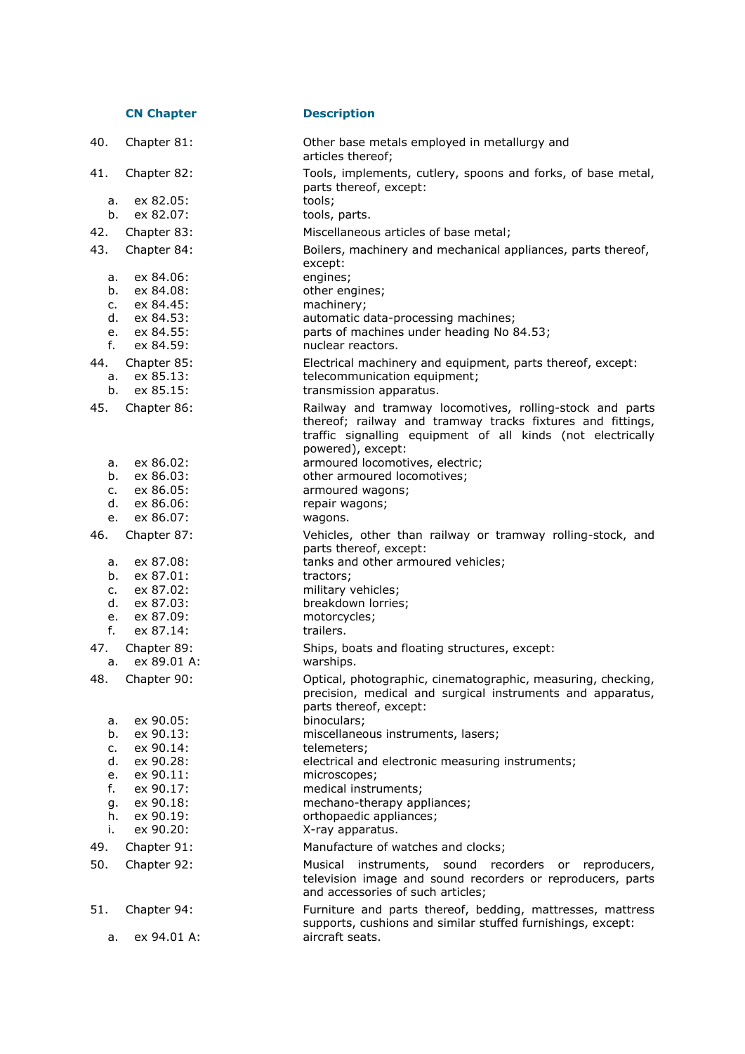| | CN Chapter | Description |
|---|---|---|
| 40. | Chapter 81: | Other base metals employed in metallurgy and articles thereof; |
| 41. | Chapter 82: | Tools, implements, cutlery, spoons and forks, of base metal, parts thereof, except: |
| a. | ex 82.05: | tools; |
| b. | ex 82.07: | tools, parts. |
| 42. | Chapter 83: | Miscellaneous articles of base metal; |
| 43. | Chapter 84: | Boilers, machinery and mechanical appliances, parts thereof, except: |
| a. | ex 84.06: | engines; |
| b. | ex 84.08: | other engines; |
| c. | ex 84.45: | machinery; |
| d. | ex 84.53: | automatic data-processing machines; |
| e. | ex 84.55: | parts of machines under heading No 84.53; |
| f. | ex 84.59: | nuclear reactors. |
| 44. | Chapter 85: | Electrical machinery and equipment, parts thereof, except: |
| a. | ex 85.13: | telecommunication equipment; |
| b. | ex 85.15: | transmission apparatus. |
| 45. | Chapter 86: | Railway and tramway locomotives, rolling-stock and parts thereof; railway and tramway tracks fixtures and fittings, traffic signalling equipment of all kinds (not electrically powered), except: |
| a. | ex 86.02: | armoured locomotives, electric; |
| b. | ex 86.03: | other armoured locomotives; |
| c. | ex 86.05: | armoured wagons; |
| d. | ex 86.06: | repair wagons; |
| e. | ex 86.07: | wagons. |
| 46. | Chapter 87: | Vehicles, other than railway or tramway rolling-stock, and parts thereof, except: |
| a. | ex 87.08: | tanks and other armoured vehicles; |
| b. | ex 87.01: | tractors; |
| c. | ex 87.02: | military vehicles; |
| d. | ex 87.03: | breakdown lorries; |
| e. | ex 87.09: | motorcycles; |
| f. | ex 87.14: | trailers. |
| 47. | Chapter 89: | Ships, boats and floating structures, except: |
| a. | ex 89.01 A: | warships. |
| 48. | Chapter 90: | Optical, photographic, cinematographic, measuring, checking, precision, medical and surgical instruments and apparatus, parts thereof, except: |
| a. | ex 90.05: | binoculars; |
| b. | ex 90.13: | miscellaneous instruments, lasers; |
| c. | ex 90.14: | telemeters; |
| d. | ex 90.28: | electrical and electronic measuring instruments; |
| e. | ex 90.11: | microscopes; |
| f. | ex 90.17: | medical instruments; |
| g. | ex 90.18: | mechano-therapy appliances; |
| h. | ex 90.19: | orthopaedic appliances; |
| i. | ex 90.20: | X-ray apparatus. |
| 49. | Chapter 91: | Manufacture of watches and clocks; |
| 50. | Chapter 92: | Musical instruments, sound recorders or reproducers, television image and sound recorders or reproducers, parts and accessories of such articles; |
| 51. | Chapter 94: | Furniture and parts thereof, bedding, mattresses, mattress supports, cushions and similar stuffed furnishings, except: |
| a. | ex 94.01 A: | aircraft seats. |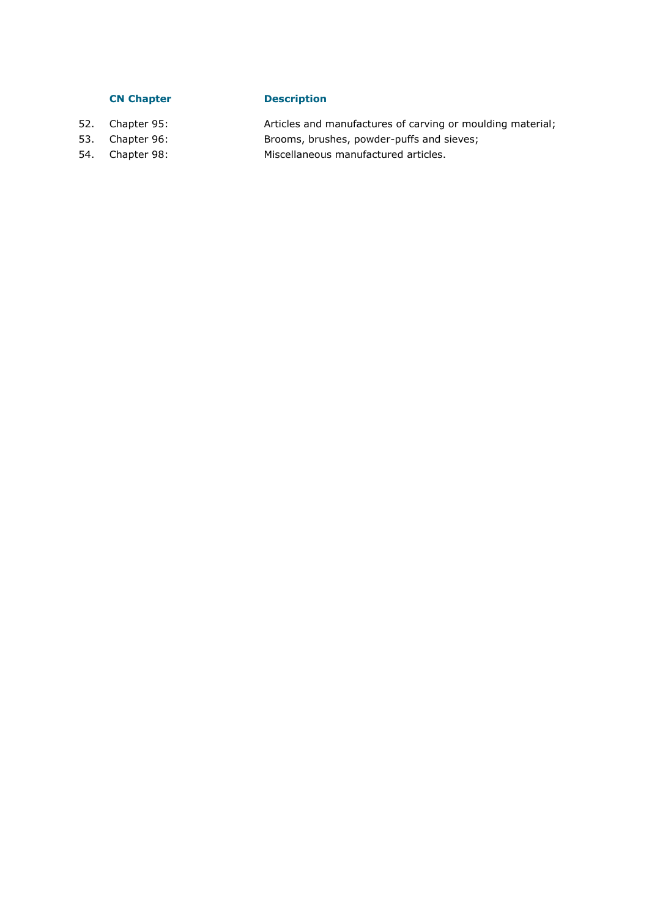| | CN Chapter | Description |
| --- | --- | --- |
| 52. | Chapter 95: | Articles and manufactures of carving or moulding material; |
| 53. | Chapter 96: | Brooms, brushes, powder-puffs and sieves; |
| 54. | Chapter 98: | Miscellaneous manufactured articles. |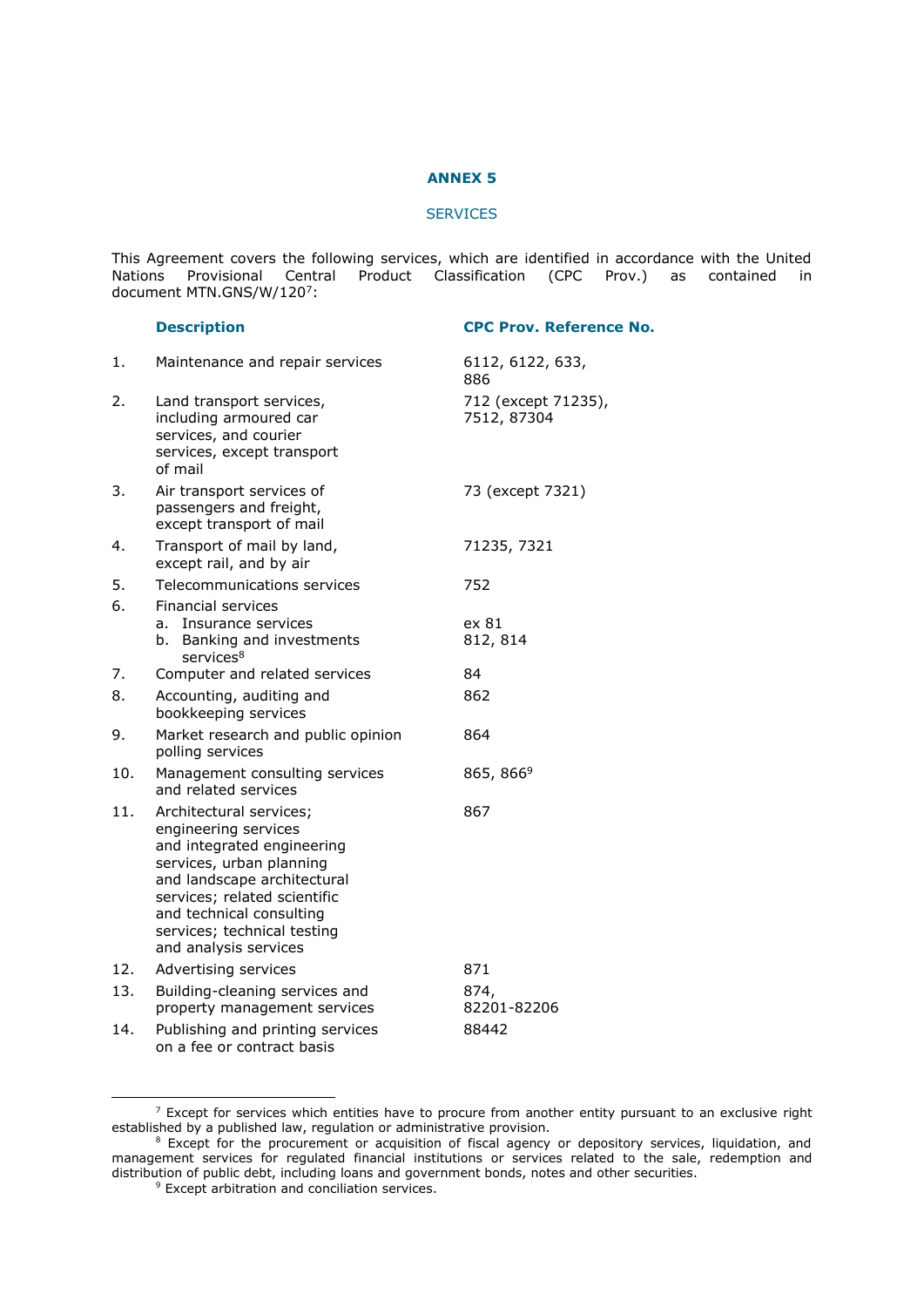# ANNEX 5

## SERVICES

This Agreement covers the following services, which are identified in accordance with the United Nations Provisional Central Product Classification (CPC Prov.) as contained in document MTN.GNS/W/120[7]:

| | Description | CPC Prov. Reference No. |
|---|---|---|
| 1. | Maintenance and repair services | 6112, 6122, 633, 886 |
| 2. | Land transport services, including armoured car services, and courier services, except transport of mail | 712 (except 71235), 7512, 87304 |
| 3. | Air transport services of passengers and freight, except transport of mail | 73 (except 7321) |
| 4. | Transport of mail by land, except rail, and by air | 71235, 7321 |
| 5. | Telecommunications services | 752 |
| 6. | Financial services<br>a. Insurance services<br>b. Banking and investments services[8] | <br>ex 81<br>812, 814 |
| 7. | Computer and related services | 84 |
| 8. | Accounting, auditing and bookkeeping services | 862 |
| 9. | Market research and public opinion polling services | 864 |
| 10. | Management consulting services and related services | 865, 866[9] |
| 11. | Architectural services; engineering services and integrated engineering services, urban planning and landscape architectural services; related scientific and technical consulting services; technical testing and analysis services | 867 |
| 12. | Advertising services | 871 |
| 13. | Building-cleaning services and property management services | 874, 82201-82206 |
| 14. | Publishing and printing services on a fee or contract basis | 88442 |

---

[7] Except for services which entities have to procure from another entity pursuant to an exclusive right established by a published law, regulation or administrative provision.

[8] Except for the procurement or acquisition of fiscal agency or depository services, liquidation, and management services for regulated financial institutions or services related to the sale, redemption and distribution of public debt, including loans and government bonds, notes and other securities.

[9] Except arbitration and conciliation services.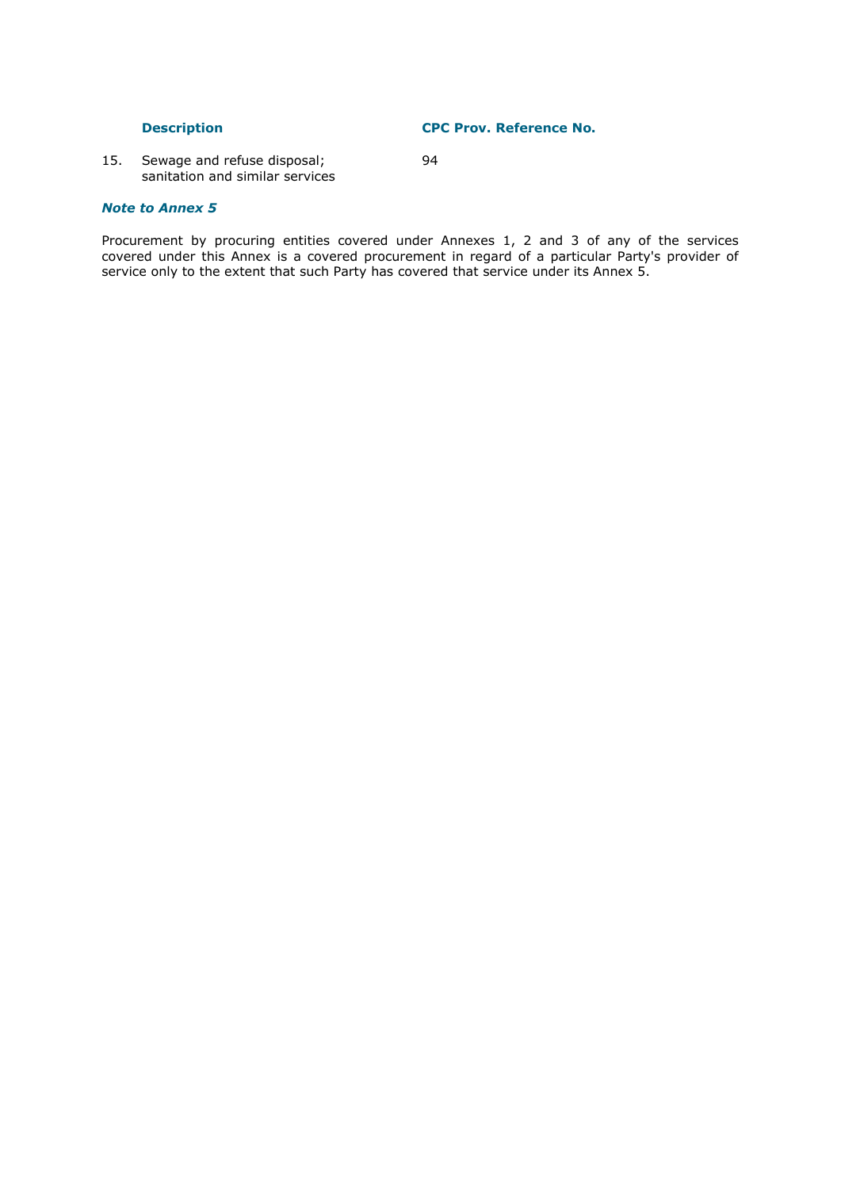| | Description | CPC Prov. Reference No. |
|---|---|---|
| 15. | Sewage and refuse disposal; sanitation and similar services | 94 |

***Note to Annex 5***

Procurement by procuring entities covered under Annexes 1, 2 and 3 of any of the services covered under this Annex is a covered procurement in regard of a particular Party's provider of service only to the extent that such Party has covered that service under its Annex 5.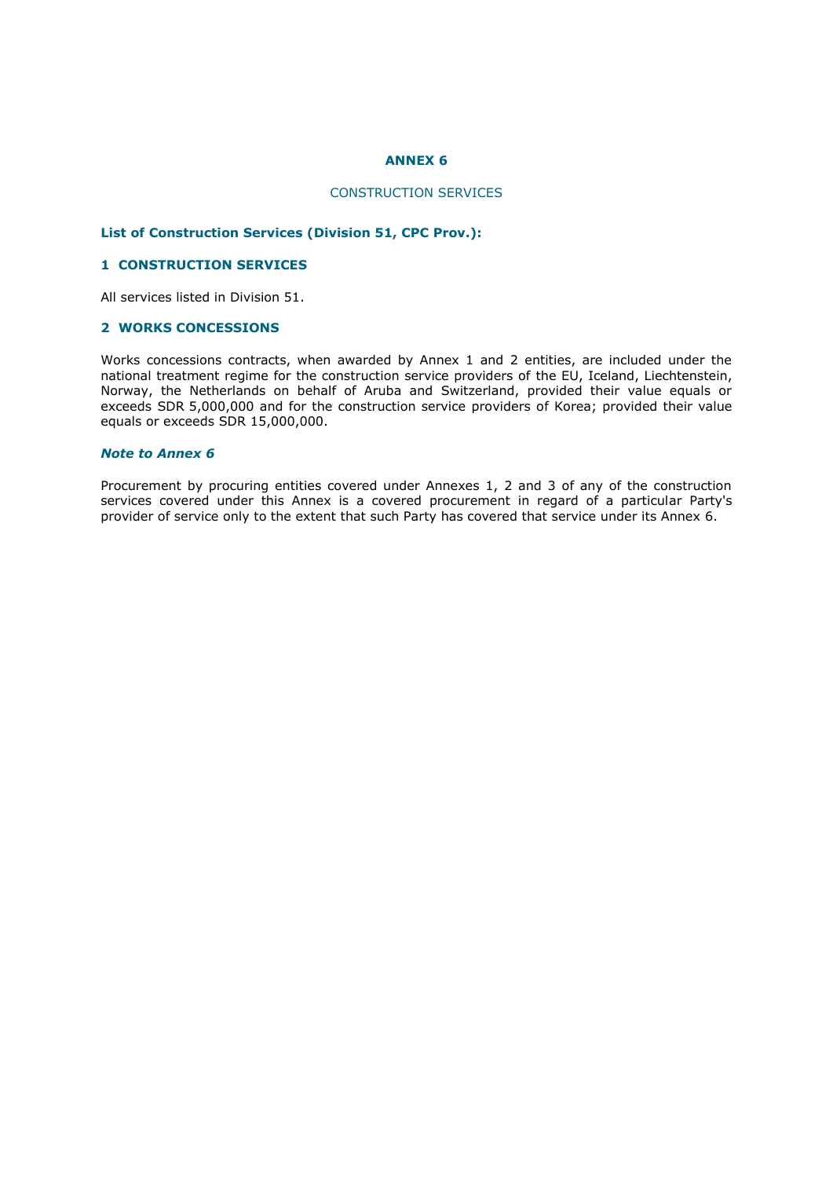# ANNEX 6

## CONSTRUCTION SERVICES

**List of Construction Services (Division 51, CPC Prov.):**

### 1 CONSTRUCTION SERVICES

All services listed in Division 51.

### 2 WORKS CONCESSIONS

Works concessions contracts, when awarded by Annex 1 and 2 entities, are included under the national treatment regime for the construction service providers of the EU, Iceland, Liechtenstein, Norway, the Netherlands on behalf of Aruba and Switzerland, provided their value equals or exceeds SDR 5,000,000 and for the construction service providers of Korea; provided their value equals or exceeds SDR 15,000,000.

***Note to Annex 6***

Procurement by procuring entities covered under Annexes 1, 2 and 3 of any of the construction services covered under this Annex is a covered procurement in regard of a particular Party's provider of service only to the extent that such Party has covered that service under its Annex 6.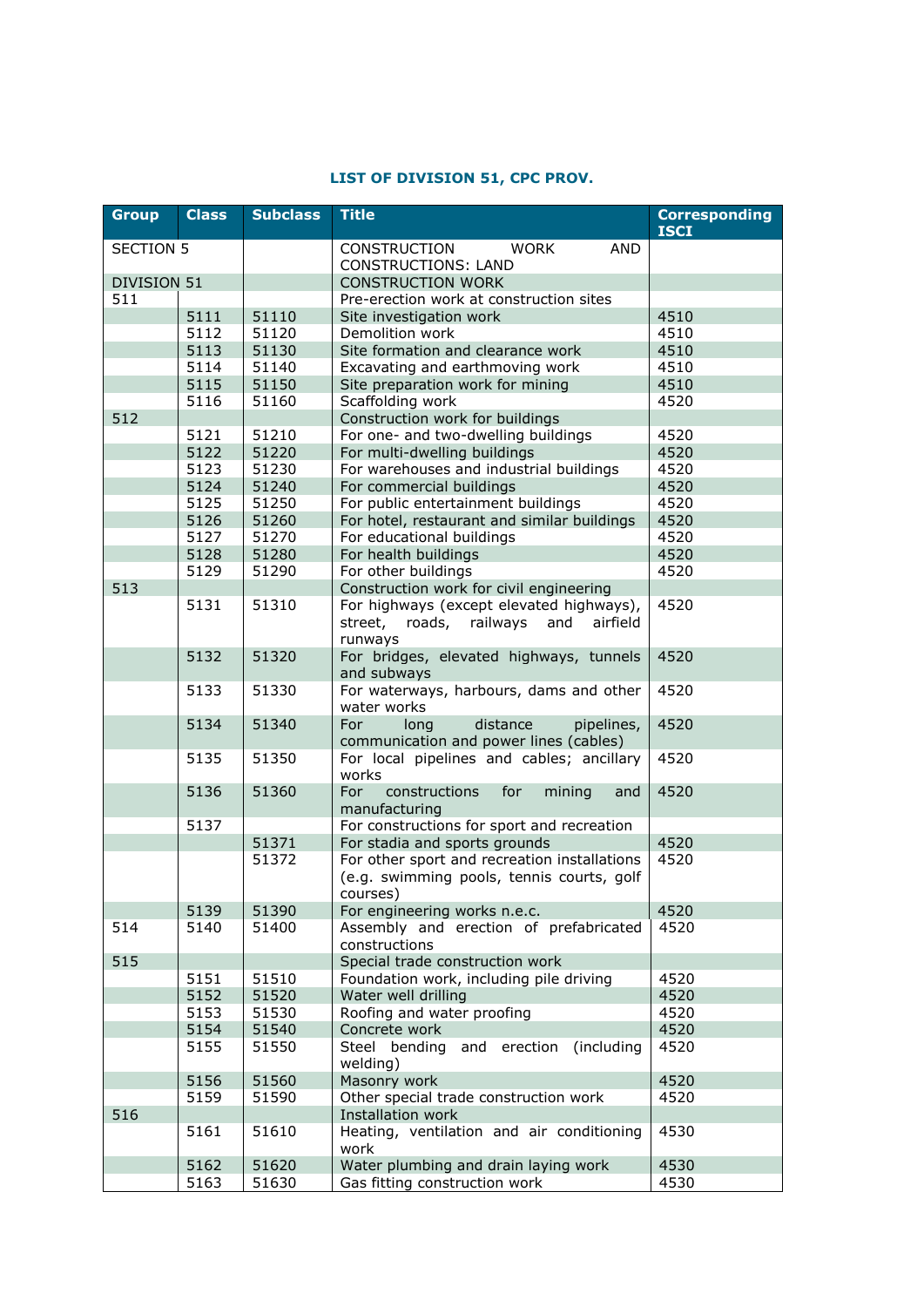## LIST OF DIVISION 51, CPC PROV.

| Group | Class | Subclass | Title | Corresponding ISCI |
|---|---|---|---|---|
| SECTION 5 | | | CONSTRUCTION WORK AND CONSTRUCTIONS: LAND | |
| DIVISION 51 | | | CONSTRUCTION WORK | |
| 511 | | | Pre-erection work at construction sites | |
| | 5111 | 51110 | Site investigation work | 4510 |
| | 5112 | 51120 | Demolition work | 4510 |
| | 5113 | 51130 | Site formation and clearance work | 4510 |
| | 5114 | 51140 | Excavating and earthmoving work | 4510 |
| | 5115 | 51150 | Site preparation work for mining | 4510 |
| | 5116 | 51160 | Scaffolding work | 4520 |
| 512 | | | Construction work for buildings | |
| | 5121 | 51210 | For one- and two-dwelling buildings | 4520 |
| | 5122 | 51220 | For multi-dwelling buildings | 4520 |
| | 5123 | 51230 | For warehouses and industrial buildings | 4520 |
| | 5124 | 51240 | For commercial buildings | 4520 |
| | 5125 | 51250 | For public entertainment buildings | 4520 |
| | 5126 | 51260 | For hotel, restaurant and similar buildings | 4520 |
| | 5127 | 51270 | For educational buildings | 4520 |
| | 5128 | 51280 | For health buildings | 4520 |
| | 5129 | 51290 | For other buildings | 4520 |
| 513 | | | Construction work for civil engineering | |
| | 5131 | 51310 | For highways (except elevated highways), street, roads, railways and airfield runways | 4520 |
| | 5132 | 51320 | For bridges, elevated highways, tunnels and subways | 4520 |
| | 5133 | 51330 | For waterways, harbours, dams and other water works | 4520 |
| | 5134 | 51340 | For long distance pipelines, communication and power lines (cables) | 4520 |
| | 5135 | 51350 | For local pipelines and cables; ancillary works | 4520 |
| | 5136 | 51360 | For constructions for mining and manufacturing | 4520 |
| | 5137 | | For constructions for sport and recreation | |
| | | 51371 | For stadia and sports grounds | 4520 |
| | | 51372 | For other sport and recreation installations (e.g. swimming pools, tennis courts, golf courses) | 4520 |
| | 5139 | 51390 | For engineering works n.e.c. | 4520 |
| 514 | 5140 | 51400 | Assembly and erection of prefabricated constructions | 4520 |
| 515 | | | Special trade construction work | |
| | 5151 | 51510 | Foundation work, including pile driving | 4520 |
| | 5152 | 51520 | Water well drilling | 4520 |
| | 5153 | 51530 | Roofing and water proofing | 4520 |
| | 5154 | 51540 | Concrete work | 4520 |
| | 5155 | 51550 | Steel bending and erection (including welding) | 4520 |
| | 5156 | 51560 | Masonry work | 4520 |
| | 5159 | 51590 | Other special trade construction work | 4520 |
| 516 | | | Installation work | |
| | 5161 | 51610 | Heating, ventilation and air conditioning work | 4530 |
| | 5162 | 51620 | Water plumbing and drain laying work | 4530 |
| | 5163 | 51630 | Gas fitting construction work | 4530 |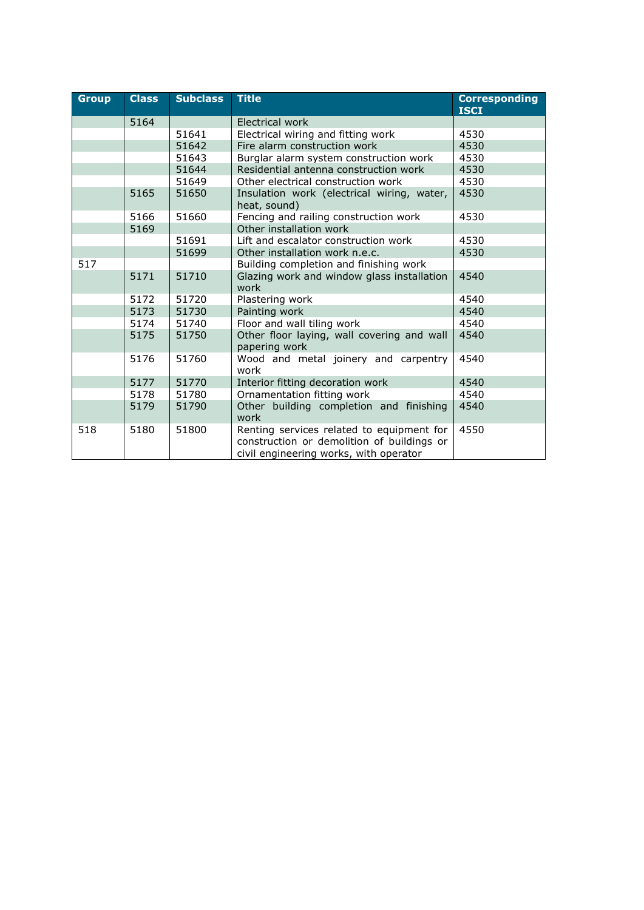| Group | Class | Subclass | Title | Corresponding ISCI |
|---|---|---|---|---|
| | 5164 | | Electrical work | |
| | | 51641 | Electrical wiring and fitting work | 4530 |
| | | 51642 | Fire alarm construction work | 4530 |
| | | 51643 | Burglar alarm system construction work | 4530 |
| | | 51644 | Residential antenna construction work | 4530 |
| | | 51649 | Other electrical construction work | 4530 |
| | 5165 | 51650 | Insulation work (electrical wiring, water, heat, sound) | 4530 |
| | 5166 | 51660 | Fencing and railing construction work | 4530 |
| | 5169 | | Other installation work | |
| | | 51691 | Lift and escalator construction work | 4530 |
| | | 51699 | Other installation work n.e.c. | 4530 |
| 517 | | | Building completion and finishing work | |
| | 5171 | 51710 | Glazing work and window glass installation work | 4540 |
| | 5172 | 51720 | Plastering work | 4540 |
| | 5173 | 51730 | Painting work | 4540 |
| | 5174 | 51740 | Floor and wall tiling work | 4540 |
| | 5175 | 51750 | Other floor laying, wall covering and wall papering work | 4540 |
| | 5176 | 51760 | Wood and metal joinery and carpentry work | 4540 |
| | 5177 | 51770 | Interior fitting decoration work | 4540 |
| | 5178 | 51780 | Ornamentation fitting work | 4540 |
| | 5179 | 51790 | Other building completion and finishing work | 4540 |
| 518 | 5180 | 51800 | Renting services related to equipment for construction or demolition of buildings or civil engineering works, with operator | 4550 |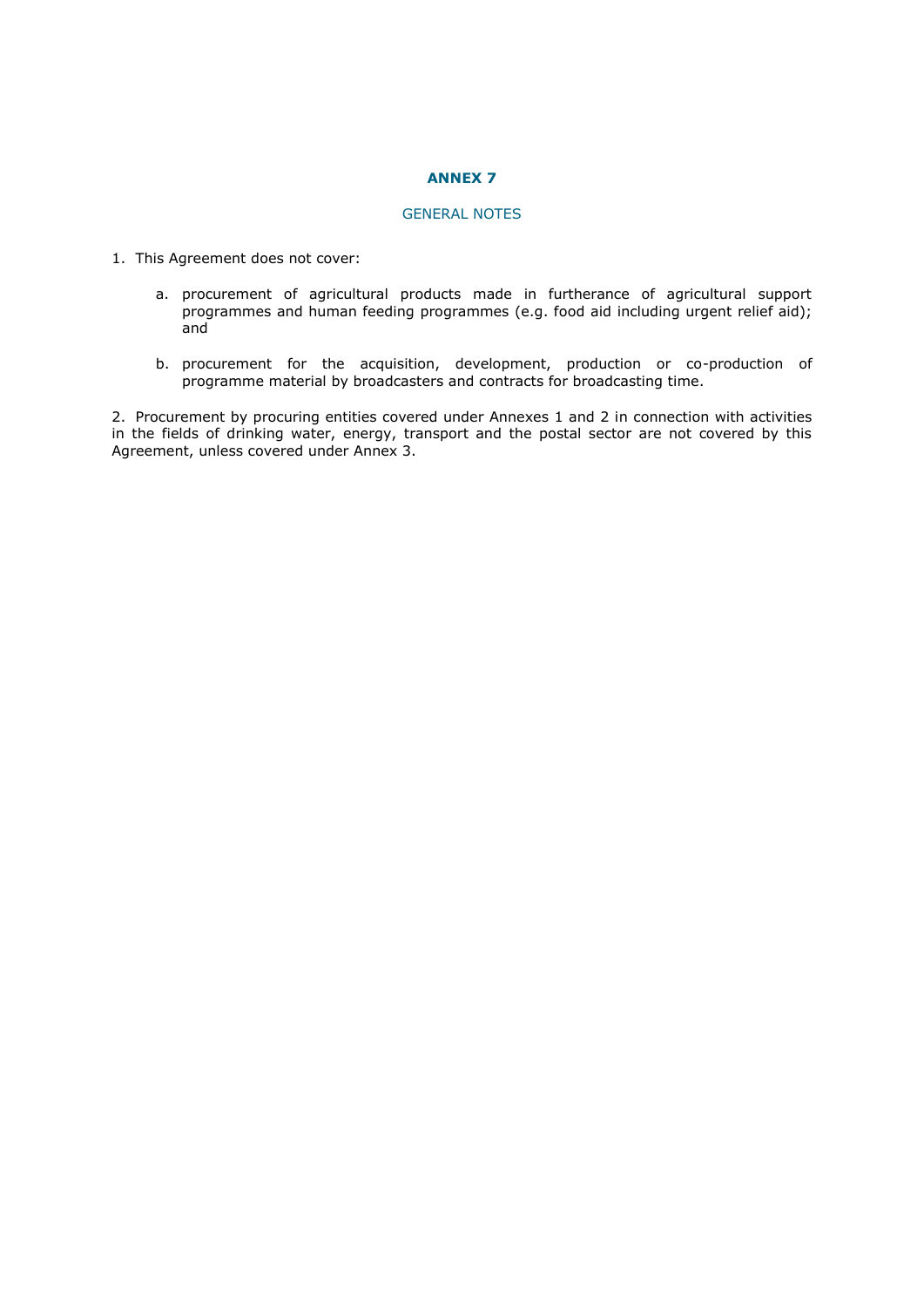# ANNEX 7

## GENERAL NOTES

1. This Agreement does not cover:

    a. procurement of agricultural products made in furtherance of agricultural support programmes and human feeding programmes (e.g. food aid including urgent relief aid); and

    b. procurement for the acquisition, development, production or co-production of programme material by broadcasters and contracts for broadcasting time.

2. Procurement by procuring entities covered under Annexes 1 and 2 in connection with activities in the fields of drinking water, energy, transport and the postal sector are not covered by this Agreement, unless covered under Annex 3.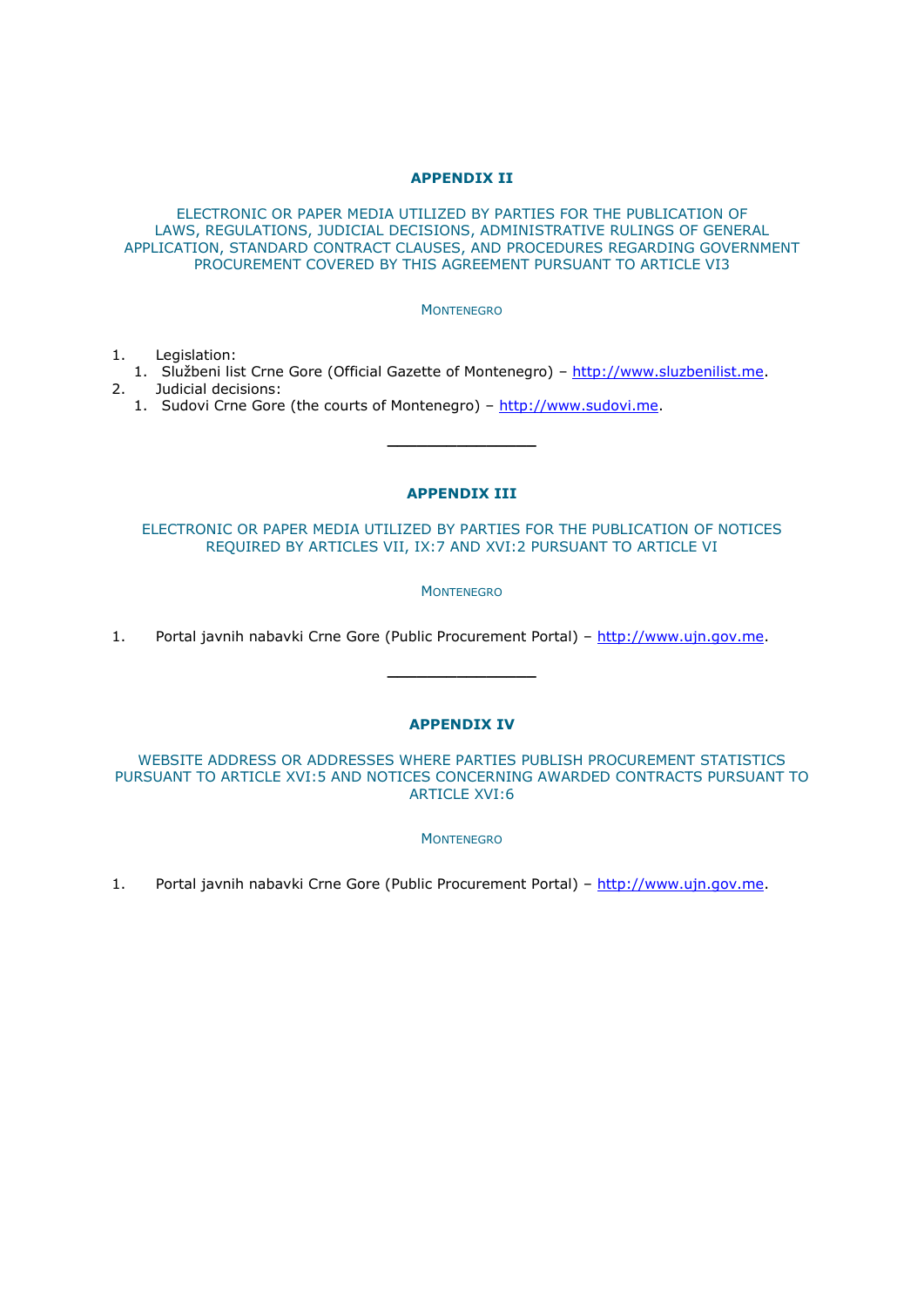## APPENDIX II

ELECTRONIC OR PAPER MEDIA UTILIZED BY PARTIES FOR THE PUBLICATION OF LAWS, REGULATIONS, JUDICIAL DECISIONS, ADMINISTRATIVE RULINGS OF GENERAL APPLICATION, STANDARD CONTRACT CLAUSES, AND PROCEDURES REGARDING GOVERNMENT PROCUREMENT COVERED BY THIS AGREEMENT PURSUANT TO ARTICLE VI3

MONTENEGRO

1. Legislation:
   1. Službeni list Crne Gore (Official Gazette of Montenegro) – http://www.sluzbenilist.me.
2. Judicial decisions:
   1. Sudovi Crne Gore (the courts of Montenegro) – http://www.sudovi.me.

---

## APPENDIX III

ELECTRONIC OR PAPER MEDIA UTILIZED BY PARTIES FOR THE PUBLICATION OF NOTICES REQUIRED BY ARTICLES VII, IX:7 AND XVI:2 PURSUANT TO ARTICLE VI

MONTENEGRO

1. Portal javnih nabavki Crne Gore (Public Procurement Portal) – http://www.ujn.gov.me.

---

## APPENDIX IV

WEBSITE ADDRESS OR ADDRESSES WHERE PARTIES PUBLISH PROCUREMENT STATISTICS PURSUANT TO ARTICLE XVI:5 AND NOTICES CONCERNING AWARDED CONTRACTS PURSUANT TO ARTICLE XVI:6

MONTENEGRO

1. Portal javnih nabavki Crne Gore (Public Procurement Portal) – http://www.ujn.gov.me.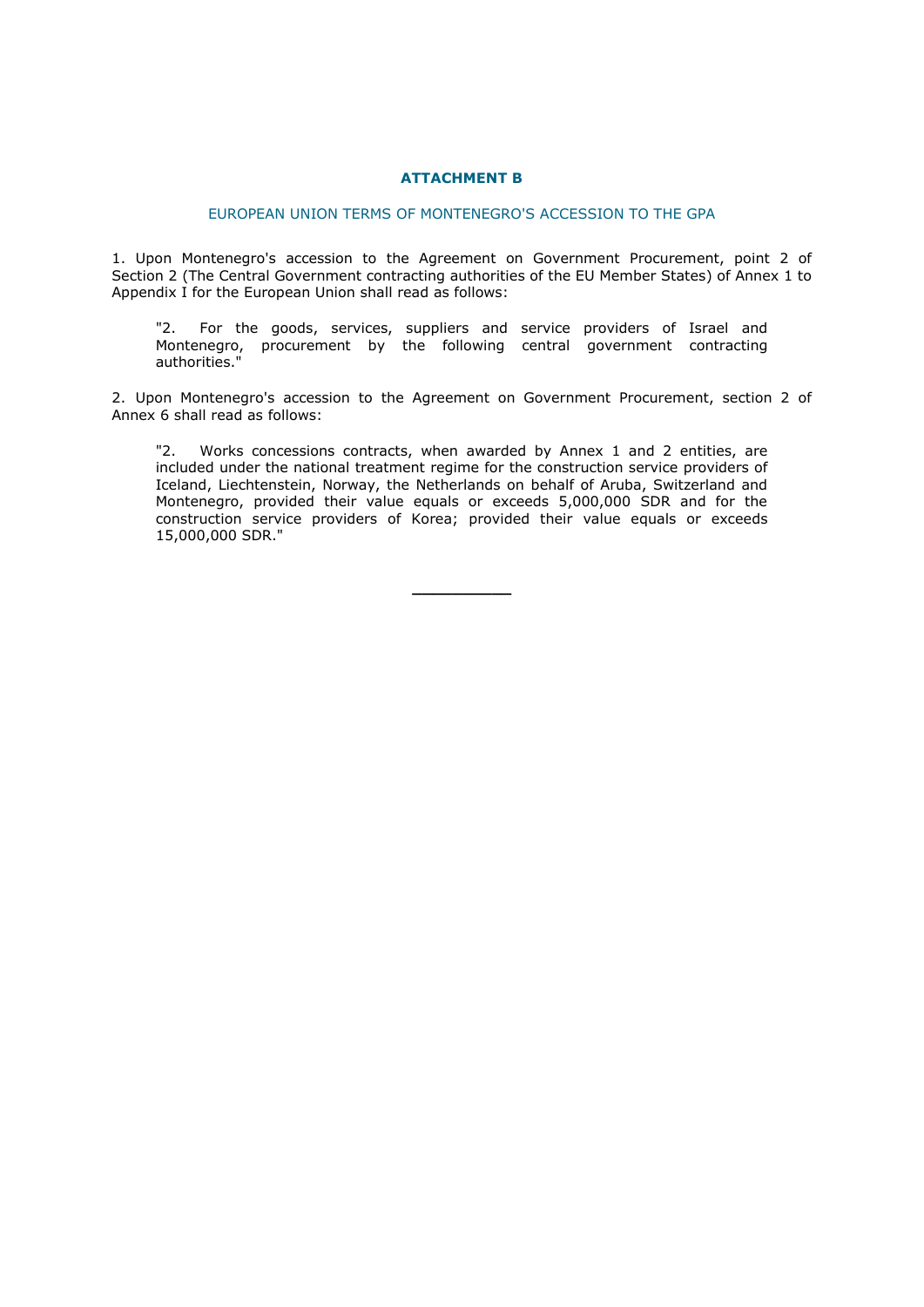## ATTACHMENT B

EUROPEAN UNION TERMS OF MONTENEGRO'S ACCESSION TO THE GPA

1. Upon Montenegro's accession to the Agreement on Government Procurement, point 2 of Section 2 (The Central Government contracting authorities of the EU Member States) of Annex 1 to Appendix I for the European Union shall read as follows:

> "2. For the goods, services, suppliers and service providers of Israel and Montenegro, procurement by the following central government contracting authorities."

2. Upon Montenegro's accession to the Agreement on Government Procurement, section 2 of Annex 6 shall read as follows:

> "2. Works concessions contracts, when awarded by Annex 1 and 2 entities, are included under the national treatment regime for the construction service providers of Iceland, Liechtenstein, Norway, the Netherlands on behalf of Aruba, Switzerland and Montenegro, provided their value equals or exceeds 5,000,000 SDR and for the construction service providers of Korea; provided their value equals or exceeds 15,000,000 SDR."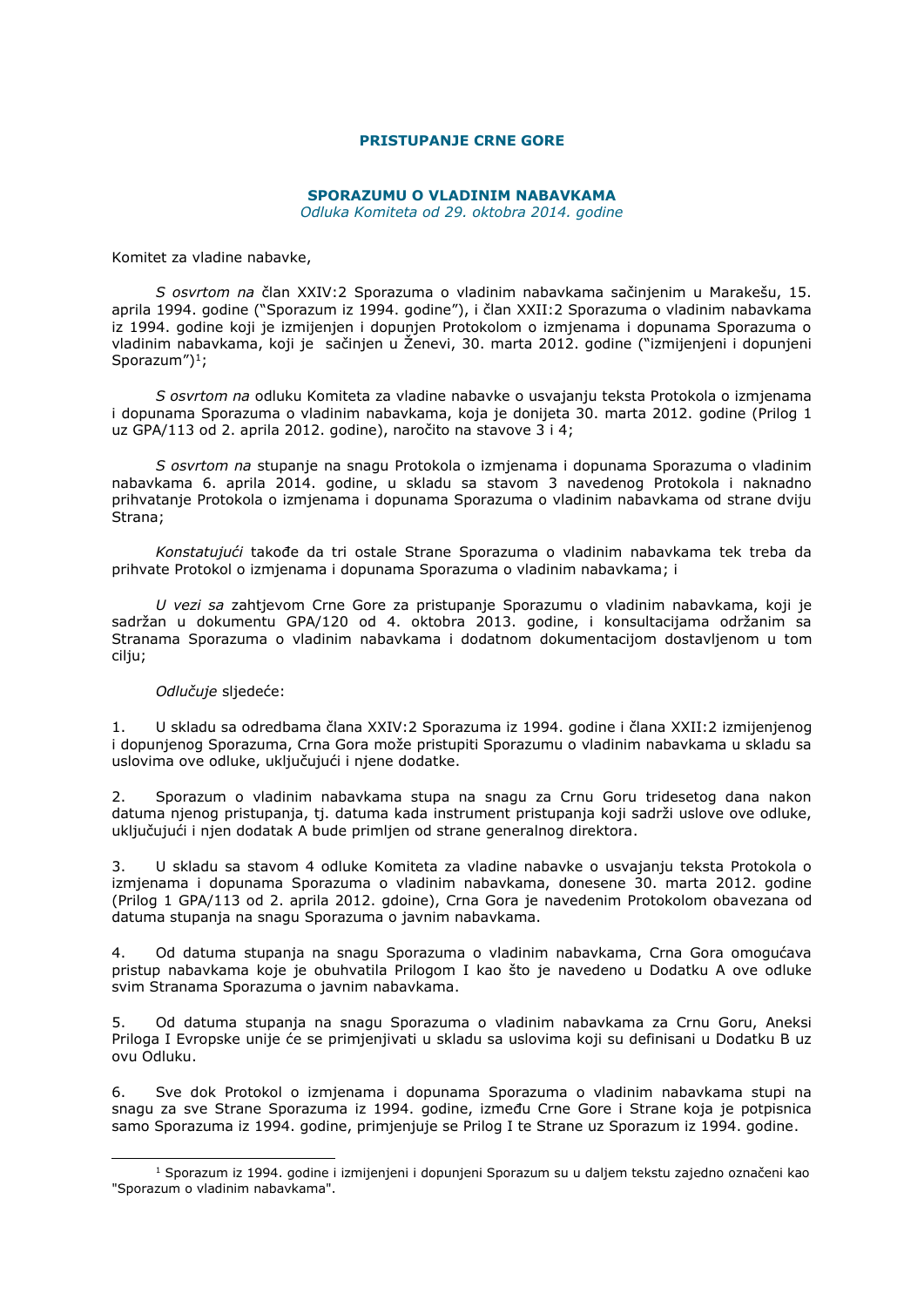## PRISTUPANJE CRNE GORE

## SPORAZUMU O VLADINIM NABAVKAMA

*Odluka Komiteta od 29. oktobra 2014. godine*

Komitet za vladine nabavke,

*S osvrtom na* član XXIV:2 Sporazuma o vladinim nabavkama sačinjenim u Marakešu, 15. aprila 1994. godine ("Sporazum iz 1994. godine"), i član XXII:2 Sporazuma o vladinim nabavkama iz 1994. godine koji je izmijenjen i dopunjen Protokolom o izmjenama i dopunama Sporazuma o vladinim nabavkama, koji je sačinjen u Ženevi, 30. marta 2012. godine ("izmijenjeni i dopunjeni Sporazum")[1];

*S osvrtom na* odluku Komiteta za vladine nabavke o usvajanju teksta Protokola o izmjenama i dopunama Sporazuma o vladinim nabavkama, koja je donijeta 30. marta 2012. godine (Prilog 1 uz GPA/113 od 2. aprila 2012. godine), naročito na stavove 3 i 4;

*S osvrtom na* stupanje na snagu Protokola o izmjenama i dopunama Sporazuma o vladinim nabavkama 6. aprila 2014. godine, u skladu sa stavom 3 navedenog Protokola i naknadno prihvatanje Protokola o izmjenama i dopunama Sporazuma o vladinim nabavkama od strane dviju Strana;

*Konstatujući* takođe da tri ostale Strane Sporazuma o vladinim nabavkama tek treba da prihvate Protokol o izmjenama i dopunama Sporazuma o vladinim nabavkama; i

*U vezi sa* zahtjevom Crne Gore za pristupanje Sporazumu o vladinim nabavkama, koji je sadržan u dokumentu GPA/120 od 4. oktobra 2013. godine, i konsultacijama održanim sa Stranama Sporazuma o vladinim nabavkama i dodatnom dokumentacijom dostavljenom u tom cilju;

*Odlučuje* sljedeće:

1. U skladu sa odredbama člana XXIV:2 Sporazuma iz 1994. godine i člana XXII:2 izmijenjenog i dopunjenog Sporazuma, Crna Gora može pristupiti Sporazumu o vladinim nabavkama u skladu sa uslovima ove odluke, uključujući i njene dodatke.

2. Sporazum o vladinim nabavkama stupa na snagu za Crnu Goru tridesetog dana nakon datuma njenog pristupanja, tj. datuma kada instrument pristupanja koji sadrži uslove ove odluke, uključujući i njen dodatak A bude primljen od strane generalnog direktora.

3. U skladu sa stavom 4 odluke Komiteta za vladine nabavke o usvajanju teksta Protokola o izmjenama i dopunama Sporazuma o vladinim nabavkama, donesene 30. marta 2012. godine (Prilog 1 GPA/113 od 2. aprila 2012. gdoine), Crna Gora je navedenim Protokolom obavezana od datuma stupanja na snagu Sporazuma o javnim nabavkama.

4. Od datuma stupanja na snagu Sporazuma o vladinim nabavkama, Crna Gora omogućava pristup nabavkama koje je obuhvatila Prilogom I kao što je navedeno u Dodatku A ove odluke svim Stranama Sporazuma o javnim nabavkama.

5. Od datuma stupanja na snagu Sporazuma o vladinim nabavkama za Crnu Goru, Aneksi Priloga I Evropske unije će se primjenjivati u skladu sa uslovima koji su definisani u Dodatku B uz ovu Odluku.

6. Sve dok Protokol o izmjenama i dopunama Sporazuma o vladinim nabavkama stupi na snagu za sve Strane Sporazuma iz 1994. godine, između Crne Gore i Strane koja je potpisnica samo Sporazuma iz 1994. godine, primjenjuje se Prilog I te Strane uz Sporazum iz 1994. godine.

[1] Sporazum iz 1994. godine i izmijenjeni i dopunjeni Sporazum su u daljem tekstu zajedno označeni kao "Sporazum o vladinim nabavkama".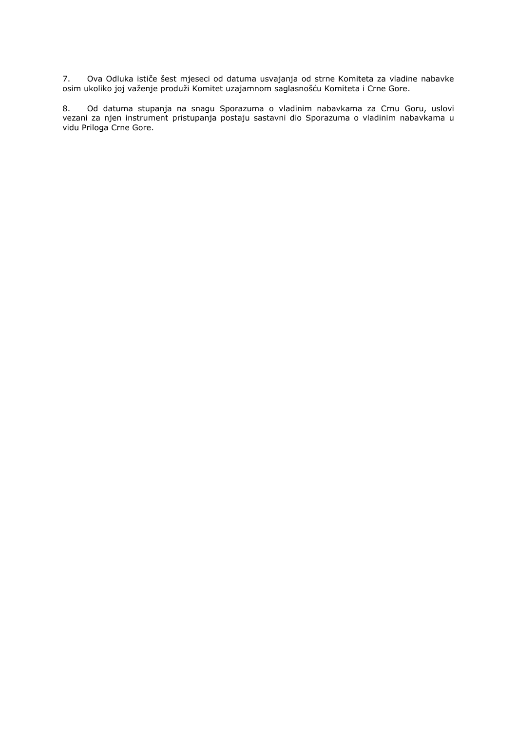7. Ova Odluka ističe šest mjeseci od datuma usvajanja od strne Komiteta za vladine nabavke osim ukoliko joj važenje produži Komitet uzajamnom saglasnošću Komiteta i Crne Gore.

8. Od datuma stupanja na snagu Sporazuma o vladinim nabavkama za Crnu Goru, uslovi vezani za njen instrument pristupanja postaju sastavni dio Sporazuma o vladinim nabavkama u vidu Priloga Crne Gore.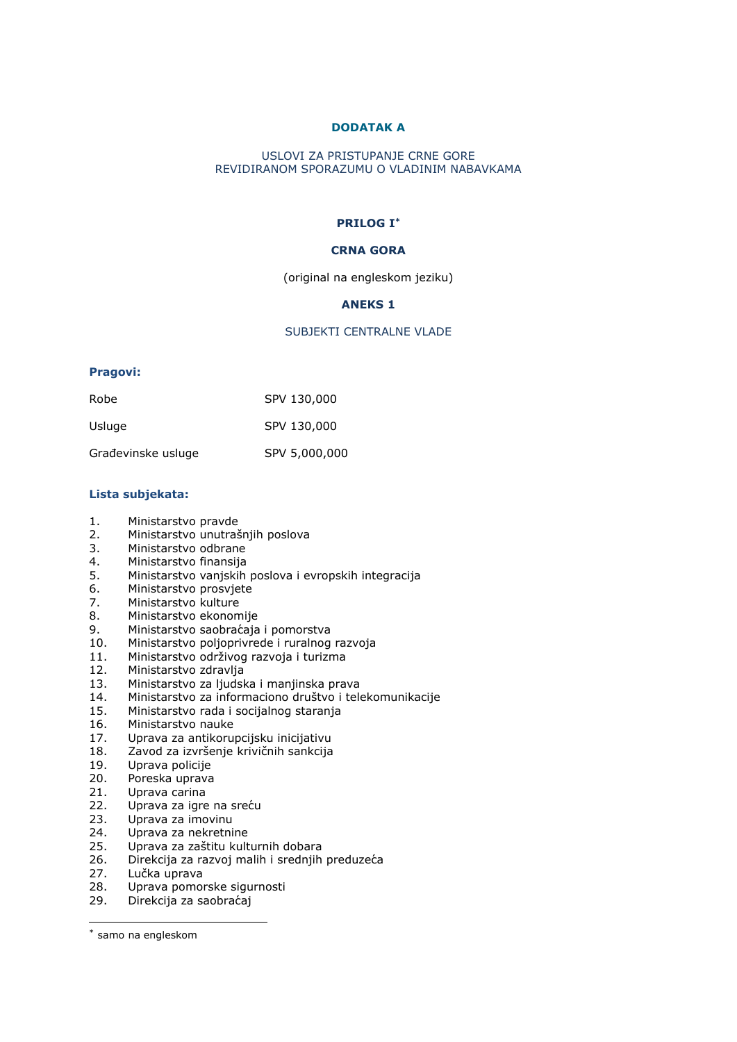# DODATAK A

USLOVI ZA PRISTUPANJE CRNE GORE
REVIDIRANOM SPORAZUMU O VLADINIM NABAVKAMA

## PRILOG I*

## CRNA GORA

(original na engleskom jeziku)

## ANEKS 1

SUBJEKTI CENTRALNE VLADE

**Pragovi:**

| | |
|---|---|
| Robe | SPV 130,000 |
| Usluge | SPV 130,000 |
| Građevinske usluge | SPV 5,000,000 |

**Lista subjekata:**

1. Ministarstvo pravde
2. Ministarstvo unutrašnjih poslova
3. Ministarstvo odbrane
4. Ministarstvo finansija
5. Ministarstvo vanjskih poslova i evropskih integracija
6. Ministarstvo prosvjete
7. Ministarstvo kulture
8. Ministarstvo ekonomije
9. Ministarstvo saobraćaja i pomorstva
10. Ministarstvo poljoprivrede i ruralnog razvoja
11. Ministarstvo održivog razvoja i turizma
12. Ministarstvo zdravlja
13. Ministarstvo za ljudska i manjinska prava
14. Ministarstvo za informaciono društvo i telekomunikacije
15. Ministarstvo rada i socijalnog staranja
16. Ministarstvo nauke
17. Uprava za antikorupcijsku inicijativu
18. Zavod za izvršenje krivičnih sankcija
19. Uprava policije
20. Poreska uprava
21. Uprava carina
22. Uprava za igre na sreću
23. Uprava za imovinu
24. Uprava za nekretnine
25. Uprava za zaštitu kulturnih dobara
26. Direkcija za razvoj malih i srednjih preduzeća
27. Lučka uprava
28. Uprava pomorske sigurnosti
29. Direkcija za saobraćaj

---

* samo na engleskom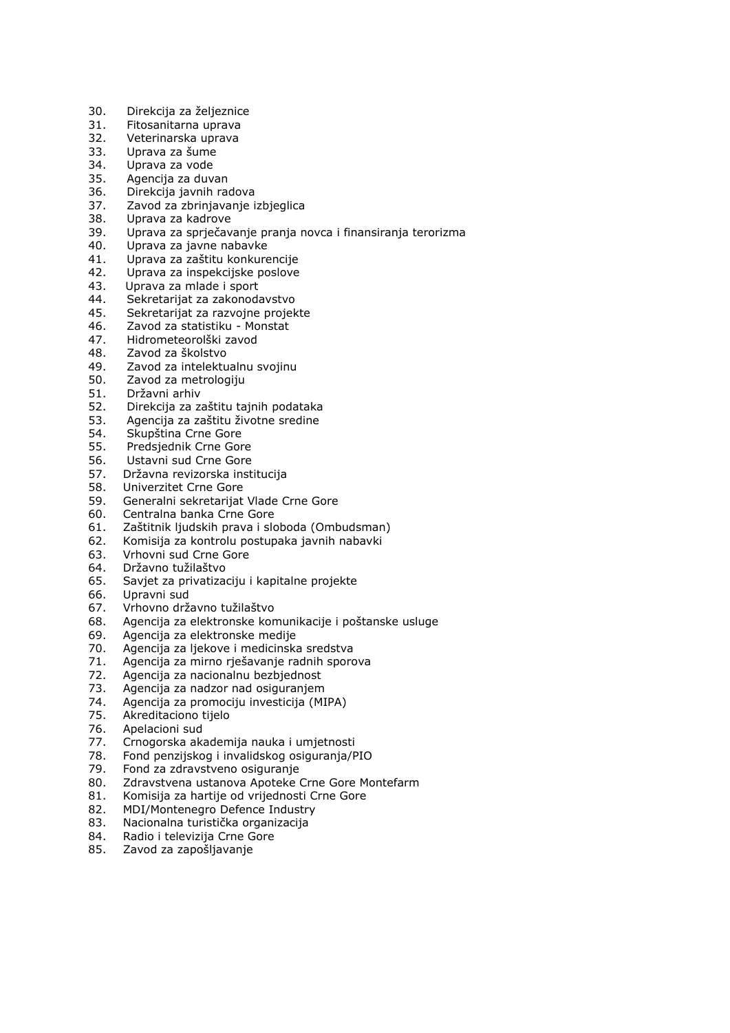30. Direkcija za željeznice
31. Fitosanitarna uprava
32. Veterinarska uprava
33. Uprava za šume
34. Uprava za vode
35. Agencija za duvan
36. Direkcija javnih radova
37. Zavod za zbrinjavanje izbjeglica
38. Uprava za kadrove
39. Uprava za sprječavanje pranja novca i finansiranja terorizma
40. Uprava za javne nabavke
41. Uprava za zaštitu konkurencije
42. Uprava za inspekcijske poslove
43. Uprava za mlade i sport
44. Sekretarijat za zakonodavstvo
45. Sekretarijat za razvojne projekte
46. Zavod za statistiku - Monstat
47. Hidrometeorolški zavod
48. Zavod za školstvo
49. Zavod za intelektualnu svojinu
50. Zavod za metrologiju
51. Državni arhiv
52. Direkcija za zaštitu tajnih podataka
53. Agencija za zaštitu životne sredine
54. Skupština Crne Gore
55. Predsjednik Crne Gore
56. Ustavni sud Crne Gore
57. Državna revizorska institucija
58. Univerzitet Crne Gore
59. Generalni sekretarijat Vlade Crne Gore
60. Centralna banka Crne Gore
61. Zaštitnik ljudskih prava i sloboda (Ombudsman)
62. Komisija za kontrolu postupaka javnih nabavki
63. Vrhovni sud Crne Gore
64. Državno tužilaštvo
65. Savjet za privatizaciju i kapitalne projekte
66. Upravni sud
67. Vrhovno državno tužilaštvo
68. Agencija za elektronske komunikacije i poštanske usluge
69. Agencija za elektronske medije
70. Agencija za ljekove i medicinska sredstva
71. Agencija za mirno rješavanje radnih sporova
72. Agencija za nacionalnu bezbjednost
73. Agencija za nadzor nad osiguranjem
74. Agencija za promociju investicija (MIPA)
75. Akreditaciono tijelo
76. Apelacioni sud
77. Crnogorska akademija nauka i umjetnosti
78. Fond penzijskog i invalidskog osiguranja/PIO
79. Fond za zdravstveno osiguranje
80. Zdravstvena ustanova Apoteke Crne Gore Montefarm
81. Komisija za hartije od vrijednosti Crne Gore
82. MDI/Montenegro Defence Industry
83. Nacionalna turistička organizacija
84. Radio i televizija Crne Gore
85. Zavod za zapošljavanje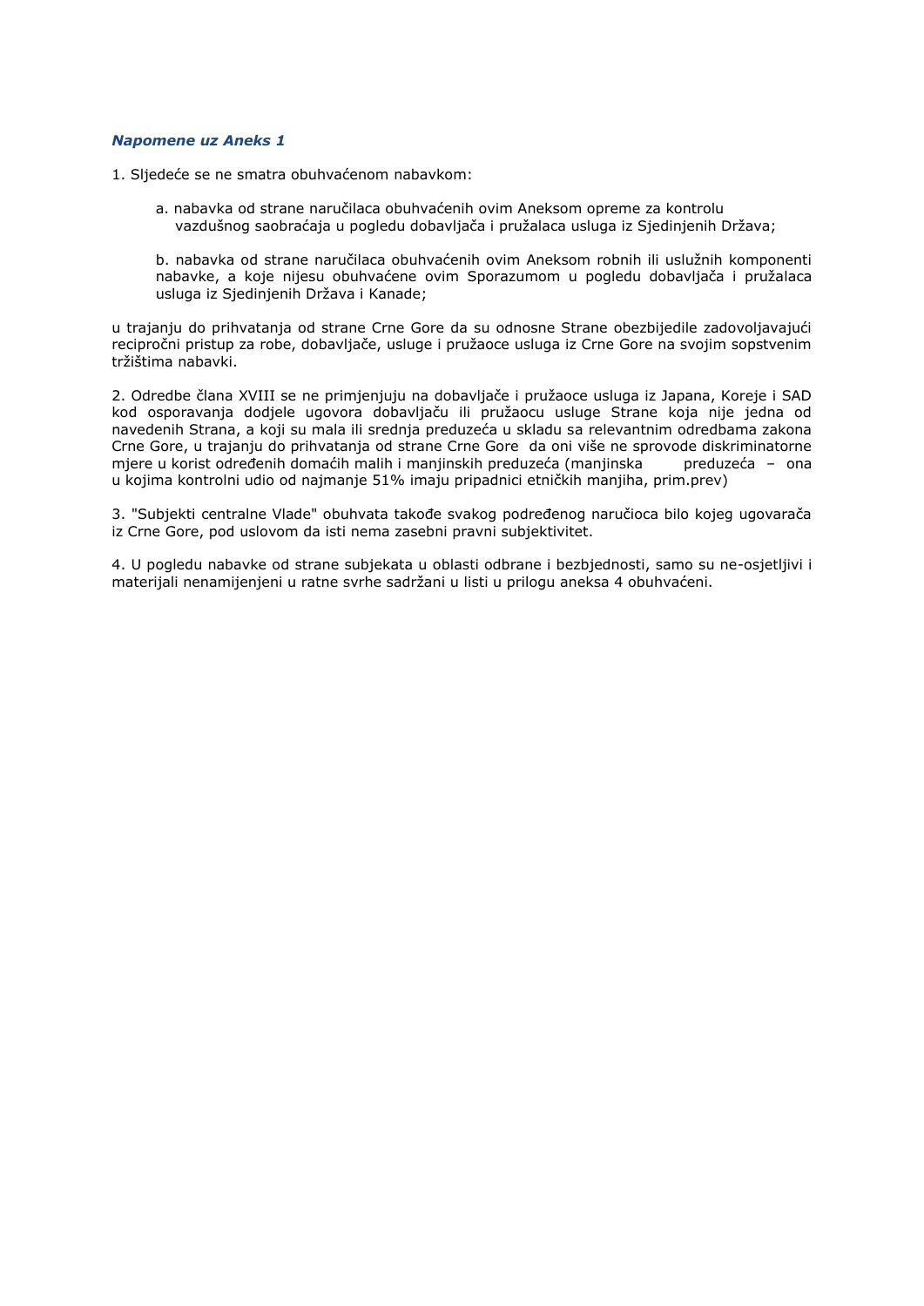***Napomene uz Aneks 1***

1. Sljedeće se ne smatra obuhvaćenom nabavkom:

   a. nabavka od strane naručilaca obuhvaćenih ovim Aneksom opreme za kontrolu vazdušnog saobraćaja u pogledu dobavljača i pružalaca usluga iz Sjedinjenih Država;

   b. nabavka od strane naručilaca obuhvaćenih ovim Aneksom robnih ili uslužnih komponenti nabavke, a koje nijesu obuhvaćene ovim Sporazumom u pogledu dobavljača i pružalaca usluga iz Sjedinjenih Država i Kanade;

u trajanju do prihvatanja od strane Crne Gore da su odnosne Strane obezbijedile zadovoljavajući recipročni pristup za robe, dobavljače, usluge i pružaoce usluga iz Crne Gore na svojim sopstvenim tržištima nabavki.

2. Odredbe člana XVIII se ne primjenjuju na dobavljače i pružaoce usluga iz Japana, Koreje i SAD kod osporavanja dodjele ugovora dobavljaču ili pružaocu usluge Strane koja nije jedna od navedenih Strana, a koji su mala ili srednja preduzeća u skladu sa relevantnim odredbama zakona Crne Gore, u trajanju do prihvatanja od strane Crne Gore da oni više ne sprovode diskriminatorne mjere u korist određenih domaćih malih i manjinskih preduzeća (manjinska preduzeća – ona u kojima kontrolni udio od najmanje 51% imaju pripadnici etničkih manjiha, prim.prev)

3. "Subjekti centralne Vlade" obuhvata takođe svakog podređenog naručioca bilo kojeg ugovarača iz Crne Gore, pod uslovom da isti nema zasebni pravni subjektivitet.

4. U pogledu nabavke od strane subjekata u oblasti odbrane i bezbjednosti, samo su ne-osjetljivi i materijali nenamijenjeni u ratne svrhe sadržani u listi u prilogu aneksa 4 obuhvaćeni.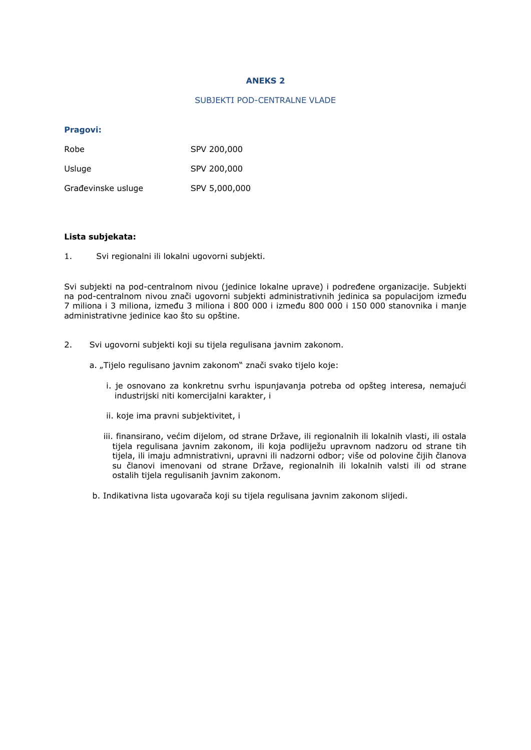# ANEKS 2

## SUBJEKTI POD-CENTRALNE VLADE

**Pragovi:**

| | |
|---|---|
| Robe | SPV 200,000 |
| Usluge | SPV 200,000 |
| Građevinske usluge | SPV 5,000,000 |

**Lista subjekata:**

1. Svi regionalni ili lokalni ugovorni subjekti.

Svi subjekti na pod-centralnom nivou (jedinice lokalne uprave) i podređene organizacije. Subjekti na pod-centralnom nivou znači ugovorni subjekti administrativnih jedinica sa populacijom između 7 miliona i 3 miliona, između 3 miliona i 800 000 i između 800 000 i 150 000 stanovnika i manje administrativne jedinice kao što su opštine.

2. Svi ugovorni subjekti koji su tijela regulisana javnim zakonom.

   a. „Tijelo regulisano javnim zakonom" znači svako tijelo koje:

      i. je osnovano za konkretnu svrhu ispunjavanja potreba od opšteg interesa, nemajući industrijski niti komercijalni karakter, i

      ii. koje ima pravni subjektivitet, i

      iii. finansirano, većim dijelom, od strane Države, ili regionalnih ili lokalnih vlasti, ili ostala tijela regulisana javnim zakonom, ili koja podliježu upravnom nadzoru od strane tih tijela, ili imaju admnistrativni, upravni ili nadzorni odbor; više od polovine čijih članova su članovi imenovani od strane Države, regionalnih ili lokalnih valsti ili od strane ostalih tijela regulisanih javnim zakonom.

   b. Indikativna lista ugovarača koji su tijela regulisana javnim zakonom slijedi.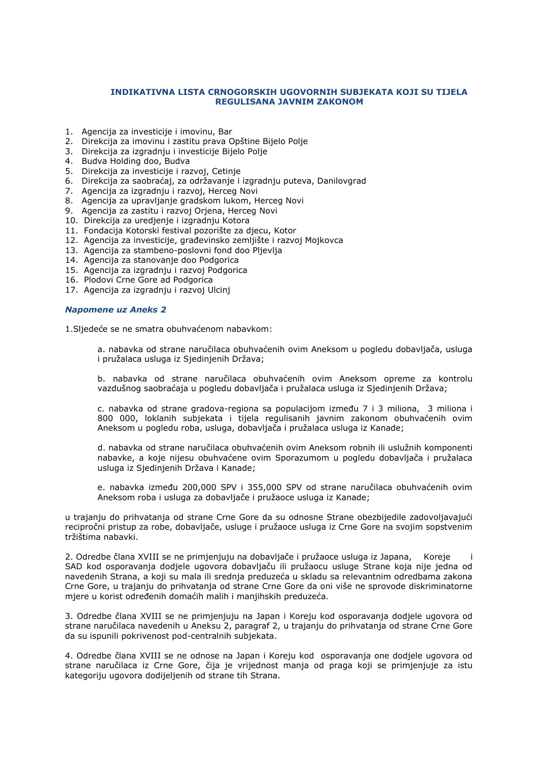## INDIKATIVNA LISTA CRNOGORSKIH UGOVORNIH SUBJEKATA KOJI SU TIJELA REGULISANA JAVNIM ZAKONOM

1. Agencija za investicije i imovinu, Bar
2. Direkcija za imovinu i zastitu prava Opštine Bijelo Polje
3. Direkcija za izgradnju i investicije Bijelo Polje
4. Budva Holding doo, Budva
5. Direkcija za investicije i razvoj, Cetinje
6. Direkcija za saobraćaj, za održavanje i izgradnju puteva, Danilovgrad
7. Agencija za izgradnju i razvoj, Herceg Novi
8. Agencija za upravljanje gradskom lukom, Herceg Novi
9. Agencija za zastitu i razvoj Orjena, Herceg Novi
10. Direkcija za uredjenje i izgradnju Kotora
11. Fondacija Kotorski festival pozorište za djecu, Kotor
12. Agencija za investicije, građevinsko zemljište i razvoj Mojkovca
13. Agencija za stambeno-poslovni fond doo Pljevlja
14. Agencija za stanovanje doo Podgorica
15. Agencija za izgradnju i razvoj Podgorica
16. Plodovi Crne Gore ad Podgorica
17. Agencija za izgradnju i razvoj Ulcinj

### *Napomene uz Aneks 2*

1.Sljedeće se ne smatra obuhvaćenom nabavkom:

> a. nabavka od strane naručilaca obuhvaćenih ovim Aneksom u pogledu dobavljača, usluga i pružalaca usluga iz Sjedinjenih Država;
>
> b. nabavka od strane naručilaca obuhvaćenih ovim Aneksom opreme za kontrolu vazdušnog saobraćaja u pogledu dobavljača i pružalaca usluga iz Sjedinjenih Država;
>
> c. nabavka od strane gradova-regiona sa populacijom između 7 i 3 miliona, 3 miliona i 800 000, loklanih subjekata i tijela regulisanih javnim zakonom obuhvaćenih ovim Aneksom u pogledu roba, usluga, dobavljača i pružalaca usluga iz Kanade;
>
> d. nabavka od strane naručilaca obuhvaćenih ovim Aneksom robnih ili uslužnih komponenti nabavke, a koje nijesu obuhvaćene ovim Sporazumom u pogledu dobavljača i pružalaca usluga iz Sjedinjenih Država i Kanade;
>
> e. nabavka između 200,000 SPV i 355,000 SPV od strane naručilaca obuhvaćenih ovim Aneksom roba i usluga za dobavljače i pružaoce usluga iz Kanade;

u trajanju do prihvatanja od strane Crne Gore da su odnosne Strane obezbijedile zadovoljavajući recipročni pristup za robe, dobavljače, usluge i pružaoce usluga iz Crne Gore na svojim sopstvenim tržištima nabavki.

2. Odredbe člana XVIII se ne primjenjuju na dobavljače i pružaoce usluga iz Japana, Koreje i SAD kod osporavanja dodjele ugovora dobavljaču ili pružaocu usluge Strane koja nije jedna od navedenih Strana, a koji su mala ili srednja preduzeća u skladu sa relevantnim odredbama zakona Crne Gore, u trajanju do prihvatanja od strane Crne Gore da oni više ne sprovode diskriminatorne mjere u korist određenih domaćih malih i manjihskih preduzeća.

3. Odredbe člana XVIII se ne primjenjuju na Japan i Koreju kod osporavanja dodjele ugovora od strane naručilaca navedenih u Aneksu 2, paragraf 2, u trajanju do prihvatanja od strane Crne Gore da su ispunili pokrivenost pod-centralnih subjekata.

4. Odredbe člana XVIII se ne odnose na Japan i Koreju kod osporavanja one dodjele ugovora od strane naručilaca iz Crne Gore, čija je vrijednost manja od praga koji se primjenjuje za istu kategoriju ugovora dodijeljenih od strane tih Strana.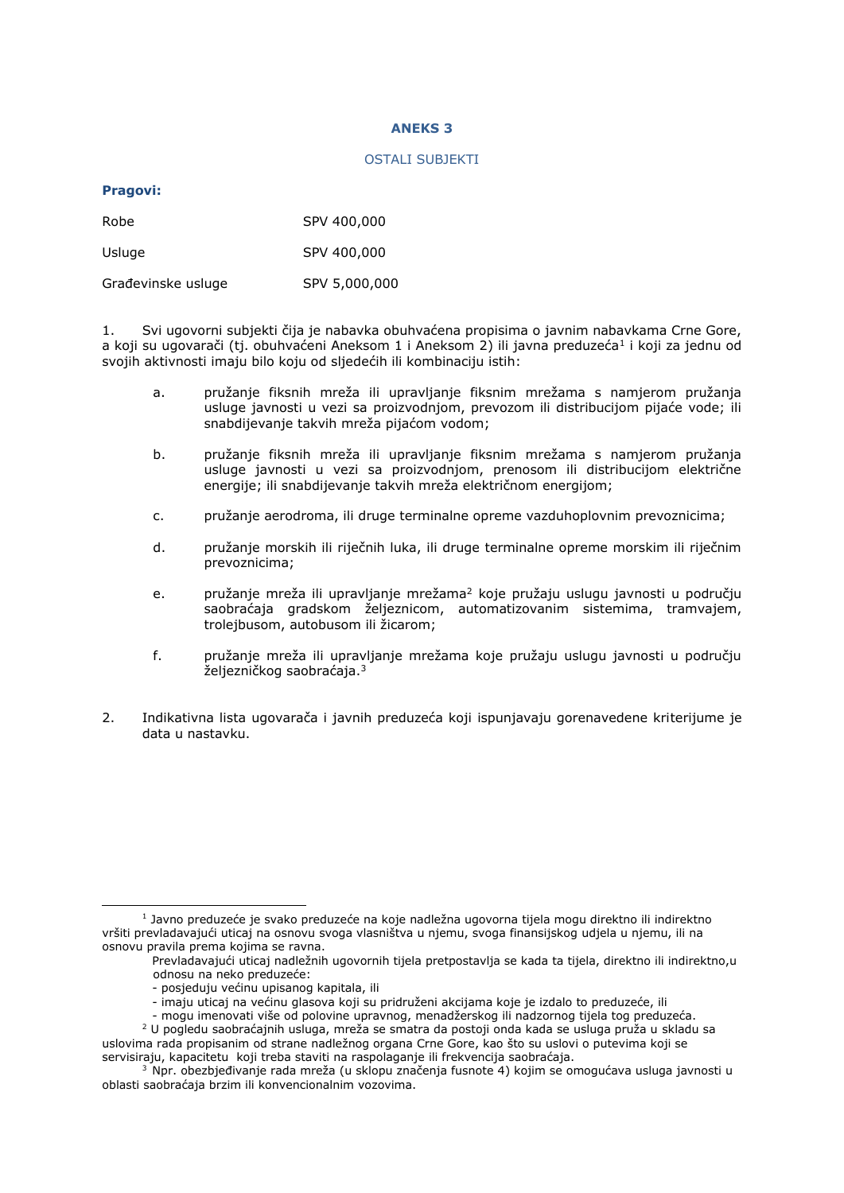# ANEKS 3

## OSTALI SUBJEKTI

**Pragovi:**

| | |
|---|---|
| Robe | SPV 400,000 |
| Usluge | SPV 400,000 |
| Građevinske usluge | SPV 5,000,000 |

1. Svi ugovorni subjekti čija je nabavka obuhvaćena propisima o javnim nabavkama Crne Gore, a koji su ugovarači (tj. obuhvaćeni Aneksom 1 i Aneksom 2) ili javna preduzeća[1] i koji za jednu od svojih aktivnosti imaju bilo koju od sljedećih ili kombinaciju istih:

   a. pružanje fiksnih mreža ili upravljanje fiksnim mrežama s namjerom pružanja usluge javnosti u vezi sa proizvodnjom, prevozom ili distribucijom pijaće vode; ili snabdijevanje takvih mreža pijaćom vodom;

   b. pružanje fiksnih mreža ili upravljanje fiksnim mrežama s namjerom pružanja usluge javnosti u vezi sa proizvodnjom, prenosom ili distribucijom električne energije; ili snabdijevanje takvih mreža električnom energijom;

   c. pružanje aerodroma, ili druge terminalne opreme vazduhoplovnim prevoznicima;

   d. pružanje morskih ili riječnih luka, ili druge terminalne opreme morskim ili riječnim prevoznicima;

   e. pružanje mreža ili upravljanje mrežama[2] koje pružaju uslugu javnosti u području saobraćaja gradskom željeznicom, automatizovanim sistemima, tramvajem, trolejbusom, autobusom ili žicarom;

   f. pružanje mreža ili upravljanje mrežama koje pružaju uslugu javnosti u području željezničkog saobraćaja.[3]

2. Indikativna lista ugovarača i javnih preduzeća koji ispunjavaju gorenavedene kriterijume je data u nastavku.

---

[1] Javno preduzeće je svako preduzeće na koje nadležna ugovorna tijela mogu direktno ili indirektno vršiti prevladavajući uticaj na osnovu svoga vlasništva u njemu, svoga finansijskog udjela u njemu, ili na osnovu pravila prema kojima se ravna.

Prevladavajući uticaj nadležnih ugovornih tijela pretpostavlja se kada ta tijela, direktno ili indirektno,u odnosu na neko preduzeće:

- posjeduju većinu upisanog kapitala, ili
- imaju uticaj na većinu glasova koji su pridruženi akcijama koje je izdalo to preduzeće, ili
- mogu imenovati više od polovine upravnog, menadžerskog ili nadzornog tijela tog preduzeća.

[2] U pogledu saobraćajnih usluga, mreža se smatra da postoji onda kada se usluga pruža u skladu sa uslovima rada propisanim od strane nadležnog organa Crne Gore, kao što su uslovi o putevima koji se servisiraju, kapacitetu koji treba staviti na raspolaganje ili frekvencija saobraćaja.

[3] Npr. obezbjeđivanje rada mreža (u sklopu značenja fusnote 4) kojim se omogućava usluga javnosti u oblasti saobraćaja brzim ili konvencionalnim vozovima.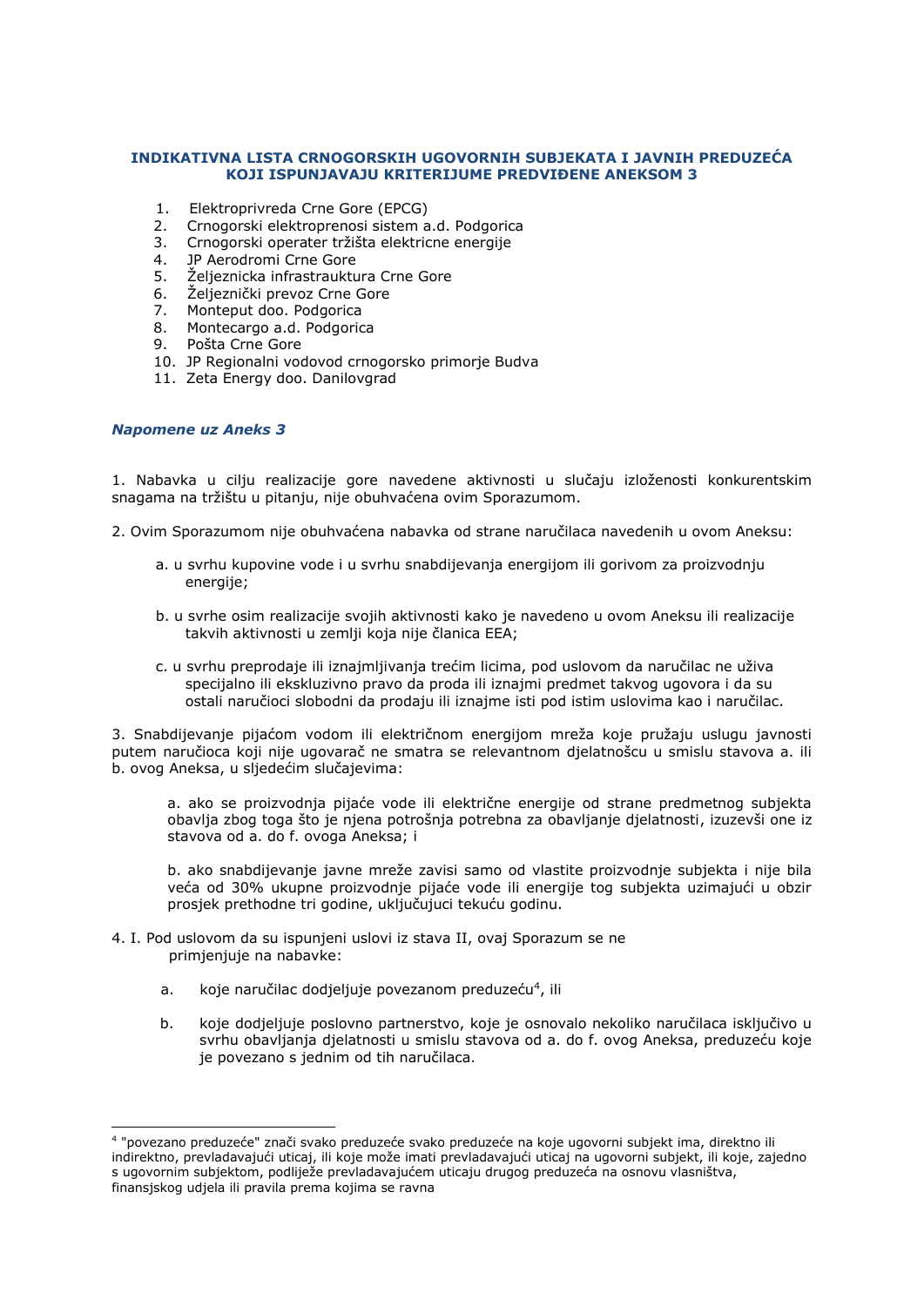**INDIKATIVNA LISTA CRNOGORSKIH UGOVORNIH SUBJEKATA I JAVNIH PREDUZEĆA KOJI ISPUNJAVAJU KRITERIJUME PREDVIĐENE ANEKSOM 3**

1. Elektroprivreda Crne Gore (EPCG)
2. Crnogorski elektroprenosi sistem a.d. Podgorica
3. Crnogorski operater tržišta elektricne energije
4. JP Aerodromi Crne Gore
5. Željeznicka infrastrauktura Crne Gore
6. Željeznički prevoz Crne Gore
7. Monteput doo. Podgorica
8. Montecargo a.d. Podgorica
9. Pošta Crne Gore
10. JP Regionalni vodovod crnogorsko primorje Budva
11. Zeta Energy doo. Danilovgrad

***Napomene uz Aneks 3***

1. Nabavka u cilju realizacije gore navedene aktivnosti u slučaju izloženosti konkurentskim snagama na tržištu u pitanju, nije obuhvaćena ovim Sporazumom.

2. Ovim Sporazumom nije obuhvaćena nabavka od strane naručilaca navedenih u ovom Aneksu:

   a. u svrhu kupovine vode i u svrhu snabdijevanja energijom ili gorivom za proizvodnju energije;

   b. u svrhe osim realizacije svojih aktivnosti kako je navedeno u ovom Aneksu ili realizacije takvih aktivnosti u zemlji koja nije članica EEA;

   c. u svrhu preprodaje ili iznajmljivanja trećim licima, pod uslovom da naručilac ne uživa specijalno ili ekskluzivno pravo da proda ili iznajmi predmet takvog ugovora i da su ostali naručioci slobodni da prodaju ili iznajme isti pod istim uslovima kao i naručilac.

3. Snabdijevanje pijaćom vodom ili električnom energijom mreža koje pružaju uslugu javnosti putem naručioca koji nije ugovarač ne smatra se relevantnom djelatnošcu u smislu stavova a. ili b. ovog Aneksa, u sljedećim slučajevima:

   a. ako se proizvodnja pijaće vode ili električne energije od strane predmetnog subjekta obavlja zbog toga što je njena potrošnja potrebna za obavljanje djelatnosti, izuzevši one iz stavova od a. do f. ovoga Aneksa; i

   b. ako snabdijevanje javne mreže zavisi samo od vlastite proizvodnje subjekta i nije bila veća od 30% ukupne proizvodnje pijaće vode ili energije tog subjekta uzimajući u obzir prosjek prethodne tri godine, uključujuci tekuću godinu.

4. I. Pod uslovom da su ispunjeni uslovi iz stava II, ovaj Sporazum se ne primjenjuje na nabavke:

   a. koje naručilac dodjeljuje povezanom preduzeću[4], ili

   b. koje dodjeljuje poslovno partnerstvo, koje je osnovalo nekoliko naručilaca isključivo u svrhu obavljanja djelatnosti u smislu stavova od a. do f. ovog Aneksa, preduzeću koje je povezano s jednim od tih naručilaca.

---

[4] "povezano preduzeće" znači svako preduzeće svako preduzeće na koje ugovorni subjekt ima, direktno ili indirektno, prevladavajući uticaj, ili koje može imati prevladavajući uticaj na ugovorni subjekt, ili koje, zajedno s ugovornim subjektom, podliježe prevladavajućem uticaju drugog preduzeća na osnovu vlasništva, finansjskog udjela ili pravila prema kojima se ravna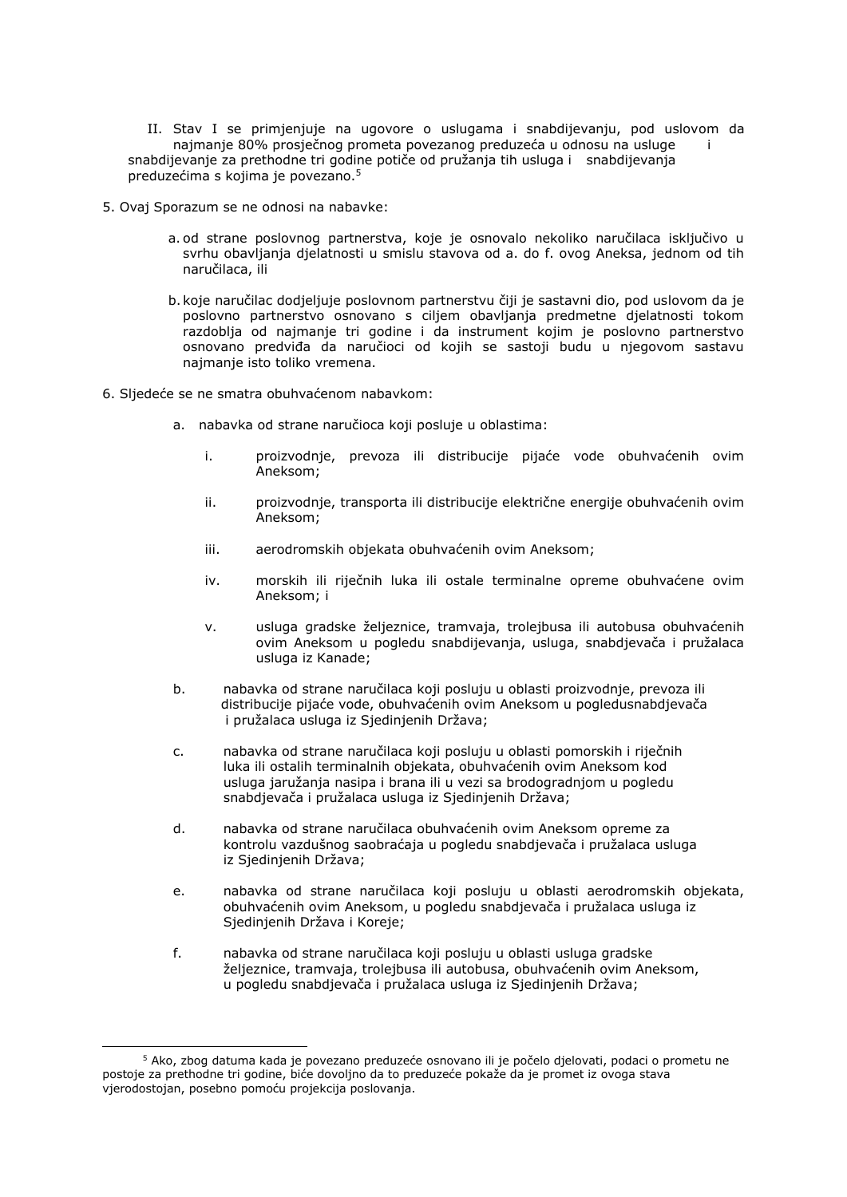II. Stav I se primjenjuje na ugovore o uslugama i snabdijevanju, pod uslovom da najmanje 80% prosječnog prometa povezanog preduzeća u odnosu na usluge i snabdijevanje za prethodne tri godine potiče od pružanja tih usluga i snabdijevanja preduzećima s kojima je povezano.[5]

5. Ovaj Sporazum se ne odnosi na nabavke:

   a. od strane poslovnog partnerstva, koje je osnovalo nekoliko naručilaca isključivo u svrhu obavljanja djelatnosti u smislu stavova od a. do f. ovog Aneksa, jednom od tih naručilaca, ili

   b. koje naručilac dodjeljuje poslovnom partnerstvu čiji je sastavni dio, pod uslovom da je poslovno partnerstvo osnovano s ciljem obavljanja predmetne djelatnosti tokom razdoblja od najmanje tri godine i da instrument kojim je poslovno partnerstvo osnovano predviđa da naručioci od kojih se sastoji budu u njegovom sastavu najmanje isto toliko vremena.

6. Sljedeće se ne smatra obuhvaćenom nabavkom:

   a. nabavka od strane naručioca koji posluje u oblastima:

      i. proizvodnje, prevoza ili distribucije pijaće vode obuhvaćenih ovim Aneksom;

      ii. proizvodnje, transporta ili distribucije električne energije obuhvaćenih ovim Aneksom;

      iii. aerodromskih objekata obuhvaćenih ovim Aneksom;

      iv. morskih ili riječnih luka ili ostale terminalne opreme obuhvaćene ovim Aneksom; i

      v. usluga gradske željeznice, tramvaja, trolejbusa ili autobusa obuhvaćenih ovim Aneksom u pogledu snabdijevanja, usluga, snabdjevača i pružalaca usluga iz Kanade;

   b. nabavka od strane naručilaca koji posluju u oblasti proizvodnje, prevoza ili distribucije pijaće vode, obuhvaćenih ovim Aneksom u pogledusnabdjevača i pružalaca usluga iz Sjedinjenih Država;

   c. nabavka od strane naručilaca koji posluju u oblasti pomorskih i riječnih luka ili ostalih terminalnih objekata, obuhvaćenih ovim Aneksom kod usluga jaružanja nasipa i brana ili u vezi sa brodogradnjom u pogledu snabdjevača i pružalaca usluga iz Sjedinjenih Država;

   d. nabavka od strane naručilaca obuhvaćenih ovim Aneksom opreme za kontrolu vazdušnog saobraćaja u pogledu snabdjevača i pružalaca usluga iz Sjedinjenih Država;

   e. nabavka od strane naručilaca koji posluju u oblasti aerodromskih objekata, obuhvaćenih ovim Aneksom, u pogledu snabdjevača i pružalaca usluga iz Sjedinjenih Država i Koreje;

   f. nabavka od strane naručilaca koji posluju u oblasti usluga gradske željeznice, tramvaja, trolejbusa ili autobusa, obuhvaćenih ovim Aneksom, u pogledu snabdjevača i pružalaca usluga iz Sjedinjenih Država;

---

[5] Ako, zbog datuma kada je povezano preduzeće osnovano ili je počelo djelovati, podaci o prometu ne postoje za prethodne tri godine, biće dovoljno da to preduzeće pokaže da je promet iz ovoga stava vjerodostojan, posebno pomoću projekcija poslovanja.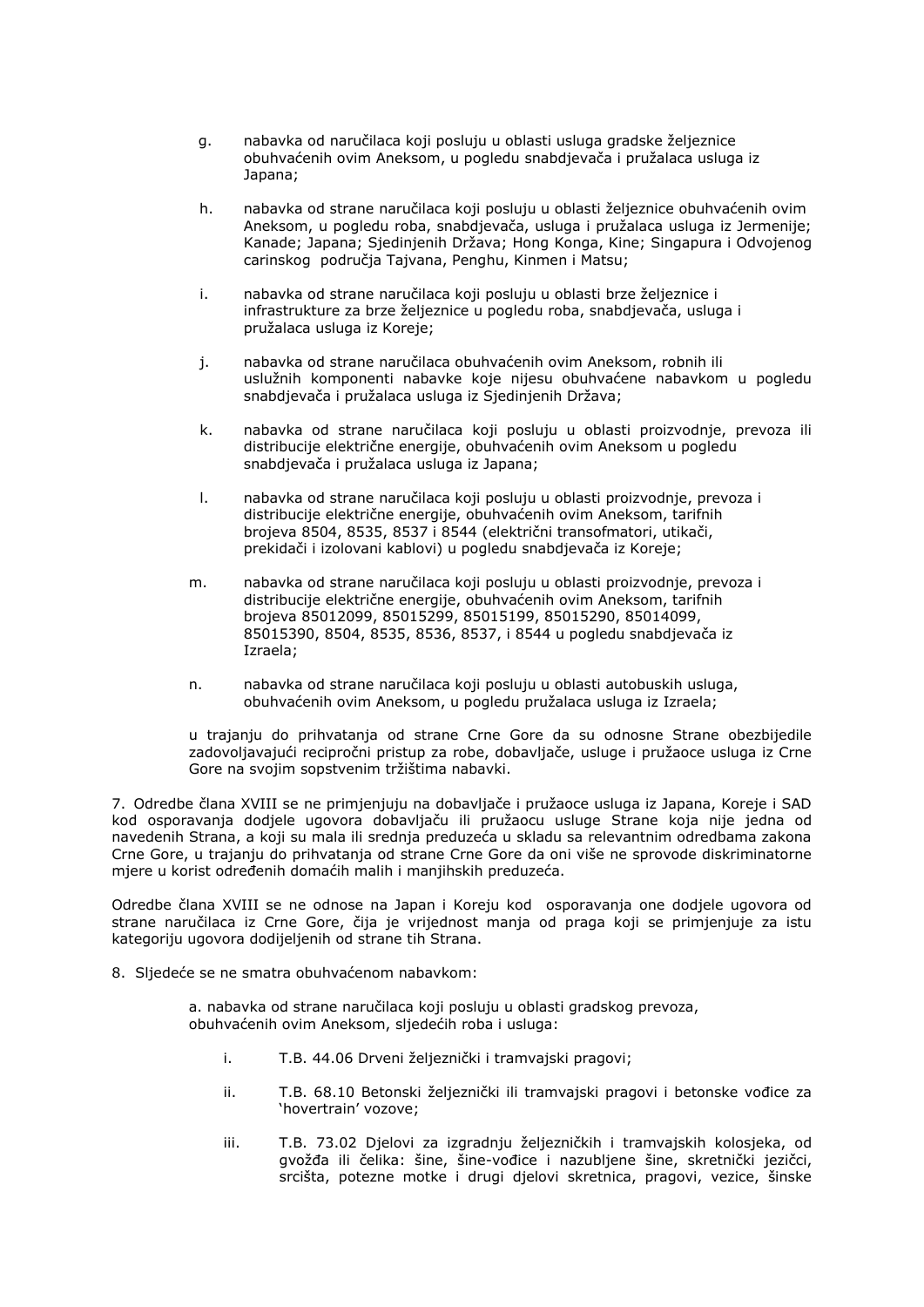g. nabavka od naručilaca koji posluju u oblasti usluga gradske željeznice obuhvaćenih ovim Aneksom, u pogledu snabdjevača i pružalaca usluga iz Japana;

h. nabavka od strane naručilaca koji posluju u oblasti željeznice obuhvaćenih ovim Aneksom, u pogledu roba, snabdjevača, usluga i pružalaca usluga iz Jermenije; Kanade; Japana; Sjedinjenih Država; Hong Konga, Kine; Singapura i Odvojenog carinskog područja Tajvana, Penghu, Kinmen i Matsu;

i. nabavka od strane naručilaca koji posluju u oblasti brze željeznice i infrastrukture za brze željeznice u pogledu roba, snabdjevača, usluga i pružalaca usluga iz Koreje;

j. nabavka od strane naručilaca obuhvaćenih ovim Aneksom, robnih ili uslužnih komponenti nabavke koje nijesu obuhvaćene nabavkom u pogledu snabdjevača i pružalaca usluga iz Sjedinjenih Država;

k. nabavka od strane naručilaca koji posluju u oblasti proizvodnje, prevoza ili distribucije električne energije, obuhvaćenih ovim Aneksom u pogledu snabdjevača i pružalaca usluga iz Japana;

l. nabavka od strane naručilaca koji posluju u oblasti proizvodnje, prevoza i distribucije električne energije, obuhvaćenih ovim Aneksom, tarifnih brojeva 8504, 8535, 8537 i 8544 (električni transofmatori, utikači, prekidači i izolovani kablovi) u pogledu snabdjevača iz Koreje;

m. nabavka od strane naručilaca koji posluju u oblasti proizvodnje, prevoza i distribucije električne energije, obuhvaćenih ovim Aneksom, tarifnih brojeva 85012099, 85015299, 85015199, 85015290, 85014099, 85015390, 8504, 8535, 8536, 8537, i 8544 u pogledu snabdjevača iz Izraela;

n. nabavka od strane naručilaca koji posluju u oblasti autobuskih usluga, obuhvaćenih ovim Aneksom, u pogledu pružalaca usluga iz Izraela;

u trajanju do prihvatanja od strane Crne Gore da su odnosne Strane obezbijedile zadovoljavajući recipročni pristup za robe, dobavljače, usluge i pružaoce usluga iz Crne Gore na svojim sopstvenim tržištima nabavki.

7. Odredbe člana XVIII se ne primjenjuju na dobavljače i pružaoce usluga iz Japana, Koreje i SAD kod osporavanja dodjele ugovora dobavljaču ili pružaocu usluge Strane koja nije jedna od navedenih Strana, a koji su mala ili srednja preduzeća u skladu sa relevantnim odredbama zakona Crne Gore, u trajanju do prihvatanja od strane Crne Gore da oni više ne sprovode diskriminatorne mjere u korist određenih domaćih malih i manjihskih preduzeća.

Odredbe člana XVIII se ne odnose na Japan i Koreju kod osporavanja one dodjele ugovora od strane naručilaca iz Crne Gore, čija je vrijednost manja od praga koji se primjenjuje za istu kategoriju ugovora dodijeljenih od strane tih Strana.

8. Sljedeće se ne smatra obuhvaćenom nabavkom:

a. nabavka od strane naručilaca koji posluju u oblasti gradskog prevoza, obuhvaćenih ovim Aneksom, sljedećih roba i usluga:

i. T.B. 44.06 Drveni željeznički i tramvajski pragovi;

ii. T.B. 68.10 Betonski željeznički ili tramvajski pragovi i betonske vođice za 'hovertrain' vozove;

iii. T.B. 73.02 Djelovi za izgradnju željezničkih i tramvajskih kolosjeka, od gvožđa ili čelika: šine, šine-vođice i nazubljene šine, skretnički jezičci, srcišta, potezne motke i drugi djelovi skretnica, pragovi, vezice, šinske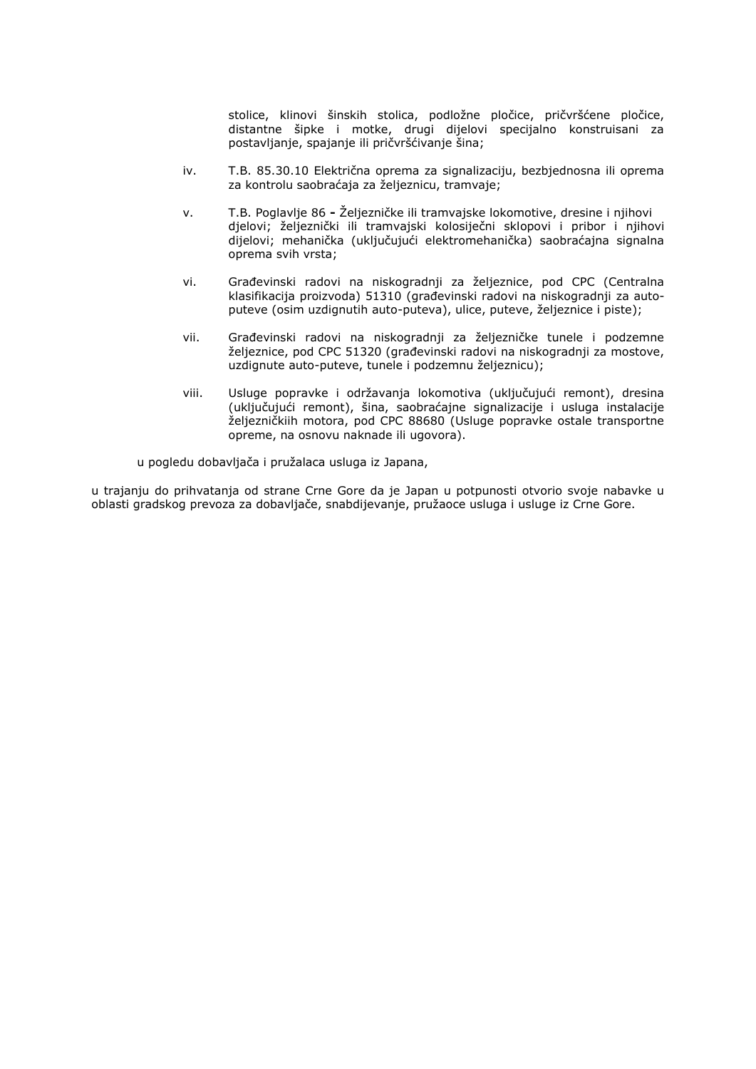stolice, klinovi šinskih stolica, podložne pločice, pričvršćene pločice, distantne šipke i motke, drugi dijelovi specijalno konstruisani za postavljanje, spajanje ili pričvršćivanje šina;

iv. T.B. 85.30.10 Električna oprema za signalizaciju, bezbjednosna ili oprema za kontrolu saobraćaja za željeznicu, tramvaje;

v. T.B. Poglavlje 86 **-** Željezničke ili tramvajske lokomotive, dresine i njihovi djelovi; željeznički ili tramvajski kolosiječni sklopovi i pribor i njihovi dijelovi; mehanička (uključujući elektromehanička) saobraćajna signalna oprema svih vrsta;

vi. Građevinski radovi na niskogradnji za željeznice, pod CPC (Centralna klasifikacija proizvoda) 51310 (građevinski radovi na niskogradnji za auto-puteve (osim uzdignutih auto-puteva), ulice, puteve, željeznice i piste);

vii. Građevinski radovi na niskogradnji za željezničke tunele i podzemne željeznice, pod CPC 51320 (građevinski radovi na niskogradnji za mostove, uzdignute auto-puteve, tunele i podzemnu željeznicu);

viii. Usluge popravke i održavanja lokomotiva (uključujući remont), dresina (uključujući remont), šina, saobraćajne signalizacije i usluga instalacije željezničkiih motora, pod CPC 88680 (Usluge popravke ostale transportne opreme, na osnovu naknade ili ugovora).

u pogledu dobavljača i pružalaca usluga iz Japana,

u trajanju do prihvatanja od strane Crne Gore da je Japan u potpunosti otvorio svoje nabavke u oblasti gradskog prevoza za dobavljače, snabdijevanje, pružaoce usluga i usluge iz Crne Gore.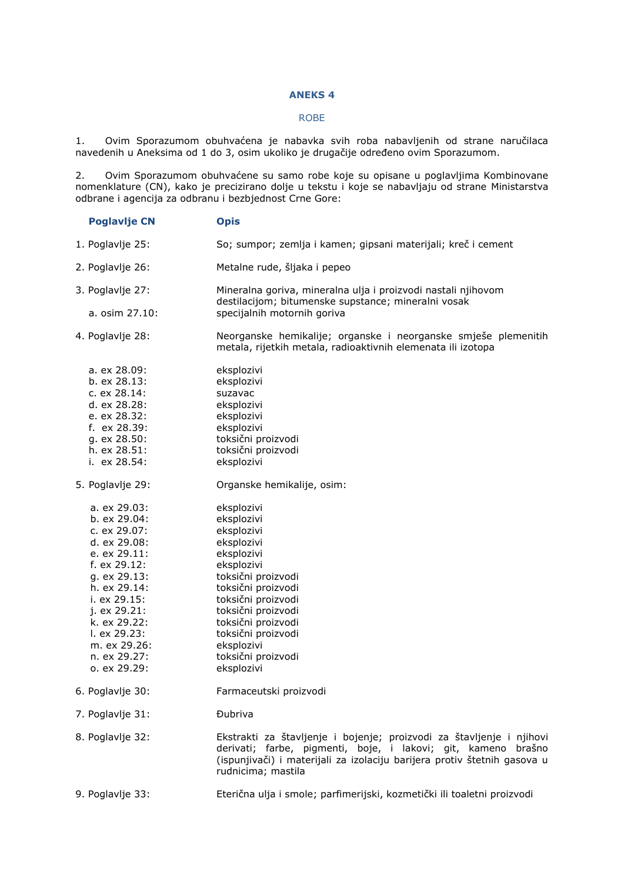# ANEKS 4

## ROBE

1. Ovim Sporazumom obuhvaćena je nabavka svih roba nabavljenih od strane naručilaca navedenih u Aneksima od 1 do 3, osim ukoliko je drugačije određeno ovim Sporazumom.

2. Ovim Sporazumom obuhvaćene su samo robe koje su opisane u poglavljima Kombinovane nomenklature (CN), kako je precizirano dolje u tekstu i koje se nabavljaju od strane Ministarstva odbrane i agencija za odbranu i bezbjednost Crne Gore:

| Poglavlje CN | Opis |
|---|---|
| 1. Poglavlje 25: | So; sumpor; zemlja i kamen; gipsani materijali; kreč i cement |
| 2. Poglavlje 26: | Metalne rude, šljaka i pepeo |
| 3. Poglavlje 27: | Mineralna goriva, mineralna ulja i proizvodi nastali njihovom destilacijom; bitumenske supstance; mineralni vosak |
| a. osim 27.10: | specijalnih motornih goriva |
| 4. Poglavlje 28: | Neorganske hemikalije; organske i neorganske smješe plemenitih metala, rijetkih metala, radioaktivnih elemenata ili izotopa |
| a. ex 28.09: | eksplozivi |
| b. ex 28.13: | eksplozivi |
| c. ex 28.14: | suzavac |
| d. ex 28.28: | eksplozivi |
| e. ex 28.32: | eksplozivi |
| f. ex 28.39: | eksplozivi |
| g. ex 28.50: | toksični proizvodi |
| h. ex 28.51: | toksični proizvodi |
| i. ex 28.54: | eksplozivi |
| 5. Poglavlje 29: | Organske hemikalije, osim: |
| a. ex 29.03: | eksplozivi |
| b. ex 29.04: | eksplozivi |
| c. ex 29.07: | eksplozivi |
| d. ex 29.08: | eksplozivi |
| e. ex 29.11: | eksplozivi |
| f. ex 29.12: | eksplozivi |
| g. ex 29.13: | toksični proizvodi |
| h. ex 29.14: | toksični proizvodi |
| i. ex 29.15: | toksični proizvodi |
| j. ex 29.21: | toksični proizvodi |
| k. ex 29.22: | toksični proizvodi |
| l. ex 29.23: | toksični proizvodi |
| m. ex 29.26: | eksplozivi |
| n. ex 29.27: | toksični proizvodi |
| o. ex 29.29: | eksplozivi |
| 6. Poglavlje 30: | Farmaceutski proizvodi |
| 7. Poglavlje 31: | Đubriva |
| 8. Poglavlje 32: | Ekstrakti za štavljenje i bojenje; proizvodi za štavljenje i njihovi derivati; farbe, pigmenti, boje, i lakovi; git, kameno brašno (ispunjivači) i materijali za izolaciju barijera protiv štetnih gasova u rudnicima; mastila |
| 9. Poglavlje 33: | Eterična ulja i smole; parfimerijski, kozmetički ili toaletni proizvodi |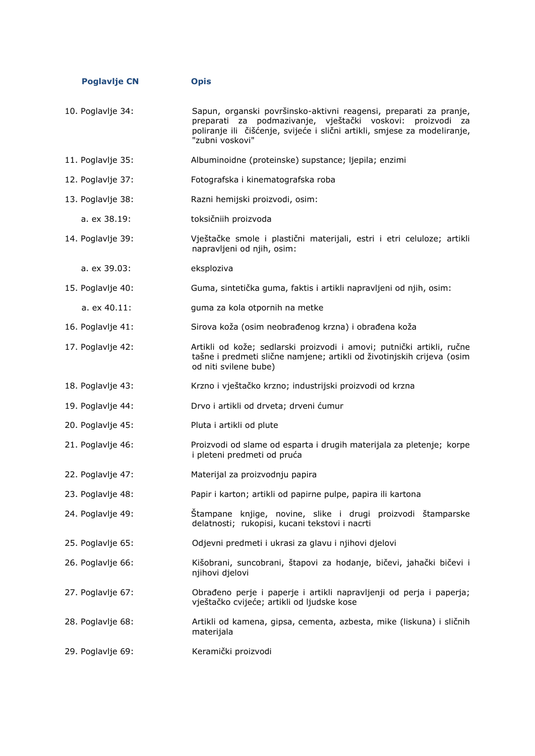| Poglavlje CN | Opis |
|---|---|
| 10. Poglavlje 34: | Sapun, organski površinsko-aktivni reagensi, preparati za pranje, preparati za podmazivanje, vještački voskovi: proizvodi za poliranje ili čišćenje, svijeće i slični artikli, smjese za modeliranje, "zubni voskovi" |
| 11. Poglavlje 35: | Albuminoidne (proteinske) supstance; ljepila; enzimi |
| 12. Poglavlje 37: | Fotografska i kinematografska roba |
| 13. Poglavlje 38: | Razni hemijski proizvodi, osim: |
| a. ex 38.19: | toksičniih proizvoda |
| 14. Poglavlje 39: | Vještačke smole i plastični materijali, estri i etri celuloze; artikli napravljeni od njih, osim: |
| a. ex 39.03: | eksploziva |
| 15. Poglavlje 40: | Guma, sintetička guma, faktis i artikli napravljeni od njih, osim: |
| a. ex 40.11: | guma za kola otpornih na metke |
| 16. Poglavlje 41: | Sirova koža (osim neobrađenog krzna) i obrađena koža |
| 17. Poglavlje 42: | Artikli od kože; sedlarski proizvodi i amovi; putnički artikli, ručne tašne i predmeti slične namjene; artikli od životinjskih crijeva (osim od niti svilene bube) |
| 18. Poglavlje 43: | Krzno i vještačko krzno; industrijski proizvodi od krzna |
| 19. Poglavlje 44: | Drvo i artikli od drveta; drveni ćumur |
| 20. Poglavlje 45: | Pluta i artikli od plute |
| 21. Poglavlje 46: | Proizvodi od slame od esparta i drugih materijala za pletenje; korpe i pleteni predmeti od pruća |
| 22. Poglavlje 47: | Materijal za proizvodnju papira |
| 23. Poglavlje 48: | Papir i karton; artikli od papirne pulpe, papira ili kartona |
| 24. Poglavlje 49: | Štampane knjige, novine, slike i drugi proizvodi štamparske delatnosti; rukopisi, kucani tekstovi i nacrti |
| 25. Poglavlje 65: | Odjevni predmeti i ukrasi za glavu i njihovi djelovi |
| 26. Poglavlje 66: | Kišobrani, suncobrani, štapovi za hodanje, bičevi, jahački bičevi i njihovi djelovi |
| 27. Poglavlje 67: | Obrađeno perje i paperje i artikli napravljenji od perja i paperja; vještačko cvijeće; artikli od ljudske kose |
| 28. Poglavlje 68: | Artikli od kamena, gipsa, cementa, azbesta, mike (liskuna) i sličnih materijala |
| 29. Poglavlje 69: | Keramički proizvodi |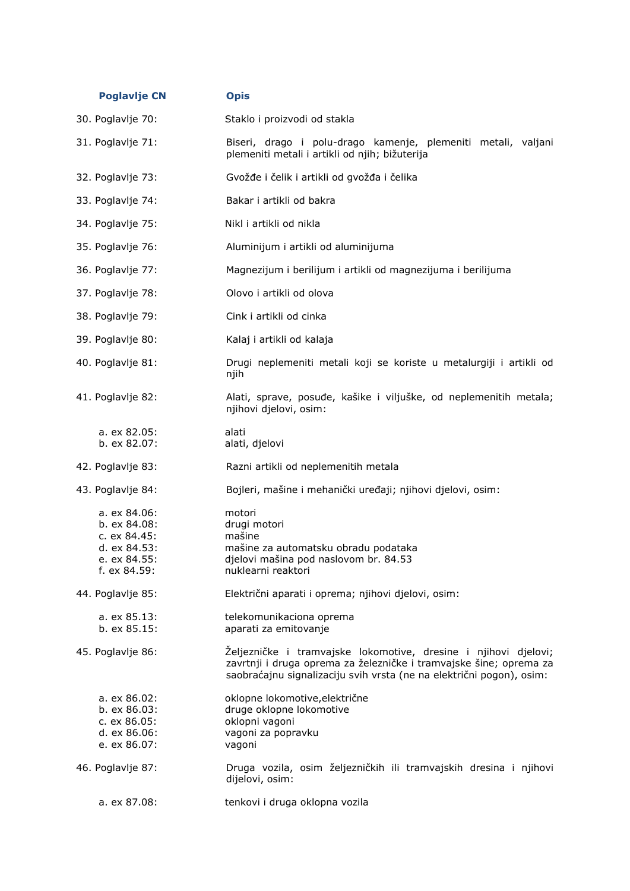| Poglavlje CN | Opis |
|---|---|
| 30. Poglavlje 70: | Staklo i proizvodi od stakla |
| 31. Poglavlje 71: | Biseri, drago i polu-drago kamenje, plemeniti metali, valjani plemeniti metali i artikli od njih; bižuterija |
| 32. Poglavlje 73: | Gvožđe i čelik i artikli od gvožđa i čelika |
| 33. Poglavlje 74: | Bakar i artikli od bakra |
| 34. Poglavlje 75: | Nikl i artikli od nikla |
| 35. Poglavlje 76: | Aluminijum i artikli od aluminijuma |
| 36. Poglavlje 77: | Magnezijum i berilijum i artikli od magnezijuma i berilijuma |
| 37. Poglavlje 78: | Olovo i artikli od olova |
| 38. Poglavlje 79: | Cink i artikli od cinka |
| 39. Poglavlje 80: | Kalaj i artikli od kalaja |
| 40. Poglavlje 81: | Drugi neplemeniti metali koji se koriste u metalurgiji i artikli od njih |
| 41. Poglavlje 82: | Alati, sprave, posuđe, kašike i viljuške, od neplemenitih metala; njihovi djelovi, osim: |
| a. ex 82.05: | alati |
| b. ex 82.07: | alati, djelovi |
| 42. Poglavlje 83: | Razni artikli od neplemenitih metala |
| 43. Poglavlje 84: | Bojleri, mašine i mehanički uređaji; njihovi djelovi, osim: |
| a. ex 84.06: | motori |
| b. ex 84.08: | drugi motori |
| c. ex 84.45: | mašine |
| d. ex 84.53: | mašine za automatsku obradu podataka |
| e. ex 84.55: | djelovi mašina pod naslovom br. 84.53 |
| f. ex 84.59: | nuklearni reaktori |
| 44. Poglavlje 85: | Električni aparati i oprema; njihovi djelovi, osim: |
| a. ex 85.13: | telekomunikaciona oprema |
| b. ex 85.15: | aparati za emitovanje |
| 45. Poglavlje 86: | Željezničke i tramvajske lokomotive, dresine i njihovi djelovi; zavrtnji i druga oprema za železničke i tramvajske šine; oprema za saobraćajnu signalizaciju svih vrsta (ne na električni pogon), osim: |
| a. ex 86.02: | oklopne lokomotive,električne |
| b. ex 86.03: | druge oklopne lokomotive |
| c. ex 86.05: | oklopni vagoni |
| d. ex 86.06: | vagoni za popravku |
| e. ex 86.07: | vagoni |
| 46. Poglavlje 87: | Druga vozila, osim željezničkih ili tramvajskih dresina i njihovi dijelovi, osim: |
| a. ex 87.08: | tenkovi i druga oklopna vozila |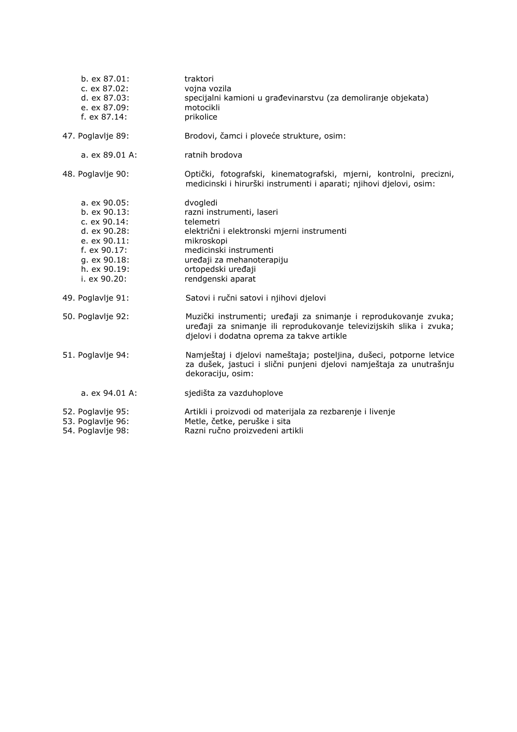| | |
|---|---|
| b. ex 87.01: | traktori |
| c. ex 87.02: | vojna vozila |
| d. ex 87.03: | specijalni kamioni u građevinarstvu (za demoliranje objekata) |
| e. ex 87.09: | motocikli |
| f. ex 87.14: | prikolice |
| 47. Poglavlje 89: | Brodovi, čamci i ploveće strukture, osim: |
| a. ex 89.01 A: | ratnih brodova |
| 48. Poglavlje 90: | Optički, fotografski, kinematografski, mjerni, kontrolni, precizni, medicinski i hirurški instrumenti i aparati; njihovi djelovi, osim: |
| a. ex 90.05: | dvogledi |
| b. ex 90.13: | razni instrumenti, laseri |
| c. ex 90.14: | telemetri |
| d. ex 90.28: | električni i elektronski mjerni instrumenti |
| e. ex 90.11: | mikroskopi |
| f. ex 90.17: | medicinski instrumenti |
| g. ex 90.18: | uređaji za mehanoterapiju |
| h. ex 90.19: | ortopedski uređaji |
| i. ex 90.20: | rendgenski aparat |
| 49. Poglavlje 91: | Satovi i ručni satovi i njihovi djelovi |
| 50. Poglavlje 92: | Muzički instrumenti; uređaji za snimanje i reprodukovanje zvuka; uređaji za snimanje ili reprodukovanje televizijskih slika i zvuka; djelovi i dodatna oprema za takve artikle |
| 51. Poglavlje 94: | Namještaj i djelovi nameštaja; posteljina, dušeci, potporne letvice za dušek, jastuci i slični punjeni djelovi namještaja za unutrašnju dekoraciju, osim: |
| a. ex 94.01 A: | sjedišta za vazduhoplove |
| 52. Poglavlje 95: | Artikli i proizvodi od materijala za rezbarenje i livenje |
| 53. Poglavlje 96: | Metle, četke, peruške i sita |
| 54. Poglavlje 98: | Razni ručno proizvedeni artikli |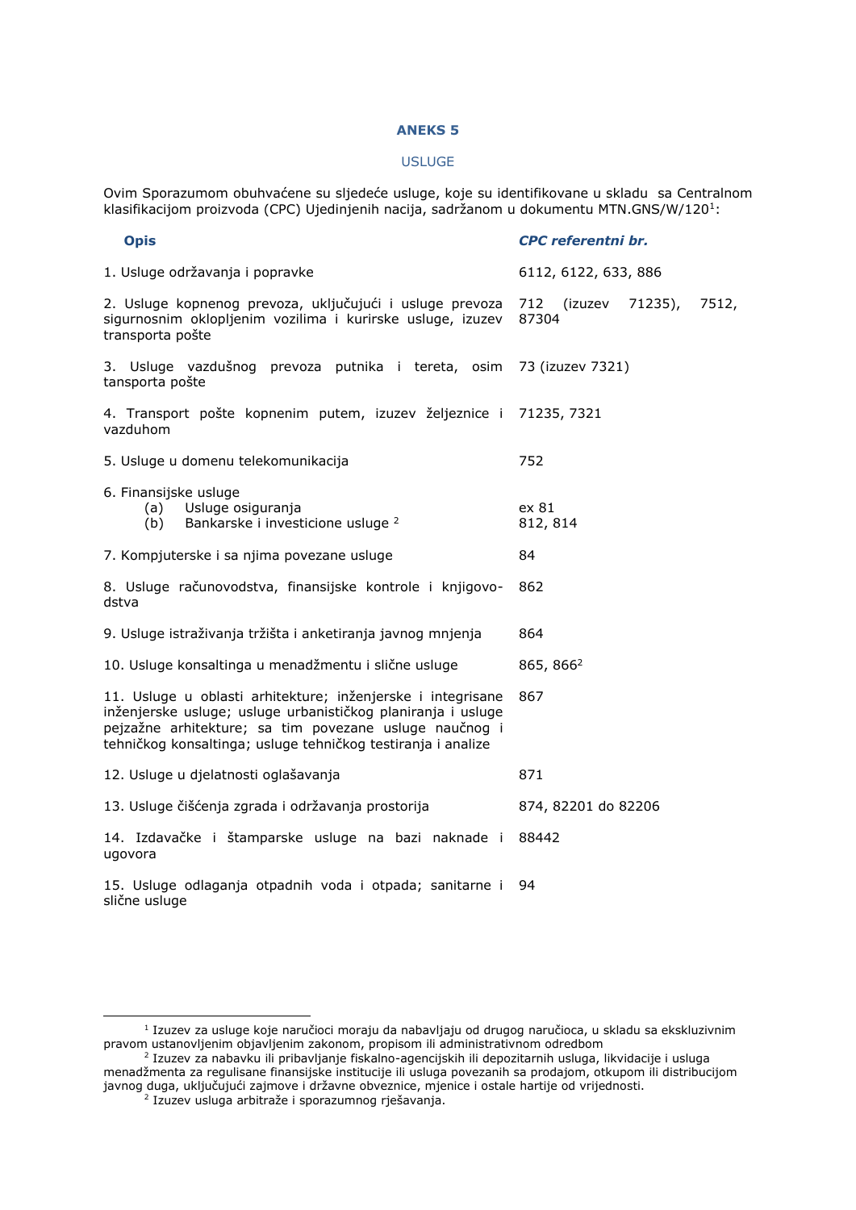**ANEKS 5**

USLUGE

Ovim Sporazumom obuhvaćene su sljedeće usluge, koje su identifikovane u skladu sa Centralnom klasifikacijom proizvoda (CPC) Ujedinjenih nacija, sadržanom u dokumentu MTN.GNS/W/120[1]:

| **Opis** | ***CPC referentni br.*** |
|---|---|
| 1. Usluge održavanja i popravke | 6112, 6122, 633, 886 |
| 2. Usluge kopnenog prevoza, uključujući i usluge prevoza sigurnosnim oklopljenim vozilima i kurirske usluge, izuzev transporta pošte | 712 (izuzev 71235), 7512, 87304 |
| 3. Usluge vazdušnog prevoza putnika i tereta, osim tansporta pošte | 73 (izuzev 7321) |
| 4. Transport pošte kopnenim putem, izuzev željeznice i vazduhom | 71235, 7321 |
| 5. Usluge u domenu telekomunikacija | 752 |
| 6. Finansijske usluge<br>(a) Usluge osiguranja<br>(b) Bankarske i investicione usluge [2] | <br>ex 81<br>812, 814 |
| 7. Kompjuterske i sa njima povezane usluge | 84 |
| 8. Usluge računovodstva, finansijske kontrole i knjigovo-dstva | 862 |
| 9. Usluge istraživanja tržišta i anketiranja javnog mnjenja | 864 |
| 10. Usluge konsaltinga u menadžmentu i slične usluge | 865, 866[2] |
| 11. Usluge u oblasti arhitekture; inženjerske i integrisane inženjerske usluge; usluge urbanističkog planiranja i usluge pejzažne arhitekture; sa tim povezane usluge naučnog i tehničkog konsaltinga; usluge tehničkog testiranja i analize | 867 |
| 12. Usluge u djelatnosti oglašavanja | 871 |
| 13. Usluge čišćenja zgrada i održavanja prostorija | 874, 82201 do 82206 |
| 14. Izdavačke i štamparske usluge na bazi naknade i ugovora | 88442 |
| 15. Usluge odlaganja otpadnih voda i otpada; sanitarne i slične usluge | 94 |

---

[1] Izuzev za usluge koje naručioci moraju da nabavljaju od drugog naručioca, u skladu sa ekskluzivnim pravom ustanovljenim objavljenim zakonom, propisom ili administrativnom odredbom

[2] Izuzev za nabavku ili pribavljanje fiskalno-agencijskih ili depozitarnih usluga, likvidacije i usluga menadžmenta za regulisane finansijske institucije ili usluga povezanih sa prodajom, otkupom ili distribucijom javnog duga, uključujući zajmove i državne obveznice, mjenice i ostale hartije od vrijednosti.

[2] Izuzev usluga arbitraže i sporazumnog rješavanja.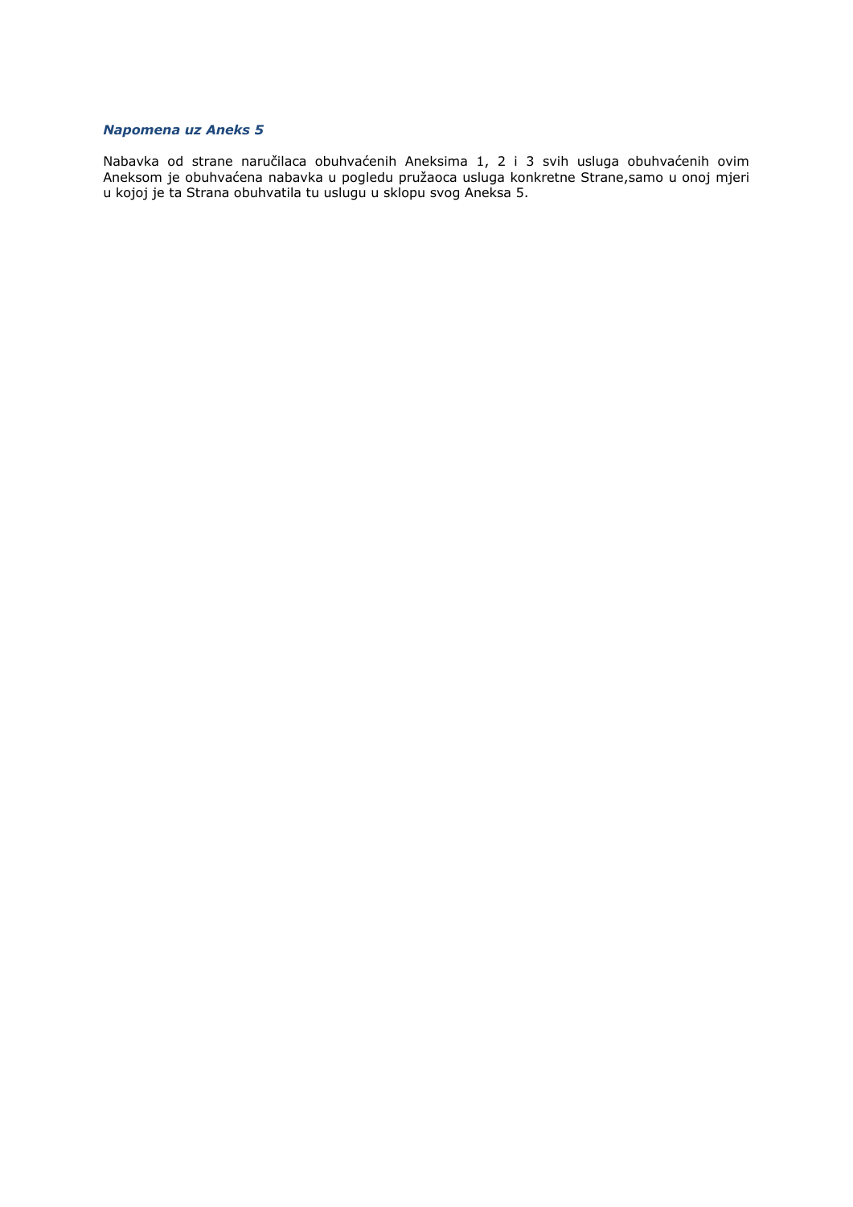***Napomena uz Aneks 5***

Nabavka od strane naručilaca obuhvaćenih Aneksima 1, 2 i 3 svih usluga obuhvaćenih ovim Aneksom je obuhvaćena nabavka u pogledu pružaoca usluga konkretne Strane,samo u onoj mjeri u kojoj je ta Strana obuhvatila tu uslugu u sklopu svog Aneksa 5.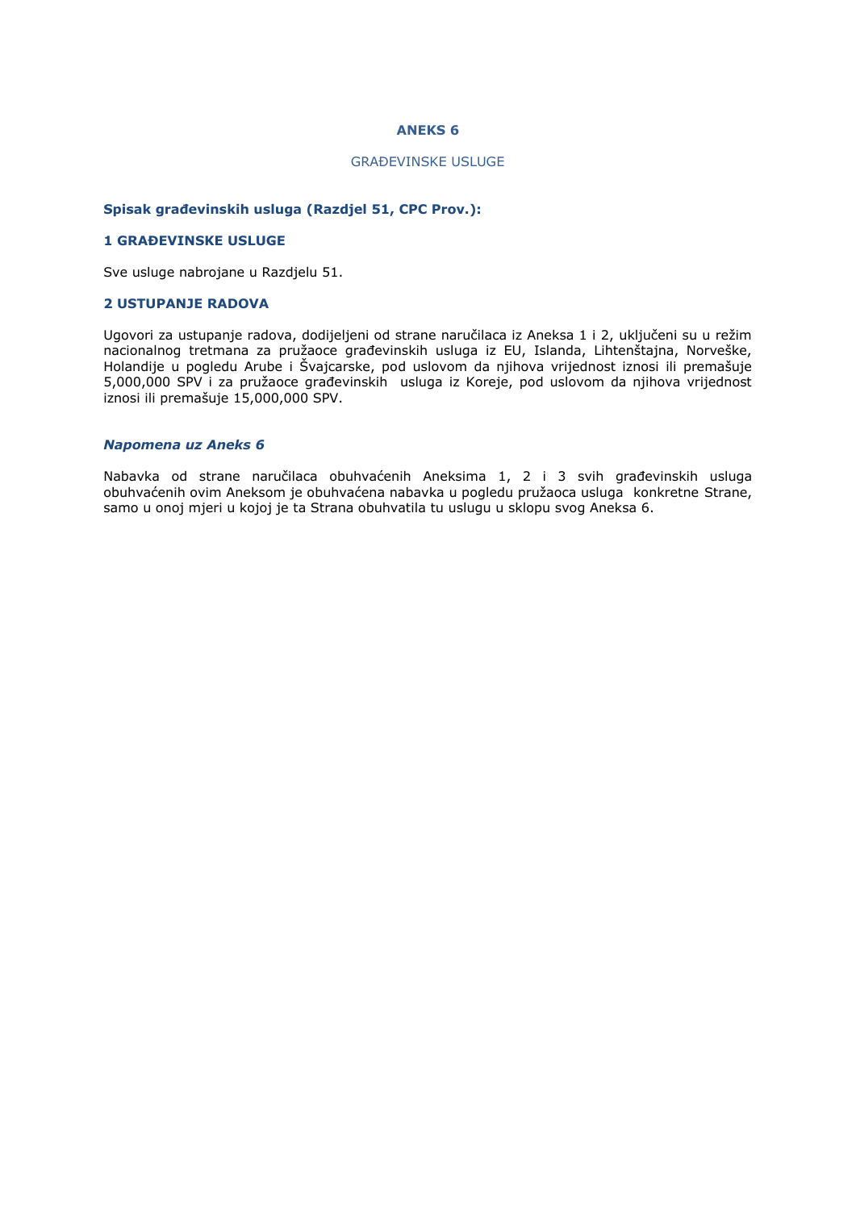# ANEKS 6

## GRAĐEVINSKE USLUGE

**Spisak građevinskih usluga (Razdjel 51, CPC Prov.):**

**1 GRAĐEVINSKE USLUGE**

Sve usluge nabrojane u Razdjelu 51.

**2 USTUPANJE RADOVA**

Ugovori za ustupanje radova, dodijeljeni od strane naručilaca iz Aneksa 1 i 2, uključeni su u režim nacionalnog tretmana za pružaoce građevinskih usluga iz EU, Islanda, Lihtenštajna, Norveške, Holandije u pogledu Arube i Švajcarske, pod uslovom da njihova vrijednost iznosi ili premašuje 5,000,000 SPV i za pružaoce građevinskih usluga iz Koreje, pod uslovom da njihova vrijednost iznosi ili premašuje 15,000,000 SPV.

***Napomena uz Aneks 6***

Nabavka od strane naručilaca obuhvaćenih Aneksima 1, 2 i 3 svih građevinskih usluga obuhvaćenih ovim Aneksom je obuhvaćena nabavka u pogledu pružaoca usluga konkretne Strane, samo u onoj mjeri u kojoj je ta Strana obuhvatila tu uslugu u sklopu svog Aneksa 6.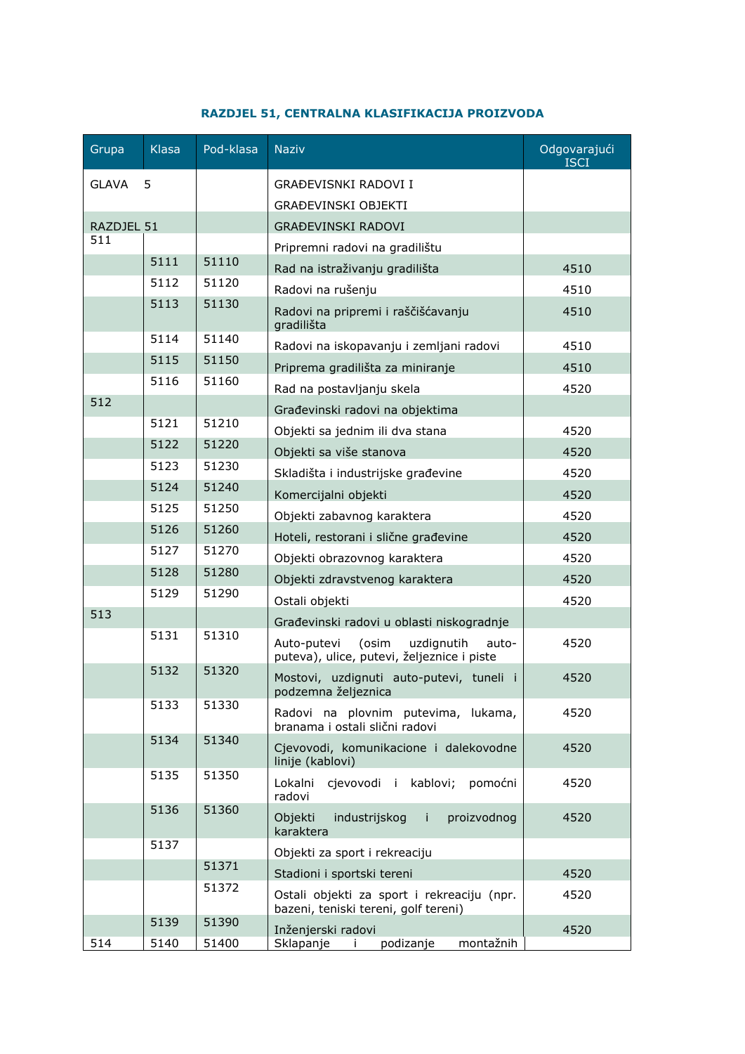**RAZDJEL 51, CENTRALNA KLASIFIKACIJA PROIZVODA**

| Grupa | Klasa | Pod-klasa | Naziv | Odgovarajući ISCI |
|---|---|---|---|---|
| GLAVA | 5 | | GRAĐEVISNKI RADOVI I GRAĐEVINSKI OBJEKTI | |
| RAZDJEL 51 | | | GRAĐEVINSKI RADOVI | |
| 511 | | | Pripremni radovi na gradilištu | |
| | 5111 | 51110 | Rad na istraživanju gradilišta | 4510 |
| | 5112 | 51120 | Radovi na rušenju | 4510 |
| | 5113 | 51130 | Radovi na pripremi i raščišćavanju gradilišta | 4510 |
| | 5114 | 51140 | Radovi na iskopavanju i zemljani radovi | 4510 |
| | 5115 | 51150 | Priprema gradilišta za miniranje | 4510 |
| | 5116 | 51160 | Rad na postavljanju skela | 4520 |
| 512 | | | Građevinski radovi na objektima | |
| | 5121 | 51210 | Objekti sa jednim ili dva stana | 4520 |
| | 5122 | 51220 | Objekti sa više stanova | 4520 |
| | 5123 | 51230 | Skladišta i industrijske građevine | 4520 |
| | 5124 | 51240 | Komercijalni objekti | 4520 |
| | 5125 | 51250 | Objekti zabavnog karaktera | 4520 |
| | 5126 | 51260 | Hoteli, restorani i slične građevine | 4520 |
| | 5127 | 51270 | Objekti obrazovnog karaktera | 4520 |
| | 5128 | 51280 | Objekti zdravstvenog karaktera | 4520 |
| | 5129 | 51290 | Ostali objekti | 4520 |
| 513 | | | Građevinski radovi u oblasti niskogradnje | |
| | 5131 | 51310 | Auto-putevi (osim uzdignutih auto-puteva), ulice, putevi, željeznice i piste | 4520 |
| | 5132 | 51320 | Mostovi, uzdignuti auto-putevi, tuneli i podzemna željeznica | 4520 |
| | 5133 | 51330 | Radovi na plovnim putevima, lukama, branama i ostali slični radovi | 4520 |
| | 5134 | 51340 | Cjevovodi, komunikacione i dalekovodne linije (kablovi) | 4520 |
| | 5135 | 51350 | Lokalni cjevovodi i kablovi; pomoćni radovi | 4520 |
| | 5136 | 51360 | Objekti industrijskog i proizvodnog karaktera | 4520 |
| | 5137 | | Objekti za sport i rekreaciju | |
| | | 51371 | Stadioni i sportski tereni | 4520 |
| | | 51372 | Ostali objekti za sport i rekreaciju (npr. bazeni, teniski tereni, golf tereni) | 4520 |
| | 5139 | 51390 | Inženjerski radovi | 4520 |
| 514 | 5140 | 51400 | Sklapanje i podizanje montažnih | |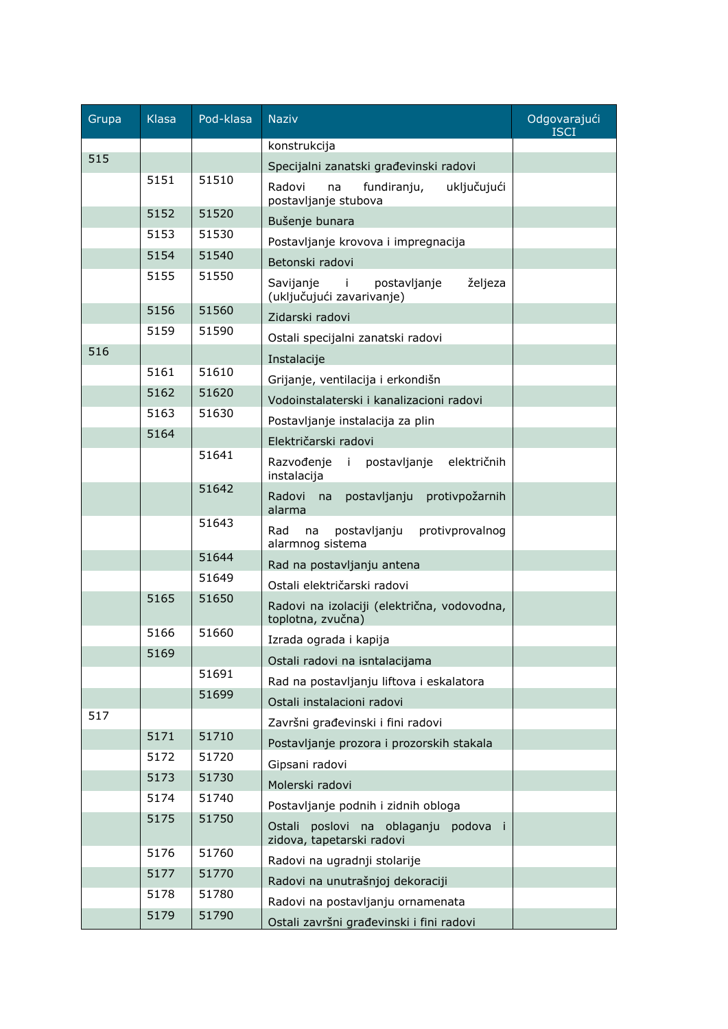| Grupa | Klasa | Pod-klasa | Naziv | Odgovarajući ISCI |
|---|---|---|---|---|
| | | | konstrukcija | |
| 515 | | | Specijalni zanatski građevinski radovi | |
| | 5151 | 51510 | Radovi na fundiranju, uključujući postavljanje stubova | |
| | 5152 | 51520 | Bušenje bunara | |
| | 5153 | 51530 | Postavljanje krovova i impregnacija | |
| | 5154 | 51540 | Betonski radovi | |
| | 5155 | 51550 | Savijanje i postavljanje željeza (uključujući zavarivanje) | |
| | 5156 | 51560 | Zidarski radovi | |
| | 5159 | 51590 | Ostali specijalni zanatski radovi | |
| 516 | | | Instalacije | |
| | 5161 | 51610 | Grijanje, ventilacija i erkondišn | |
| | 5162 | 51620 | Vodoinstalaterski i kanalizacioni radovi | |
| | 5163 | 51630 | Postavljanje instalacija za plin | |
| | 5164 | | Električarski radovi | |
| | | 51641 | Razvođenje i postavljanje električnih instalacija | |
| | | 51642 | Radovi na postavljanju protivpožarnih alarma | |
| | | 51643 | Rad na postavljanju protivprovalnog alarmnog sistema | |
| | | 51644 | Rad na postavljanju antena | |
| | | 51649 | Ostali električarski radovi | |
| | 5165 | 51650 | Radovi na izolaciji (električna, vodovodna, toplotna, zvučna) | |
| | 5166 | 51660 | Izrada ograda i kapija | |
| | 5169 | | Ostali radovi na isntalacijama | |
| | | 51691 | Rad na postavljanju liftova i eskalatora | |
| | | 51699 | Ostali instalacioni radovi | |
| 517 | | | Završni građevinski i fini radovi | |
| | 5171 | 51710 | Postavljanje prozora i prozorskih stakala | |
| | 5172 | 51720 | Gipsani radovi | |
| | 5173 | 51730 | Molerski radovi | |
| | 5174 | 51740 | Postavljanje podnih i zidnih obloga | |
| | 5175 | 51750 | Ostali poslovi na oblaganju podova i zidova, tapetarski radovi | |
| | 5176 | 51760 | Radovi na ugradnji stolarije | |
| | 5177 | 51770 | Radovi na unutrašnjoj dekoraciji | |
| | 5178 | 51780 | Radovi na postavljanju ornamenata | |
| | 5179 | 51790 | Ostali završni građevinski i fini radovi | |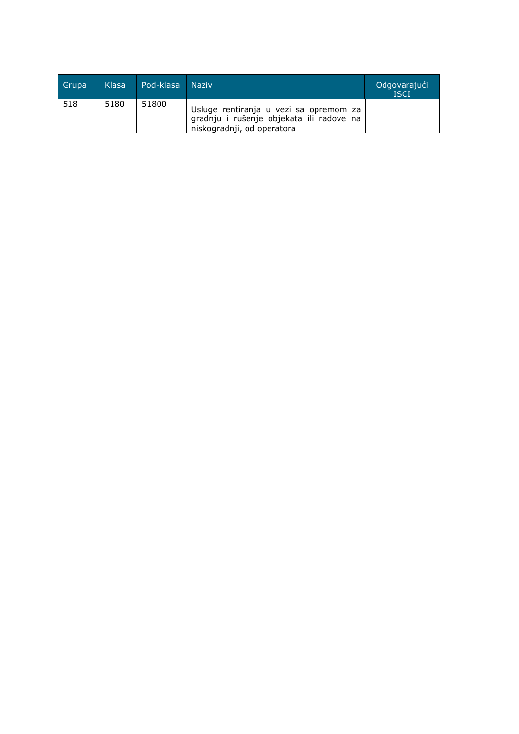| Grupa | Klasa | Pod-klasa | Naziv | Odgovarajući ISCI |
|---|---|---|---|---|
| 518 | 5180 | 51800 | Usluge rentiranja u vezi sa opremom za gradnju i rušenje objekata ili radove na niskogradnji, od operatora | |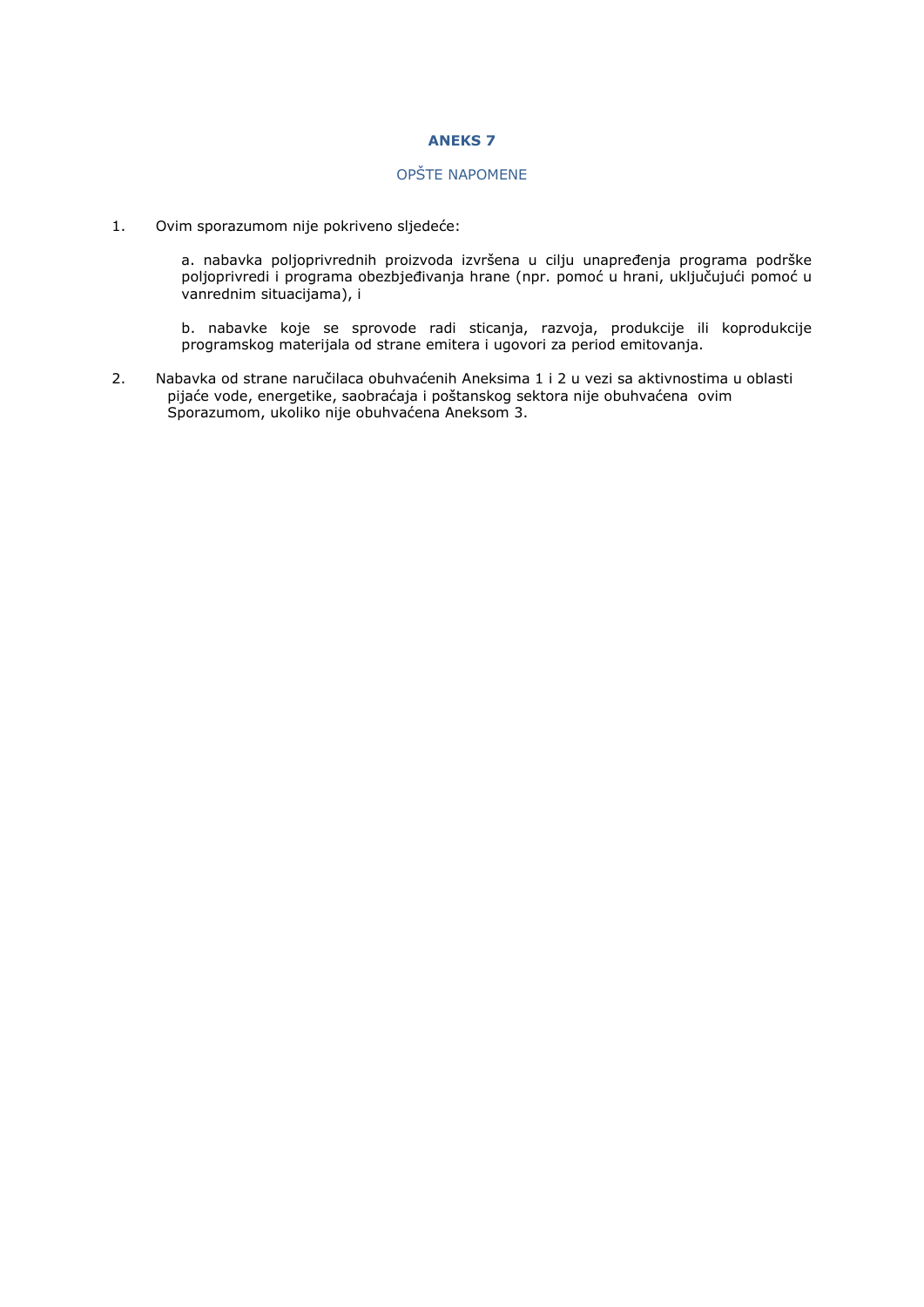# ANEKS 7

## OPŠTE NAPOMENE

1. Ovim sporazumom nije pokriveno sljedeće:

   a. nabavka poljoprivrednih proizvoda izvršena u cilju unapređenja programa podrške poljoprivredi i programa obezbjeđivanja hrane (npr. pomoć u hrani, uključujući pomoć u vanrednim situacijama), i

   b. nabavke koje se sprovode radi sticanja, razvoja, produkcije ili koprodukcije programskog materijala od strane emitera i ugovori za period emitovanja.

2. Nabavka od strane naručilaca obuhvaćenih Aneksima 1 i 2 u vezi sa aktivnostima u oblasti pijaće vode, energetike, saobraćaja i poštanskog sektora nije obuhvaćena ovim Sporazumom, ukoliko nije obuhvaćena Aneksom 3.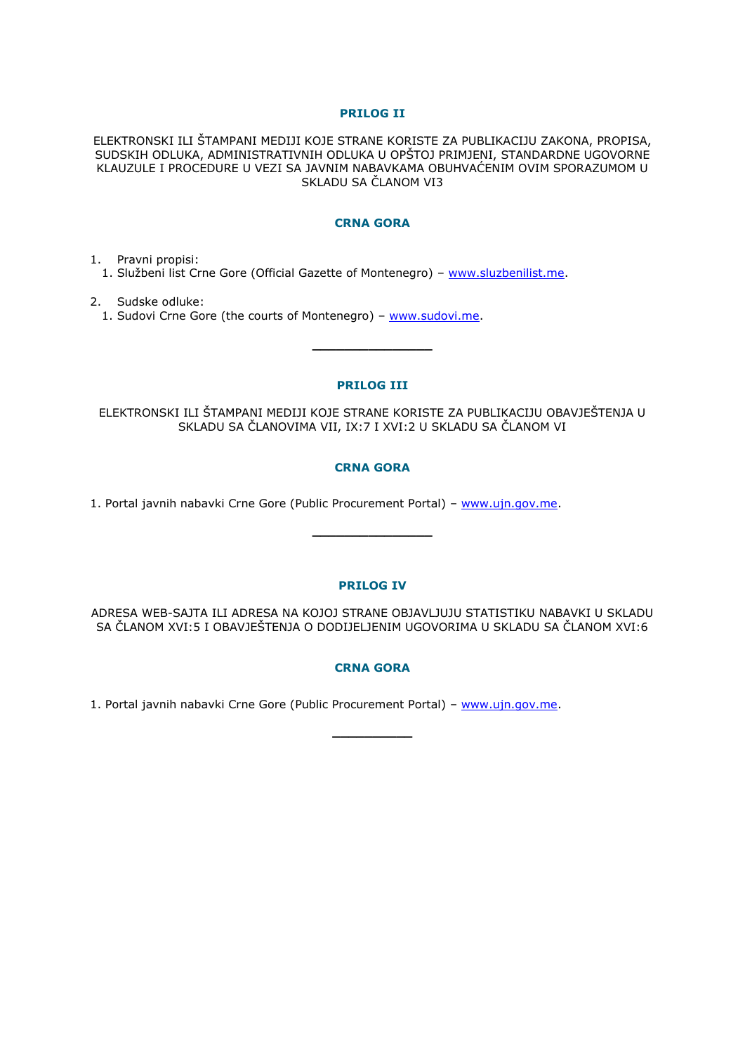## PRILOG II

ELEKTRONSKI ILI ŠTAMPANI MEDIJI KOJE STRANE KORISTE ZA PUBLIKACIJU ZAKONA, PROPISA, SUDSKIH ODLUKA, ADMINISTRATIVNIH ODLUKA U OPŠTOJ PRIMJENI, STANDARDNE UGOVORNE KLAUZULE I PROCEDURE U VEZI SA JAVNIM NABAVKAMA OBUHVAĆENIM OVIM SPORAZUMOM U SKLADU SA ČLANOM VI3

### CRNA GORA

1. Pravni propisi:
   1. Službeni list Crne Gore (Official Gazette of Montenegro) – www.sluzbenilist.me.

2. Sudske odluke:
   1. Sudovi Crne Gore (the courts of Montenegro) – www.sudovi.me.

---

## PRILOG III

ELEKTRONSKI ILI ŠTAMPANI MEDIJI KOJE STRANE KORISTE ZA PUBLIKACIJU OBAVJEŠTENJA U SKLADU SA ČLANOVIMA VII, IX:7 I XVI:2 U SKLADU SA ČLANOM VI

### CRNA GORA

1. Portal javnih nabavki Crne Gore (Public Procurement Portal) – www.ujn.gov.me.

---

## PRILOG IV

ADRESA WEB-SAJTA ILI ADRESA NA KOJOJ STRANE OBJAVLJUJU STATISTIKU NABAVKI U SKLADU SA ČLANOM XVI:5 I OBAVJEŠTENJA O DODIJELJENIM UGOVORIMA U SKLADU SA ČLANOM XVI:6

### CRNA GORA

1. Portal javnih nabavki Crne Gore (Public Procurement Portal) – www.ujn.gov.me.

---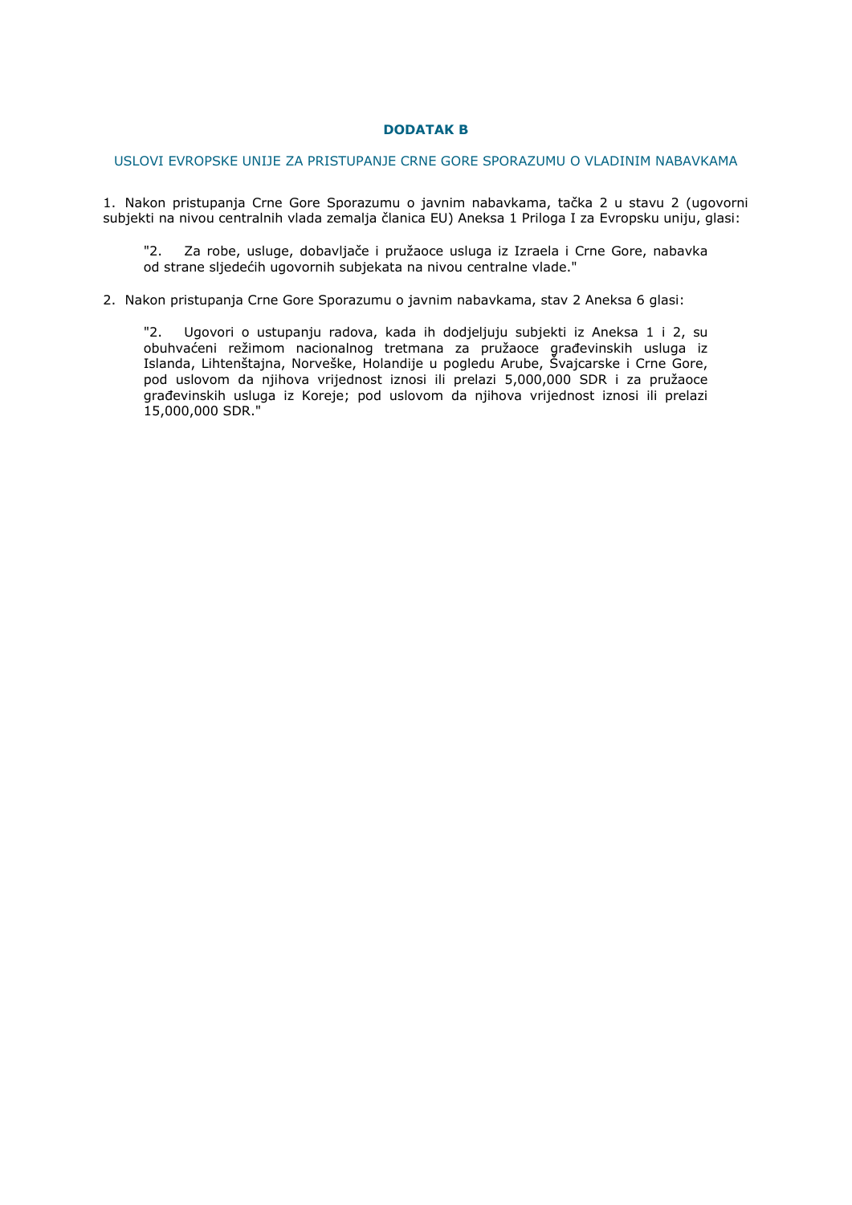## DODATAK B

USLOVI EVROPSKE UNIJE ZA PRISTUPANJE CRNE GORE SPORAZUMU O VLADINIM NABAVKAMA

1. Nakon pristupanja Crne Gore Sporazumu o javnim nabavkama, tačka 2 u stavu 2 (ugovorni subjekti na nivou centralnih vlada zemalja članica EU) Aneksa 1 Priloga I za Evropsku uniju, glasi:

> "2. Za robe, usluge, dobavljače i pružaoce usluga iz Izraela i Crne Gore, nabavka od strane sljedećih ugovornih subjekata na nivou centralne vlade."

2. Nakon pristupanja Crne Gore Sporazumu o javnim nabavkama, stav 2 Aneksa 6 glasi:

> "2. Ugovori o ustupanju radova, kada ih dodjeljuju subjekti iz Aneksa 1 i 2, su obuhvaćeni režimom nacionalnog tretmana za pružaoce građevinskih usluga iz Islanda, Lihtenštajna, Norveške, Holandije u pogledu Arube, Švajcarske i Crne Gore, pod uslovom da njihova vrijednost iznosi ili prelazi 5,000,000 SDR i za pružaoce građevinskih usluga iz Koreje; pod uslovom da njihova vrijednost iznosi ili prelazi 15,000,000 SDR."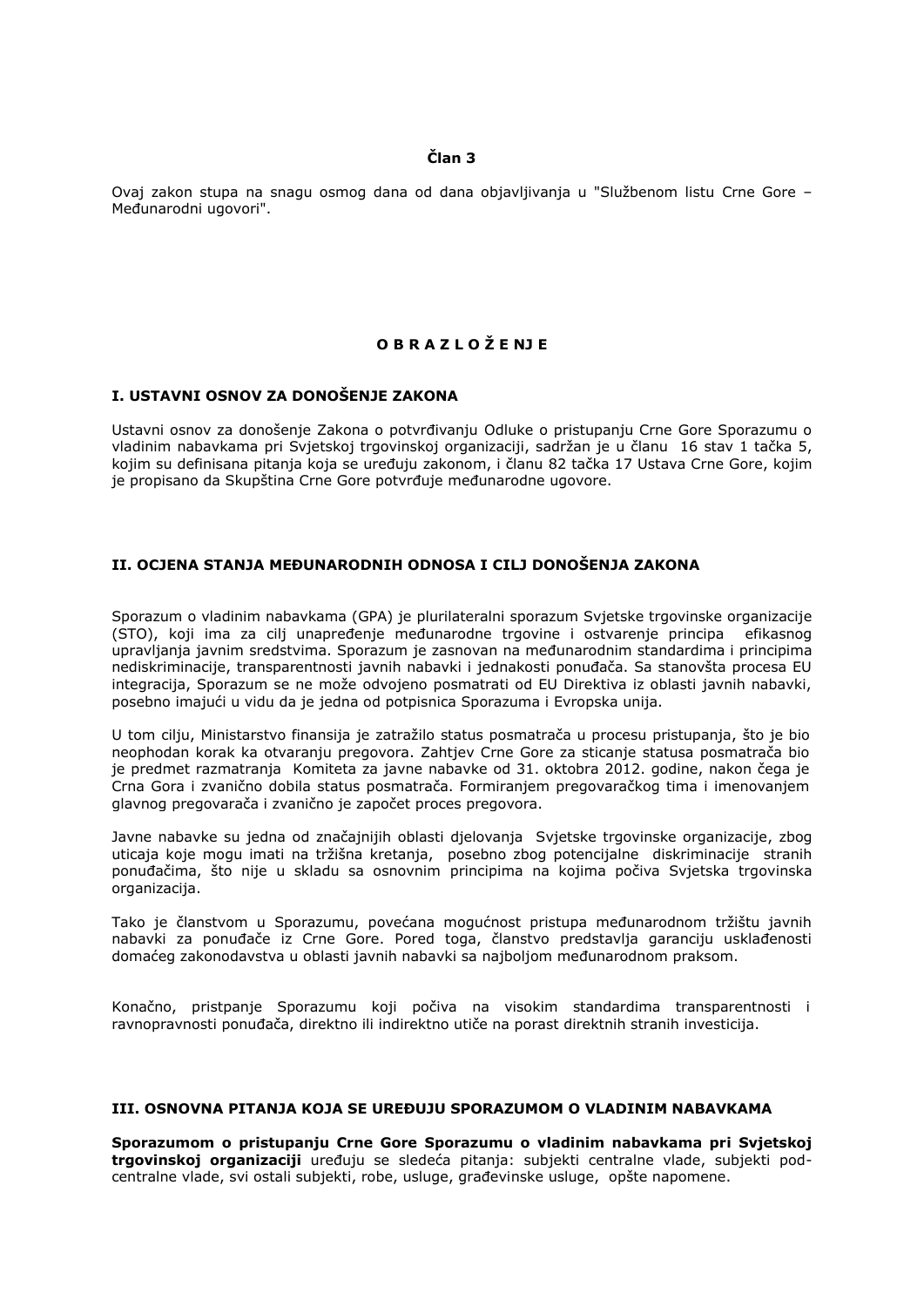### Član 3

Ovaj zakon stupa na snagu osmog dana od dana objavljivanja u "Službenom listu Crne Gore – Međunarodni ugovori".

## O B R A Z L O Ž E NJ E

### I. USTAVNI OSNOV ZA DONOŠENJE ZAKONA

Ustavni osnov za donošenje Zakona o potvrđivanju Odluke o pristupanju Crne Gore Sporazumu o vladinim nabavkama pri Svjetskoj trgovinskoj organizaciji, sadržan je u članu 16 stav 1 tačka 5, kojim su definisana pitanja koja se uređuju zakonom, i članu 82 tačka 17 Ustava Crne Gore, kojim je propisano da Skupština Crne Gore potvrđuje međunarodne ugovore.

### II. OCJENA STANJA MEĐUNARODNIH ODNOSA I CILJ DONOŠENJA ZAKONA

Sporazum o vladinim nabavkama (GPA) je plurilateralni sporazum Svjetske trgovinske organizacije (STO), koji ima za cilj unapređenje međunarodne trgovine i ostvarenje principa efikasnog upravljanja javnim sredstvima. Sporazum je zasnovan na međunarodnim standardima i principima nediskriminacije, transparentnosti javnih nabavki i jednakosti ponuđača. Sa stanovšta procesa EU integracija, Sporazum se ne može odvojeno posmatrati od EU Direktiva iz oblasti javnih nabavki, posebno imajući u vidu da je jedna od potpisnica Sporazuma i Evropska unija.

U tom cilju, Ministarstvo finansija je zatražilo status posmatrača u procesu pristupanja, što je bio neophodan korak ka otvaranju pregovora. Zahtjev Crne Gore za sticanje statusa posmatrača bio je predmet razmatranja Komiteta za javne nabavke od 31. oktobra 2012. godine, nakon čega je Crna Gora i zvanično dobila status posmatrača. Formiranjem pregovaračkog tima i imenovanjem glavnog pregovarača i zvanično je započet proces pregovora.

Javne nabavke su jedna od značajnijih oblasti djelovanja Svjetske trgovinske organizacije, zbog uticaja koje mogu imati na tržišna kretanja, posebno zbog potencijalne diskriminacije stranih ponuđačima, što nije u skladu sa osnovnim principima na kojima počiva Svjetska trgovinska organizacija.

Tako je članstvom u Sporazumu, povećana mogućnost pristupa međunarodnom tržištu javnih nabavki za ponuđače iz Crne Gore. Pored toga, članstvo predstavlja garanciju usklađenosti domaćeg zakonodavstva u oblasti javnih nabavki sa najboljom međunarodnom praksom.

Konačno, pristpanje Sporazumu koji počiva na visokim standardima transparentnosti i ravnopravnosti ponuđača, direktno ili indirektno utiče na porast direktnih stranih investicija.

### III. OSNOVNA PITANJA KOJA SE UREĐUJU SPORAZUMOM O VLADINIM NABAVKAMA

**Sporazumom o pristupanju Crne Gore Sporazumu o vladinim nabavkama pri Svjetskoj trgovinskoj organizaciji** uređuju se sledeća pitanja: subjekti centralne vlade, subjekti pod-centralne vlade, svi ostali subjekti, robe, usluge, građevinske usluge, opšte napomene.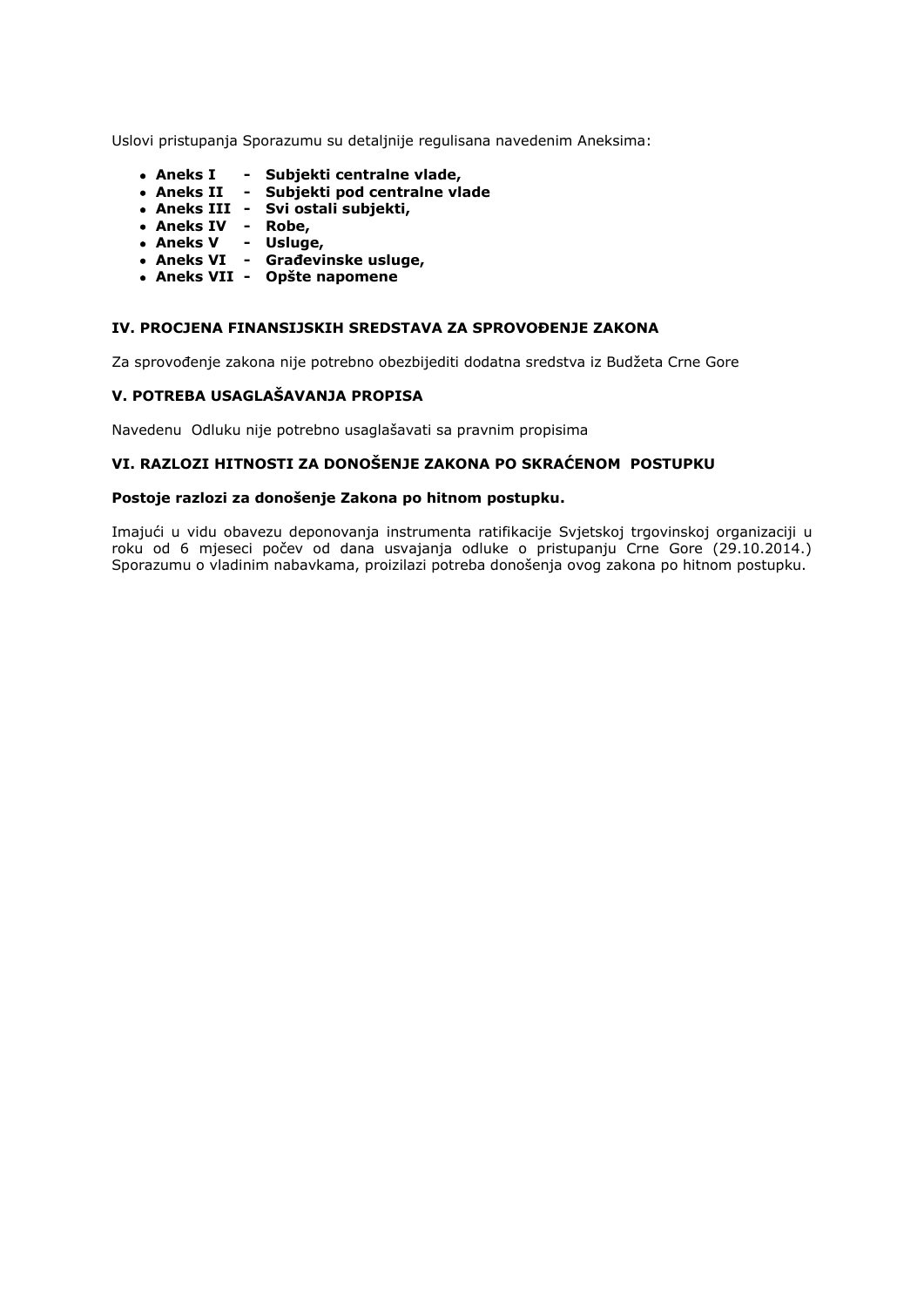Uslovi pristupanja Sporazumu su detaljnije regulisana navedenim Aneksima:

- **Aneks I - Subjekti centralne vlade,**
- **Aneks II - Subjekti pod centralne vlade**
- **Aneks III - Svi ostali subjekti,**
- **Aneks IV - Robe,**
- **Aneks V - Usluge,**
- **Aneks VI - Građevinske usluge,**
- **Aneks VII - Opšte napomene**

## IV. PROCJENA FINANSIJSKIH SREDSTAVA ZA SPROVOĐENJE ZAKONA

Za sprovođenje zakona nije potrebno obezbijediti dodatna sredstva iz Budžeta Crne Gore

## V. POTREBA USAGLAŠAVANJA PROPISA

Navedenu Odluku nije potrebno usaglašavati sa pravnim propisima

## VI. RAZLOZI HITNOSTI ZA DONOŠENJE ZAKONA PO SKRAĆENOM POSTUPKU

**Postoje razlozi za donošenje Zakona po hitnom postupku.**

Imajući u vidu obavezu deponovanja instrumenta ratifikacije Svjetskoj trgovinskoj organizaciji u roku od 6 mjeseci počev od dana usvajanja odluke o pristupanju Crne Gore (29.10.2014.) Sporazumu o vladinim nabavkama, proizilazi potreba donošenja ovog zakona po hitnom postupku.